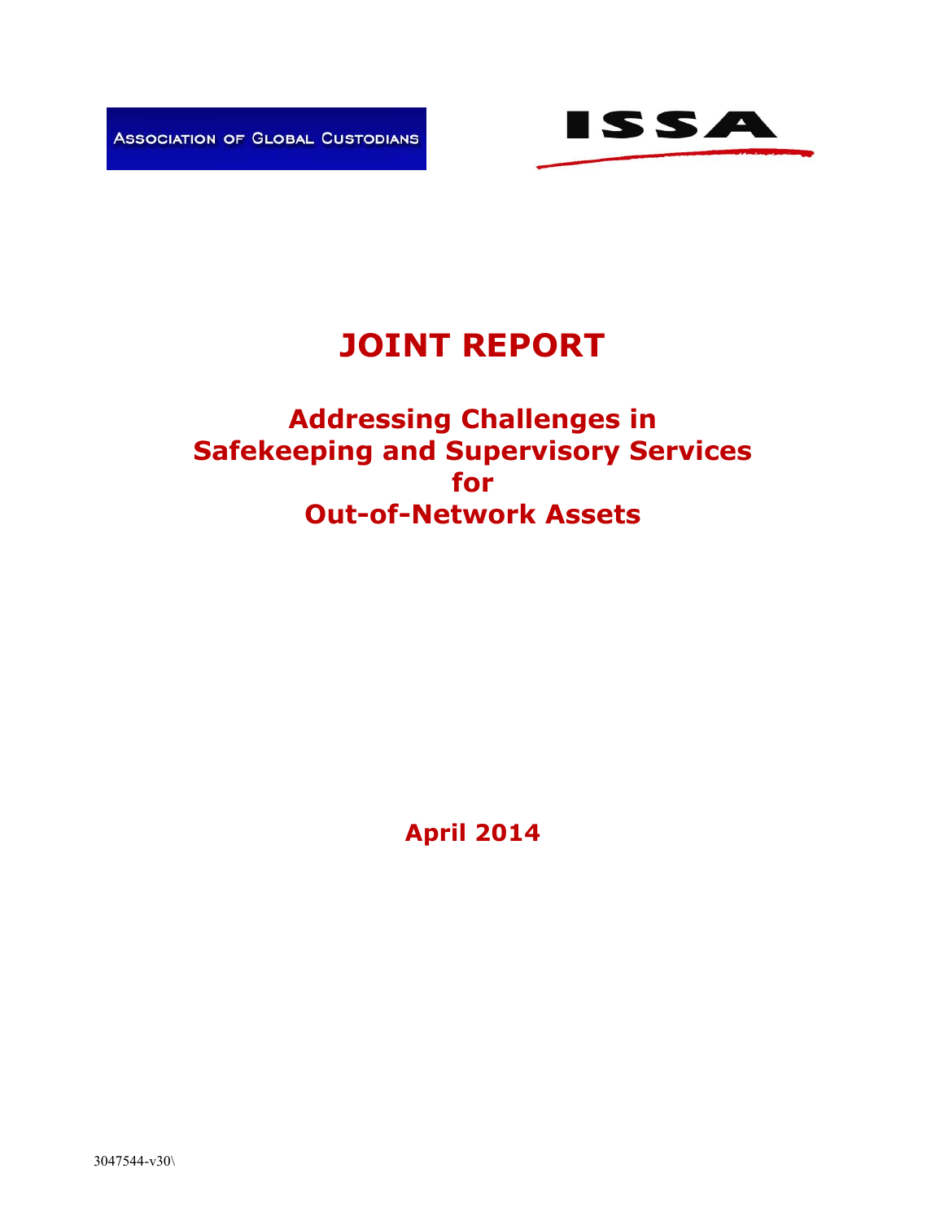Association of Global Custodians

ISSA

# JOINT REPORT

## Addressing Challenges in Safekeeping and Supervisory Services for Out-of-Network Assets

**April 2014**

3047544-v30\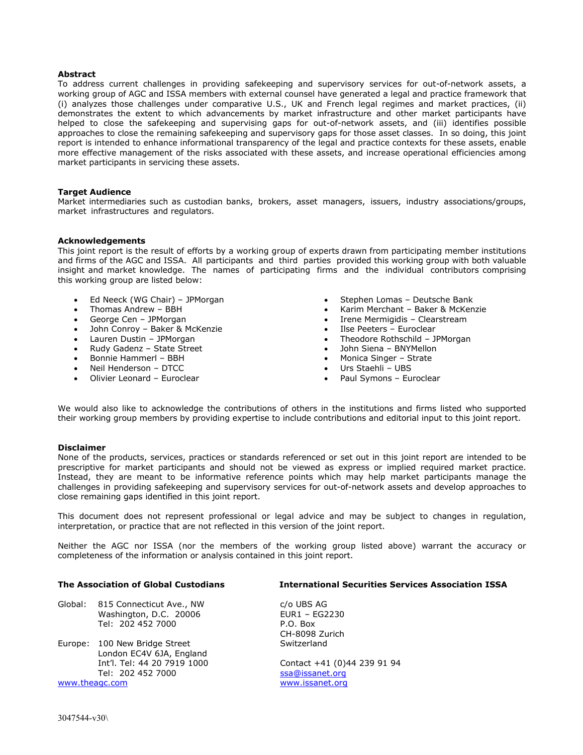**Abstract**

To address current challenges in providing safekeeping and supervisory services for out-of-network assets, a working group of AGC and ISSA members with external counsel have generated a legal and practice framework that (i) analyzes those challenges under comparative U.S., UK and French legal regimes and market practices, (ii) demonstrates the extent to which advancements by market infrastructure and other market participants have helped to close the safekeeping and supervising gaps for out-of-network assets, and (iii) identifies possible approaches to close the remaining safekeeping and supervisory gaps for those asset classes. In so doing, this joint report is intended to enhance informational transparency of the legal and practice contexts for these assets, enable more effective management of the risks associated with these assets, and increase operational efficiencies among market participants in servicing these assets.

**Target Audience**

Market intermediaries such as custodian banks, brokers, asset managers, issuers, industry associations/groups, market infrastructures and regulators.

**Acknowledgements**

This joint report is the result of efforts by a working group of experts drawn from participating member institutions and firms of the AGC and ISSA. All participants and third parties provided this working group with both valuable insight and market knowledge. The names of participating firms and the individual contributors comprising this working group are listed below:

- Ed Neeck (WG Chair) – JPMorgan
- Thomas Andrew – BBH
- George Cen – JPMorgan
- John Conroy – Baker & McKenzie
- Lauren Dustin – JPMorgan
- Rudy Gadenz – State Street
- Bonnie Hammerl – BBH
- Neil Henderson – DTCC
- Olivier Leonard – Euroclear
- Stephen Lomas – Deutsche Bank
- Karim Merchant – Baker & McKenzie
- Irene Mermigidis – Clearstream
- Ilse Peeters – Euroclear
- Theodore Rothschild – JPMorgan
- John Siena – BNYMellon
- Monica Singer – Strate
- Urs Staehli – UBS
- Paul Symons – Euroclear

We would also like to acknowledge the contributions of others in the institutions and firms listed who supported their working group members by providing expertise to include contributions and editorial input to this joint report.

**Disclaimer**

None of the products, services, practices or standards referenced or set out in this joint report are intended to be prescriptive for market participants and should not be viewed as express or implied required market practice. Instead, they are meant to be informative reference points which may help market participants manage the challenges in providing safekeeping and supervisory services for out-of-network assets and develop approaches to close remaining gaps identified in this joint report.

This document does not represent professional or legal advice and may be subject to changes in regulation, interpretation, or practice that are not reflected in this version of the joint report.

Neither the AGC nor ISSA (nor the members of the working group listed above) warrant the accuracy or completeness of the information or analysis contained in this joint report.

**The Association of Global Custodians**

Global: 815 Connecticut Ave., NW
Washington, D.C. 20006
Tel: 202 452 7000

Europe: 100 New Bridge Street
London EC4V 6JA, England
Int'l. Tel: 44 20 7919 1000
Tel: 202 452 7000

www.theagc.com

**International Securities Services Association ISSA**

c/o UBS AG
EUR1 – EG2230
P.O. Box
CH-8098 Zurich
Switzerland

Contact +41 (0)44 239 91 94
ssa@issanet.org
www.issanet.org

3047544-v30\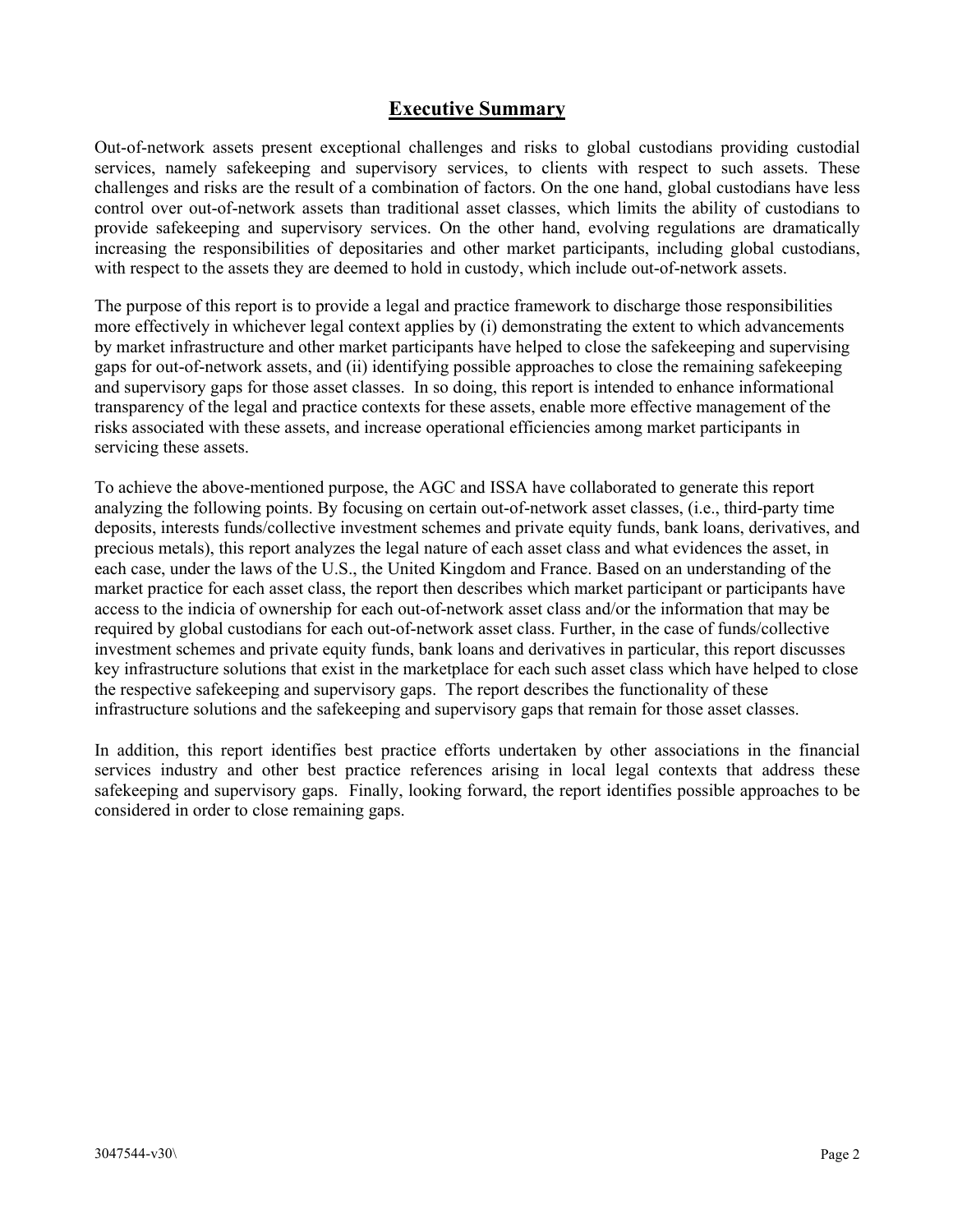## Executive Summary

Out-of-network assets present exceptional challenges and risks to global custodians providing custodial services, namely safekeeping and supervisory services, to clients with respect to such assets. These challenges and risks are the result of a combination of factors. On the one hand, global custodians have less control over out-of-network assets than traditional asset classes, which limits the ability of custodians to provide safekeeping and supervisory services. On the other hand, evolving regulations are dramatically increasing the responsibilities of depositaries and other market participants, including global custodians, with respect to the assets they are deemed to hold in custody, which include out-of-network assets.

The purpose of this report is to provide a legal and practice framework to discharge those responsibilities more effectively in whichever legal context applies by (i) demonstrating the extent to which advancements by market infrastructure and other market participants have helped to close the safekeeping and supervising gaps for out-of-network assets, and (ii) identifying possible approaches to close the remaining safekeeping and supervisory gaps for those asset classes. In so doing, this report is intended to enhance informational transparency of the legal and practice contexts for these assets, enable more effective management of the risks associated with these assets, and increase operational efficiencies among market participants in servicing these assets.

To achieve the above-mentioned purpose, the AGC and ISSA have collaborated to generate this report analyzing the following points. By focusing on certain out-of-network asset classes, (i.e., third-party time deposits, interests funds/collective investment schemes and private equity funds, bank loans, derivatives, and precious metals), this report analyzes the legal nature of each asset class and what evidences the asset, in each case, under the laws of the U.S., the United Kingdom and France. Based on an understanding of the market practice for each asset class, the report then describes which market participant or participants have access to the indicia of ownership for each out-of-network asset class and/or the information that may be required by global custodians for each out-of-network asset class. Further, in the case of funds/collective investment schemes and private equity funds, bank loans and derivatives in particular, this report discusses key infrastructure solutions that exist in the marketplace for each such asset class which have helped to close the respective safekeeping and supervisory gaps. The report describes the functionality of these infrastructure solutions and the safekeeping and supervisory gaps that remain for those asset classes.

In addition, this report identifies best practice efforts undertaken by other associations in the financial services industry and other best practice references arising in local legal contexts that address these safekeeping and supervisory gaps. Finally, looking forward, the report identifies possible approaches to be considered in order to close remaining gaps.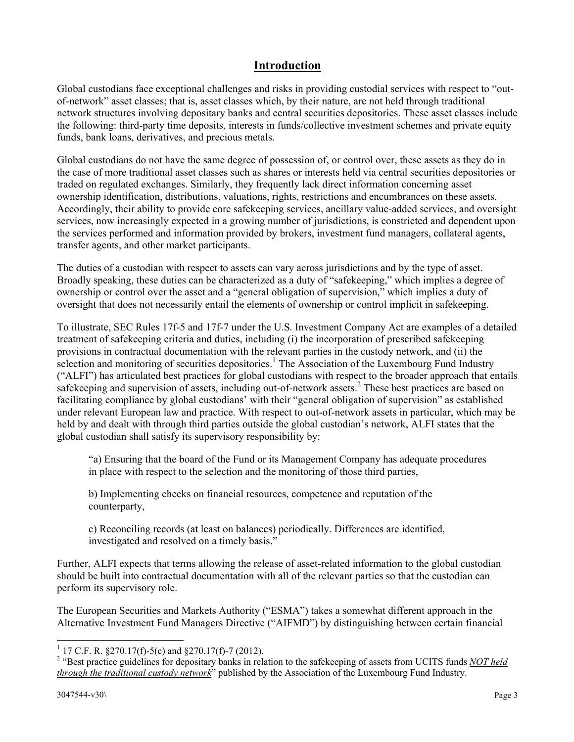## Introduction

Global custodians face exceptional challenges and risks in providing custodial services with respect to "out-of-network" asset classes; that is, asset classes which, by their nature, are not held through traditional network structures involving depositary banks and central securities depositories. These asset classes include the following: third-party time deposits, interests in funds/collective investment schemes and private equity funds, bank loans, derivatives, and precious metals.

Global custodians do not have the same degree of possession of, or control over, these assets as they do in the case of more traditional asset classes such as shares or interests held via central securities depositories or traded on regulated exchanges. Similarly, they frequently lack direct information concerning asset ownership identification, distributions, valuations, rights, restrictions and encumbrances on these assets. Accordingly, their ability to provide core safekeeping services, ancillary value-added services, and oversight services, now increasingly expected in a growing number of jurisdictions, is constricted and dependent upon the services performed and information provided by brokers, investment fund managers, collateral agents, transfer agents, and other market participants.

The duties of a custodian with respect to assets can vary across jurisdictions and by the type of asset. Broadly speaking, these duties can be characterized as a duty of "safekeeping," which implies a degree of ownership or control over the asset and a "general obligation of supervision," which implies a duty of oversight that does not necessarily entail the elements of ownership or control implicit in safekeeping.

To illustrate, SEC Rules 17f-5 and 17f-7 under the U.S. Investment Company Act are examples of a detailed treatment of safekeeping criteria and duties, including (i) the incorporation of prescribed safekeeping provisions in contractual documentation with the relevant parties in the custody network, and (ii) the selection and monitoring of securities depositories.[1] The Association of the Luxembourg Fund Industry ("ALFI") has articulated best practices for global custodians with respect to the broader approach that entails safekeeping and supervision of assets, including out-of-network assets.[2] These best practices are based on facilitating compliance by global custodians' with their "general obligation of supervision" as established under relevant European law and practice. With respect to out-of-network assets in particular, which may be held by and dealt with through third parties outside the global custodian's network, ALFI states that the global custodian shall satisfy its supervisory responsibility by:

> "a) Ensuring that the board of the Fund or its Management Company has adequate procedures in place with respect to the selection and the monitoring of those third parties,
>
> b) Implementing checks on financial resources, competence and reputation of the counterparty,
>
> c) Reconciling records (at least on balances) periodically. Differences are identified, investigated and resolved on a timely basis."

Further, ALFI expects that terms allowing the release of asset-related information to the global custodian should be built into contractual documentation with all of the relevant parties so that the custodian can perform its supervisory role.

The European Securities and Markets Authority ("ESMA") takes a somewhat different approach in the Alternative Investment Fund Managers Directive ("AIFMD") by distinguishing between certain financial

---

[1] 17 C.F. R. §270.17(f)-5(c) and §270.17(f)-7 (2012).

[2] "Best practice guidelines for depositary banks in relation to the safekeeping of assets from UCITS funds ***NOT held through the traditional custody network***" published by the Association of the Luxembourg Fund Industry.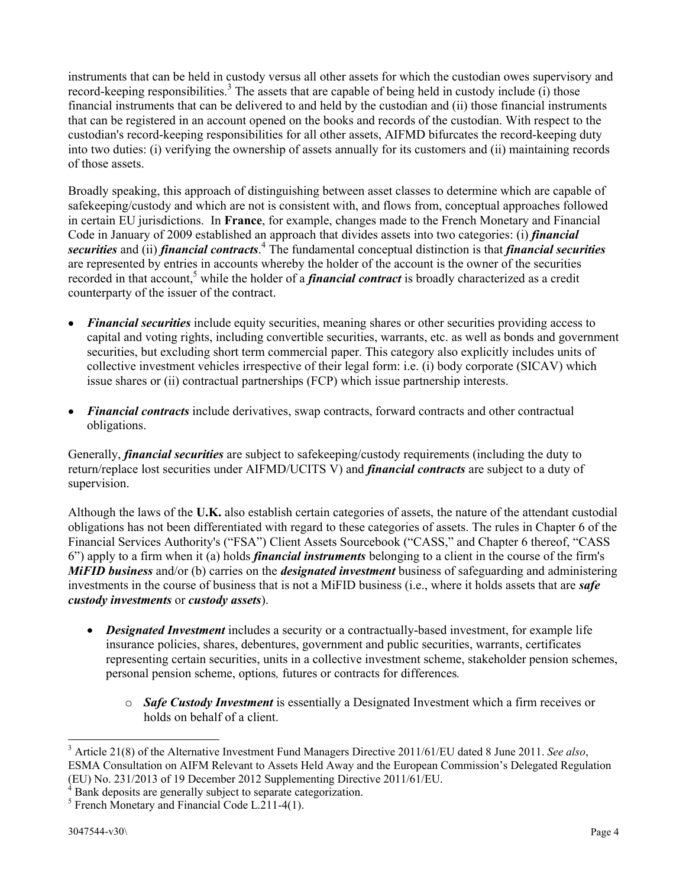instruments that can be held in custody versus all other assets for which the custodian owes supervisory and record-keeping responsibilities.[3] The assets that are capable of being held in custody include (i) those financial instruments that can be delivered to and held by the custodian and (ii) those financial instruments that can be registered in an account opened on the books and records of the custodian. With respect to the custodian's record-keeping responsibilities for all other assets, AIFMD bifurcates the record-keeping duty into two duties: (i) verifying the ownership of assets annually for its customers and (ii) maintaining records of those assets.

Broadly speaking, this approach of distinguishing between asset classes to determine which are capable of safekeeping/custody and which are not is consistent with, and flows from, conceptual approaches followed in certain EU jurisdictions. In **France**, for example, changes made to the French Monetary and Financial Code in January of 2009 established an approach that divides assets into two categories: (i) ***financial securities*** and (ii) ***financial contracts***.[4] The fundamental conceptual distinction is that ***financial securities*** are represented by entries in accounts whereby the holder of the account is the owner of the securities recorded in that account,[5] while the holder of a ***financial contract*** is broadly characterized as a credit counterparty of the issuer of the contract.

- ***Financial securities*** include equity securities, meaning shares or other securities providing access to capital and voting rights, including convertible securities, warrants, etc. as well as bonds and government securities, but excluding short term commercial paper. This category also explicitly includes units of collective investment vehicles irrespective of their legal form: i.e. (i) body corporate (SICAV) which issue shares or (ii) contractual partnerships (FCP) which issue partnership interests.
- ***Financial contracts*** include derivatives, swap contracts, forward contracts and other contractual obligations.

Generally, ***financial securities*** are subject to safekeeping/custody requirements (including the duty to return/replace lost securities under AIFMD/UCITS V) and ***financial contracts*** are subject to a duty of supervision.

Although the laws of the **U.K.** also establish certain categories of assets, the nature of the attendant custodial obligations has not been differentiated with regard to these categories of assets. The rules in Chapter 6 of the Financial Services Authority's ("FSA") Client Assets Sourcebook ("CASS," and Chapter 6 thereof, "CASS 6") apply to a firm when it (a) holds ***financial instruments*** belonging to a client in the course of the firm's ***MiFID business*** and/or (b) carries on the ***designated investment*** business of safeguarding and administering investments in the course of business that is not a MiFID business (i.e., where it holds assets that are ***safe custody investments*** or ***custody assets***).

- ***Designated Investment*** includes a security or a contractually-based investment, for example life insurance policies, shares, debentures, government and public securities, warrants, certificates representing certain securities, units in a collective investment scheme, stakeholder pension schemes, personal pension scheme, options*,* futures or contracts for differences*.*
  - ***Safe Custody Investment*** is essentially a Designated Investment which a firm receives or holds on behalf of a client.

---

[3] Article 21(8) of the Alternative Investment Fund Managers Directive 2011/61/EU dated 8 June 2011. *See also*, ESMA Consultation on AIFM Relevant to Assets Held Away and the European Commission's Delegated Regulation (EU) No. 231/2013 of 19 December 2012 Supplementing Directive 2011/61/EU.

[4] Bank deposits are generally subject to separate categorization.

[5] French Monetary and Financial Code L.211-4(1).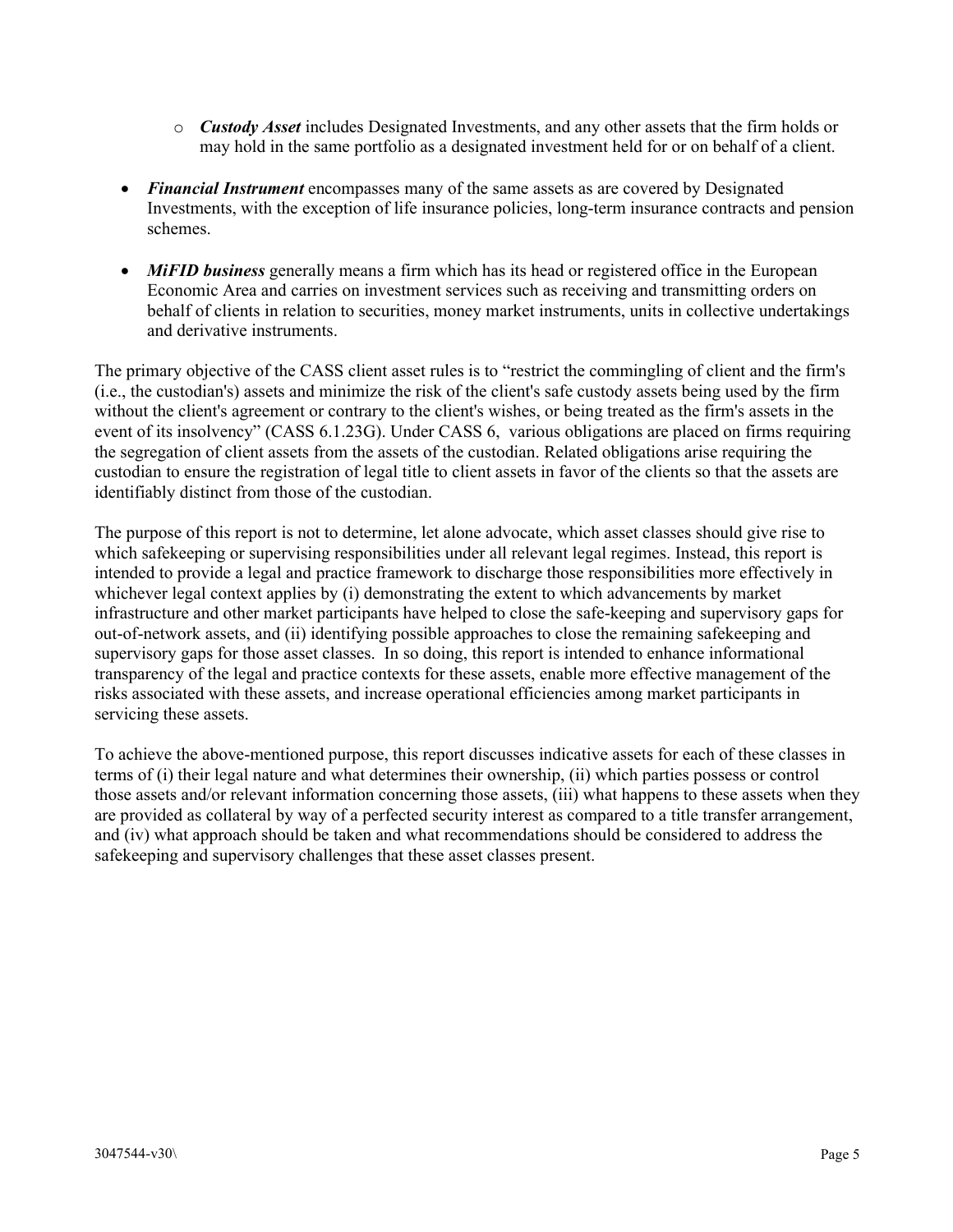- ***Custody Asset*** includes Designated Investments, and any other assets that the firm holds or may hold in the same portfolio as a designated investment held for or on behalf of a client.

- ***Financial Instrument*** encompasses many of the same assets as are covered by Designated Investments, with the exception of life insurance policies, long-term insurance contracts and pension schemes.

- ***MiFID business*** generally means a firm which has its head or registered office in the European Economic Area and carries on investment services such as receiving and transmitting orders on behalf of clients in relation to securities, money market instruments, units in collective undertakings and derivative instruments.

The primary objective of the CASS client asset rules is to "restrict the commingling of client and the firm's (i.e., the custodian's) assets and minimize the risk of the client's safe custody assets being used by the firm without the client's agreement or contrary to the client's wishes, or being treated as the firm's assets in the event of its insolvency" (CASS 6.1.23G). Under CASS 6, various obligations are placed on firms requiring the segregation of client assets from the assets of the custodian. Related obligations arise requiring the custodian to ensure the registration of legal title to client assets in favor of the clients so that the assets are identifiably distinct from those of the custodian.

The purpose of this report is not to determine, let alone advocate, which asset classes should give rise to which safekeeping or supervising responsibilities under all relevant legal regimes. Instead, this report is intended to provide a legal and practice framework to discharge those responsibilities more effectively in whichever legal context applies by (i) demonstrating the extent to which advancements by market infrastructure and other market participants have helped to close the safe-keeping and supervisory gaps for out-of-network assets, and (ii) identifying possible approaches to close the remaining safekeeping and supervisory gaps for those asset classes. In so doing, this report is intended to enhance informational transparency of the legal and practice contexts for these assets, enable more effective management of the risks associated with these assets, and increase operational efficiencies among market participants in servicing these assets.

To achieve the above-mentioned purpose, this report discusses indicative assets for each of these classes in terms of (i) their legal nature and what determines their ownership, (ii) which parties possess or control those assets and/or relevant information concerning those assets, (iii) what happens to these assets when they are provided as collateral by way of a perfected security interest as compared to a title transfer arrangement, and (iv) what approach should be taken and what recommendations should be considered to address the safekeeping and supervisory challenges that these asset classes present.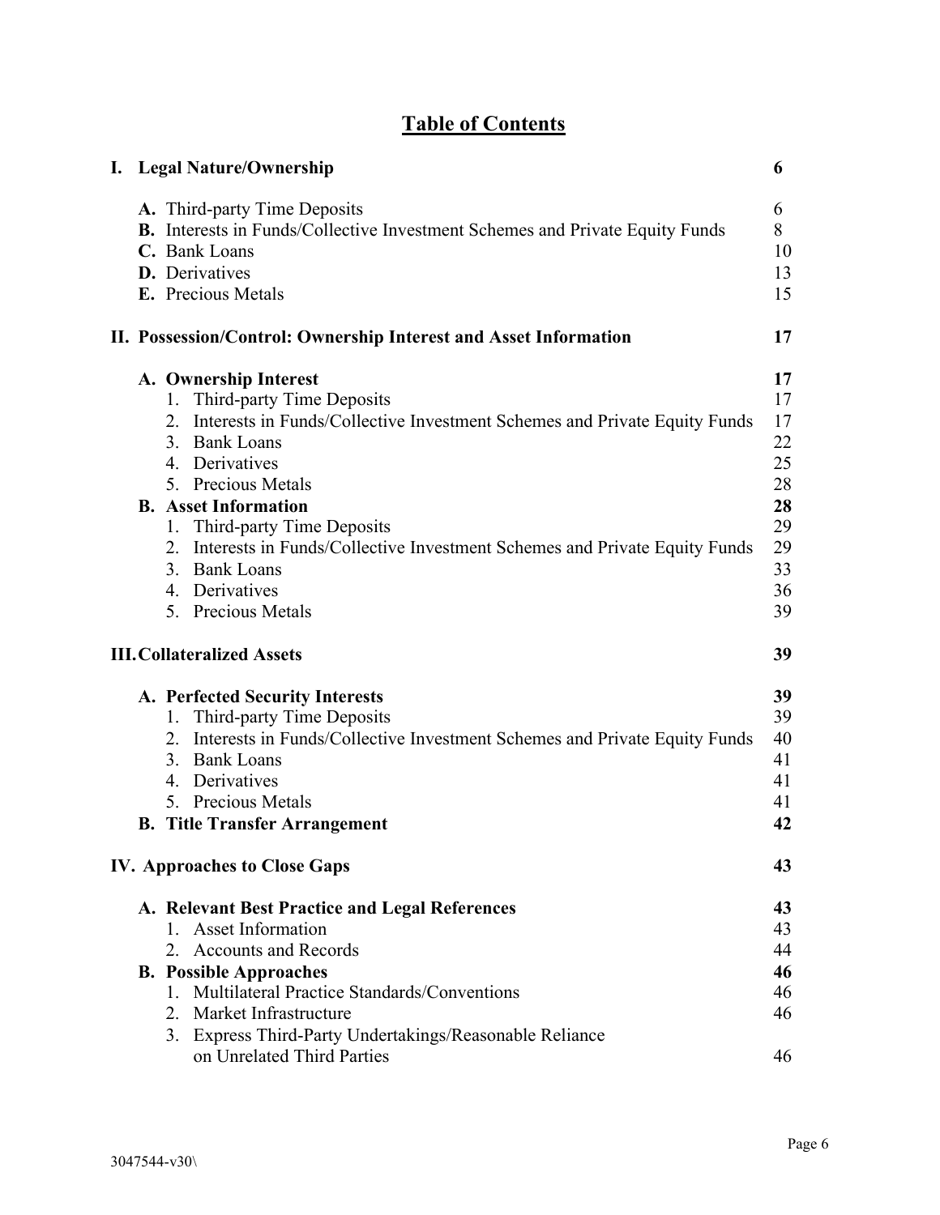# Table of Contents

| | |
|---|---|
| **I. Legal Nature/Ownership** | **6** |
| **A.** Third-party Time Deposits | 6 |
| **B.** Interests in Funds/Collective Investment Schemes and Private Equity Funds | 8 |
| **C.** Bank Loans | 10 |
| **D.** Derivatives | 13 |
| **E.** Precious Metals | 15 |
| **II. Possession/Control: Ownership Interest and Asset Information** | **17** |
| **A. Ownership Interest** | **17** |
| 1. Third-party Time Deposits | 17 |
| 2. Interests in Funds/Collective Investment Schemes and Private Equity Funds | 17 |
| 3. Bank Loans | 22 |
| 4. Derivatives | 25 |
| 5. Precious Metals | 28 |
| **B. Asset Information** | **28** |
| 1. Third-party Time Deposits | 29 |
| 2. Interests in Funds/Collective Investment Schemes and Private Equity Funds | 29 |
| 3. Bank Loans | 33 |
| 4. Derivatives | 36 |
| 5. Precious Metals | 39 |
| **III. Collateralized Assets** | **39** |
| **A. Perfected Security Interests** | **39** |
| 1. Third-party Time Deposits | 39 |
| 2. Interests in Funds/Collective Investment Schemes and Private Equity Funds | 40 |
| 3. Bank Loans | 41 |
| 4. Derivatives | 41 |
| 5. Precious Metals | 41 |
| **B. Title Transfer Arrangement** | **42** |
| **IV. Approaches to Close Gaps** | **43** |
| **A. Relevant Best Practice and Legal References** | **43** |
| 1. Asset Information | 43 |
| 2. Accounts and Records | 44 |
| **B. Possible Approaches** | **46** |
| 1. Multilateral Practice Standards/Conventions | 46 |
| 2. Market Infrastructure | 46 |
| 3. Express Third-Party Undertakings/Reasonable Reliance on Unrelated Third Parties | 46 |

3047544-v30\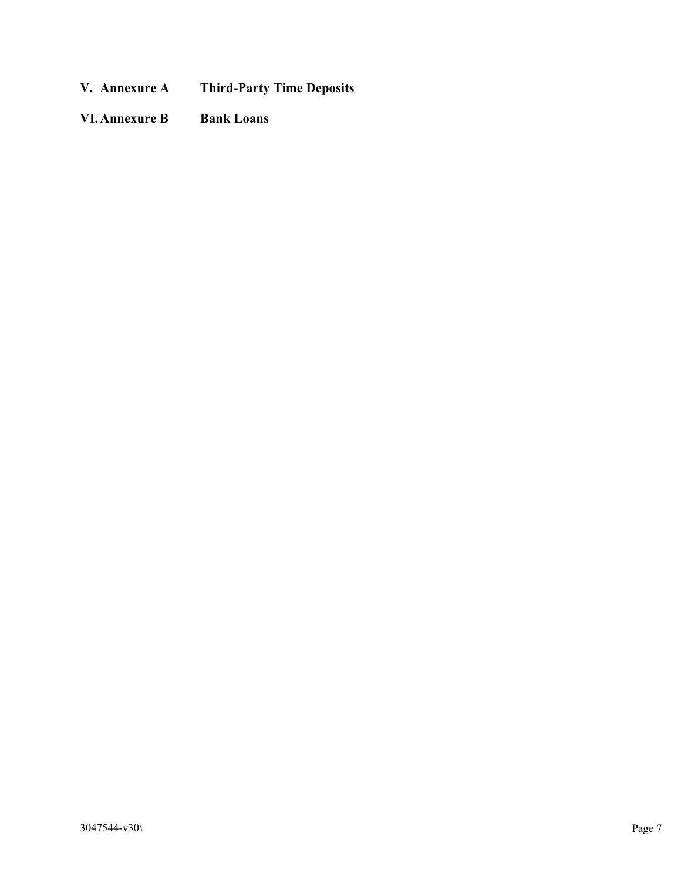**V. Annexure A Third-Party Time Deposits**

**VI. Annexure B Bank Loans**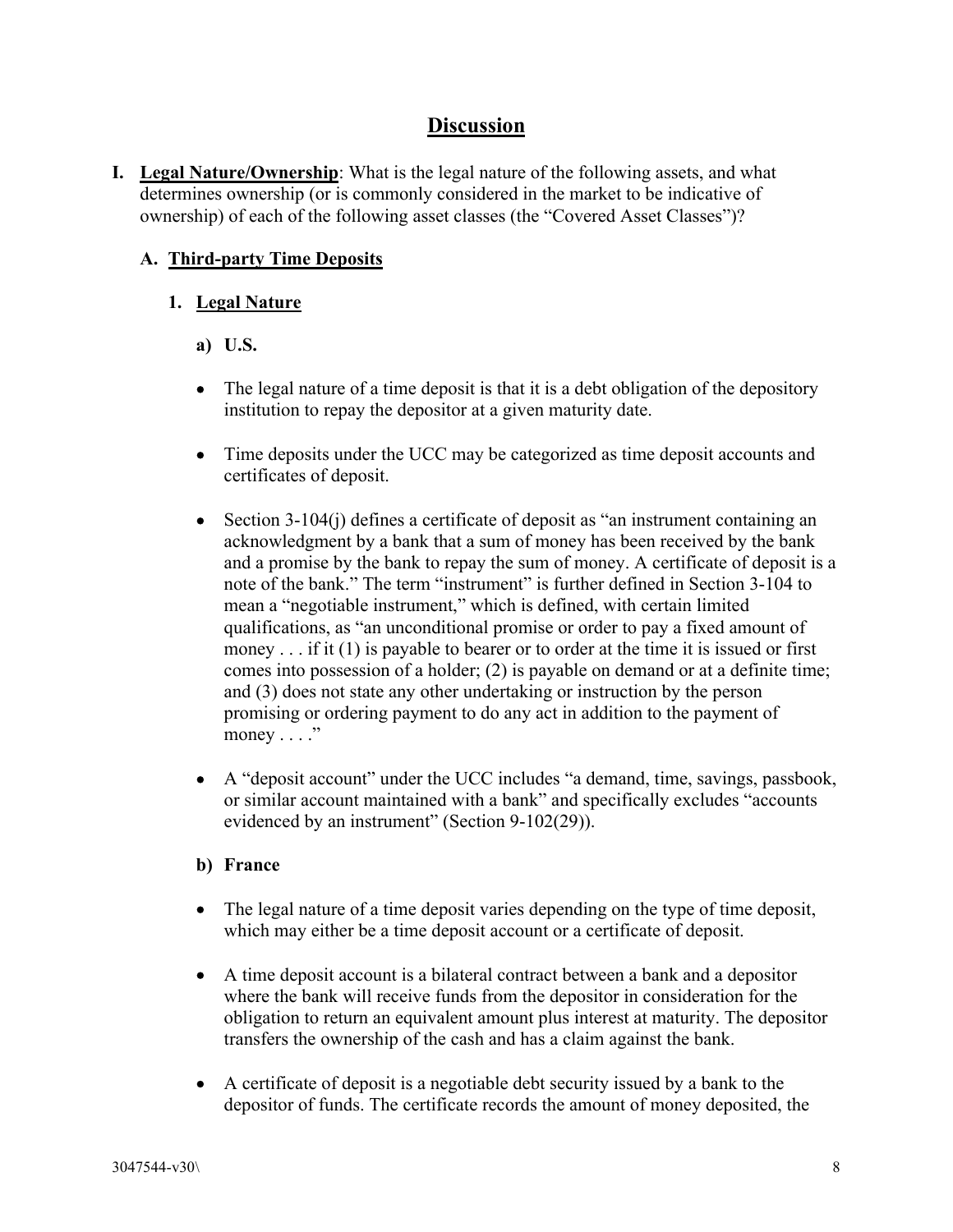# Discussion

**I. Legal Nature/Ownership**: What is the legal nature of the following assets, and what determines ownership (or is commonly considered in the market to be indicative of ownership) of each of the following asset classes (the "Covered Asset Classes")?

## A. Third-party Time Deposits

### 1. Legal Nature

#### a) U.S.

- The legal nature of a time deposit is that it is a debt obligation of the depository institution to repay the depositor at a given maturity date.

- Time deposits under the UCC may be categorized as time deposit accounts and certificates of deposit.

- Section 3-104(j) defines a certificate of deposit as "an instrument containing an acknowledgment by a bank that a sum of money has been received by the bank and a promise by the bank to repay the sum of money. A certificate of deposit is a note of the bank." The term "instrument" is further defined in Section 3-104 to mean a "negotiable instrument," which is defined, with certain limited qualifications, as "an unconditional promise or order to pay a fixed amount of money . . . if it (1) is payable to bearer or to order at the time it is issued or first comes into possession of a holder; (2) is payable on demand or at a definite time; and (3) does not state any other undertaking or instruction by the person promising or ordering payment to do any act in addition to the payment of money . . . ."

- A "deposit account" under the UCC includes "a demand, time, savings, passbook, or similar account maintained with a bank" and specifically excludes "accounts evidenced by an instrument" (Section 9-102(29)).

#### b) France

- The legal nature of a time deposit varies depending on the type of time deposit, which may either be a time deposit account or a certificate of deposit.

- A time deposit account is a bilateral contract between a bank and a depositor where the bank will receive funds from the depositor in consideration for the obligation to return an equivalent amount plus interest at maturity. The depositor transfers the ownership of the cash and has a claim against the bank.

- A certificate of deposit is a negotiable debt security issued by a bank to the depositor of funds. The certificate records the amount of money deposited, the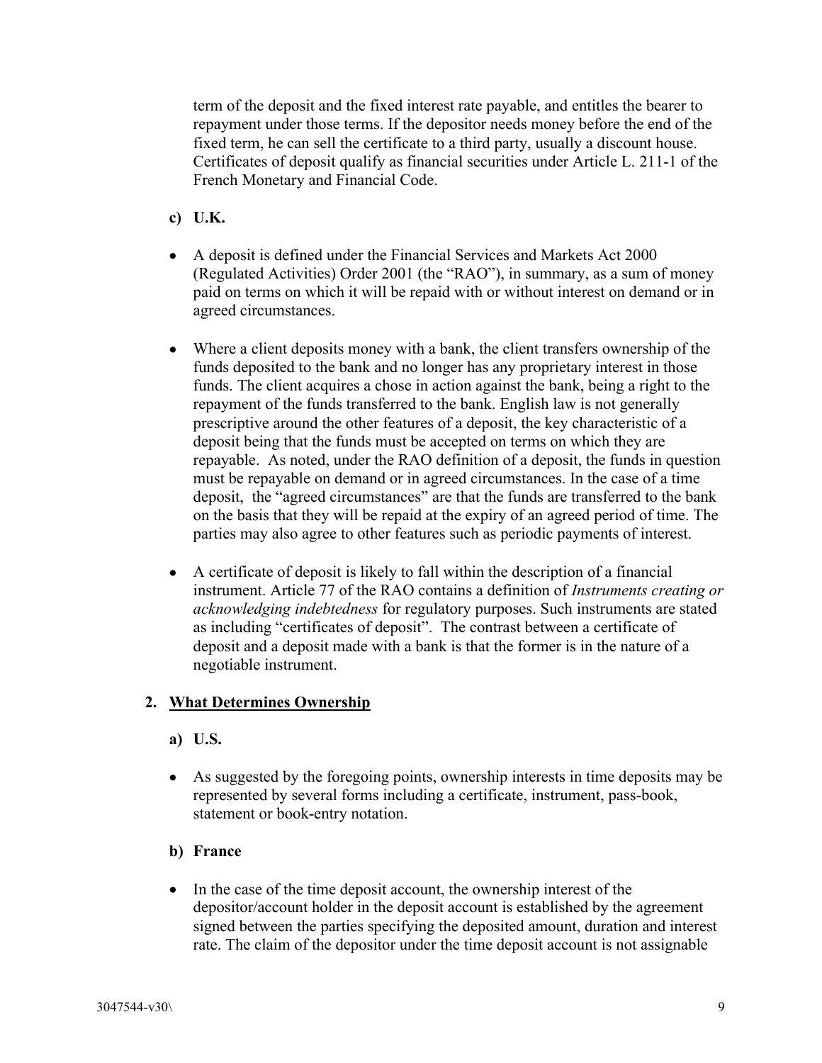term of the deposit and the fixed interest rate payable, and entitles the bearer to repayment under those terms. If the depositor needs money before the end of the fixed term, he can sell the certificate to a third party, usually a discount house. Certificates of deposit qualify as financial securities under Article L. 211-1 of the French Monetary and Financial Code.

**c) U.K.**

- A deposit is defined under the Financial Services and Markets Act 2000 (Regulated Activities) Order 2001 (the "RAO"), in summary, as a sum of money paid on terms on which it will be repaid with or without interest on demand or in agreed circumstances.

- Where a client deposits money with a bank, the client transfers ownership of the funds deposited to the bank and no longer has any proprietary interest in those funds. The client acquires a chose in action against the bank, being a right to the repayment of the funds transferred to the bank. English law is not generally prescriptive around the other features of a deposit, the key characteristic of a deposit being that the funds must be accepted on terms on which they are repayable. As noted, under the RAO definition of a deposit, the funds in question must be repayable on demand or in agreed circumstances. In the case of a time deposit, the "agreed circumstances" are that the funds are transferred to the bank on the basis that they will be repaid at the expiry of an agreed period of time. The parties may also agree to other features such as periodic payments of interest.

- A certificate of deposit is likely to fall within the description of a financial instrument. Article 77 of the RAO contains a definition of *Instruments creating or acknowledging indebtedness* for regulatory purposes. Such instruments are stated as including "certificates of deposit". The contrast between a certificate of deposit and a deposit made with a bank is that the former is in the nature of a negotiable instrument.

## 2. What Determines Ownership

**a) U.S.**

- As suggested by the foregoing points, ownership interests in time deposits may be represented by several forms including a certificate, instrument, pass-book, statement or book-entry notation.

**b) France**

- In the case of the time deposit account, the ownership interest of the depositor/account holder in the deposit account is established by the agreement signed between the parties specifying the deposited amount, duration and interest rate. The claim of the depositor under the time deposit account is not assignable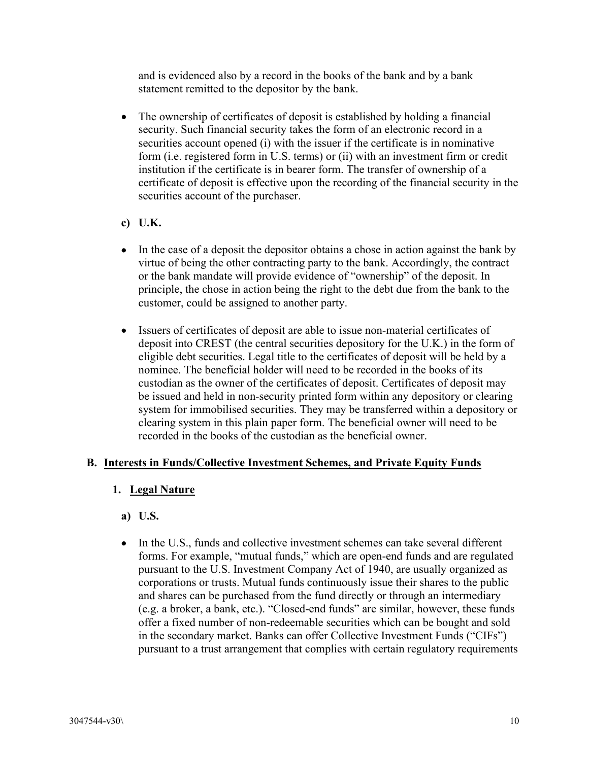and is evidenced also by a record in the books of the bank and by a bank statement remitted to the depositor by the bank.

- The ownership of certificates of deposit is established by holding a financial security. Such financial security takes the form of an electronic record in a securities account opened (i) with the issuer if the certificate is in nominative form (i.e. registered form in U.S. terms) or (ii) with an investment firm or credit institution if the certificate is in bearer form. The transfer of ownership of a certificate of deposit is effective upon the recording of the financial security in the securities account of the purchaser.

**c) U.K.**

- In the case of a deposit the depositor obtains a chose in action against the bank by virtue of being the other contracting party to the bank. Accordingly, the contract or the bank mandate will provide evidence of "ownership" of the deposit. In principle, the chose in action being the right to the debt due from the bank to the customer, could be assigned to another party.

- Issuers of certificates of deposit are able to issue non-material certificates of deposit into CREST (the central securities depository for the U.K.) in the form of eligible debt securities. Legal title to the certificates of deposit will be held by a nominee. The beneficial holder will need to be recorded in the books of its custodian as the owner of the certificates of deposit. Certificates of deposit may be issued and held in non-security printed form within any depository or clearing system for immobilised securities. They may be transferred within a depository or clearing system in this plain paper form. The beneficial owner will need to be recorded in the books of the custodian as the beneficial owner.

## B. Interests in Funds/Collective Investment Schemes, and Private Equity Funds

### 1. Legal Nature

**a) U.S.**

- In the U.S., funds and collective investment schemes can take several different forms. For example, "mutual funds," which are open-end funds and are regulated pursuant to the U.S. Investment Company Act of 1940, are usually organized as corporations or trusts. Mutual funds continuously issue their shares to the public and shares can be purchased from the fund directly or through an intermediary (e.g. a broker, a bank, etc.). "Closed-end funds" are similar, however, these funds offer a fixed number of non-redeemable securities which can be bought and sold in the secondary market. Banks can offer Collective Investment Funds ("CIFs") pursuant to a trust arrangement that complies with certain regulatory requirements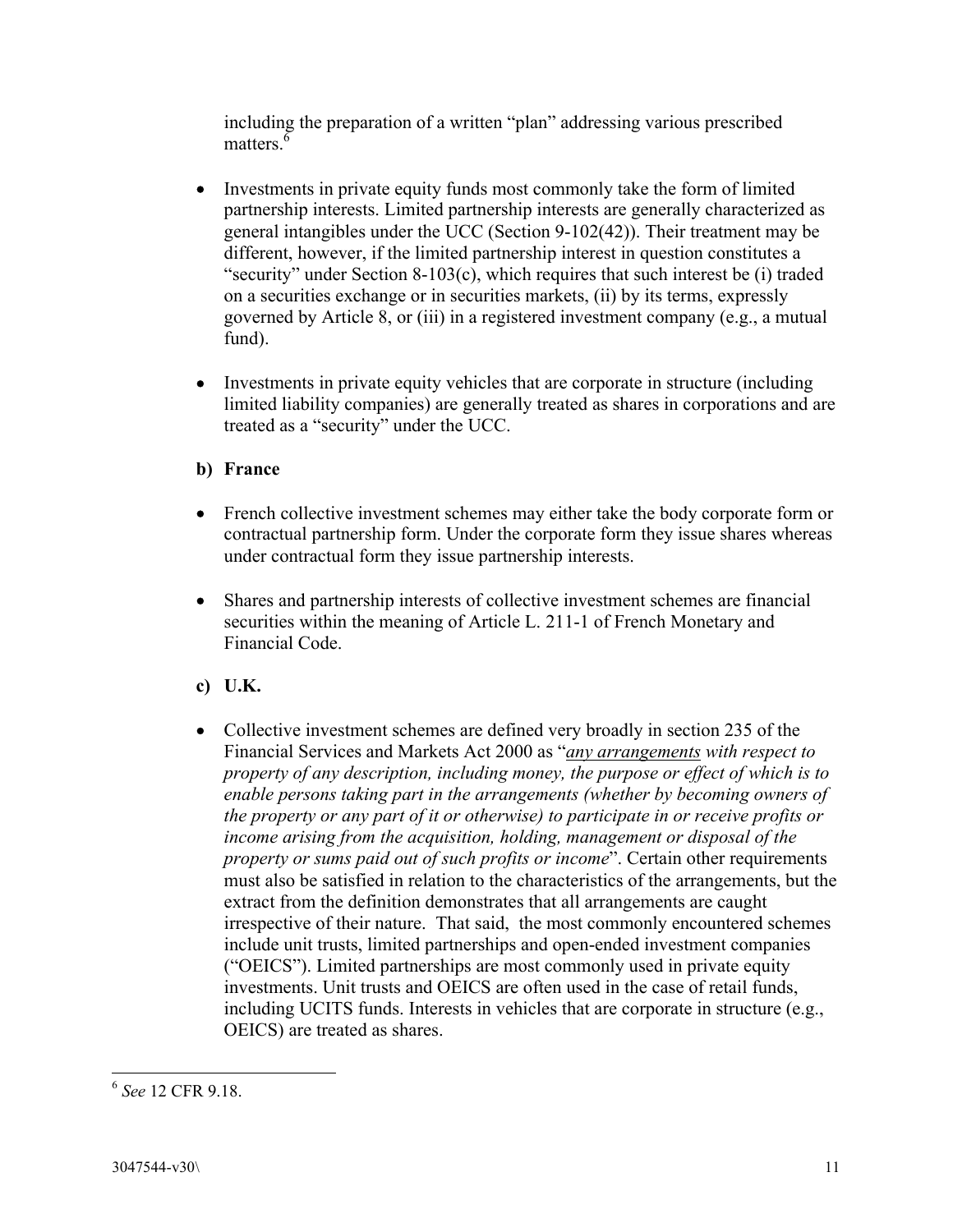including the preparation of a written "plan" addressing various prescribed matters.[6]

- Investments in private equity funds most commonly take the form of limited partnership interests. Limited partnership interests are generally characterized as general intangibles under the UCC (Section 9-102(42)). Their treatment may be different, however, if the limited partnership interest in question constitutes a "security" under Section 8-103(c), which requires that such interest be (i) traded on a securities exchange or in securities markets, (ii) by its terms, expressly governed by Article 8, or (iii) in a registered investment company (e.g., a mutual fund).

- Investments in private equity vehicles that are corporate in structure (including limited liability companies) are generally treated as shares in corporations and are treated as a "security" under the UCC.

**b) France**

- French collective investment schemes may either take the body corporate form or contractual partnership form. Under the corporate form they issue shares whereas under contractual form they issue partnership interests.

- Shares and partnership interests of collective investment schemes are financial securities within the meaning of Article L. 211-1 of French Monetary and Financial Code.

**c) U.K.**

- Collective investment schemes are defined very broadly in section 235 of the Financial Services and Markets Act 2000 as "*<u>any arrangements</u> with respect to property of any description, including money, the purpose or effect of which is to enable persons taking part in the arrangements (whether by becoming owners of the property or any part of it or otherwise) to participate in or receive profits or income arising from the acquisition, holding, management or disposal of the property or sums paid out of such profits or income*". Certain other requirements must also be satisfied in relation to the characteristics of the arrangements, but the extract from the definition demonstrates that all arrangements are caught irrespective of their nature. That said, the most commonly encountered schemes include unit trusts, limited partnerships and open-ended investment companies ("OEICS"). Limited partnerships are most commonly used in private equity investments. Unit trusts and OEICS are often used in the case of retail funds, including UCITS funds. Interests in vehicles that are corporate in structure (e.g., OEICS) are treated as shares.

---

[6] *See* 12 CFR 9.18.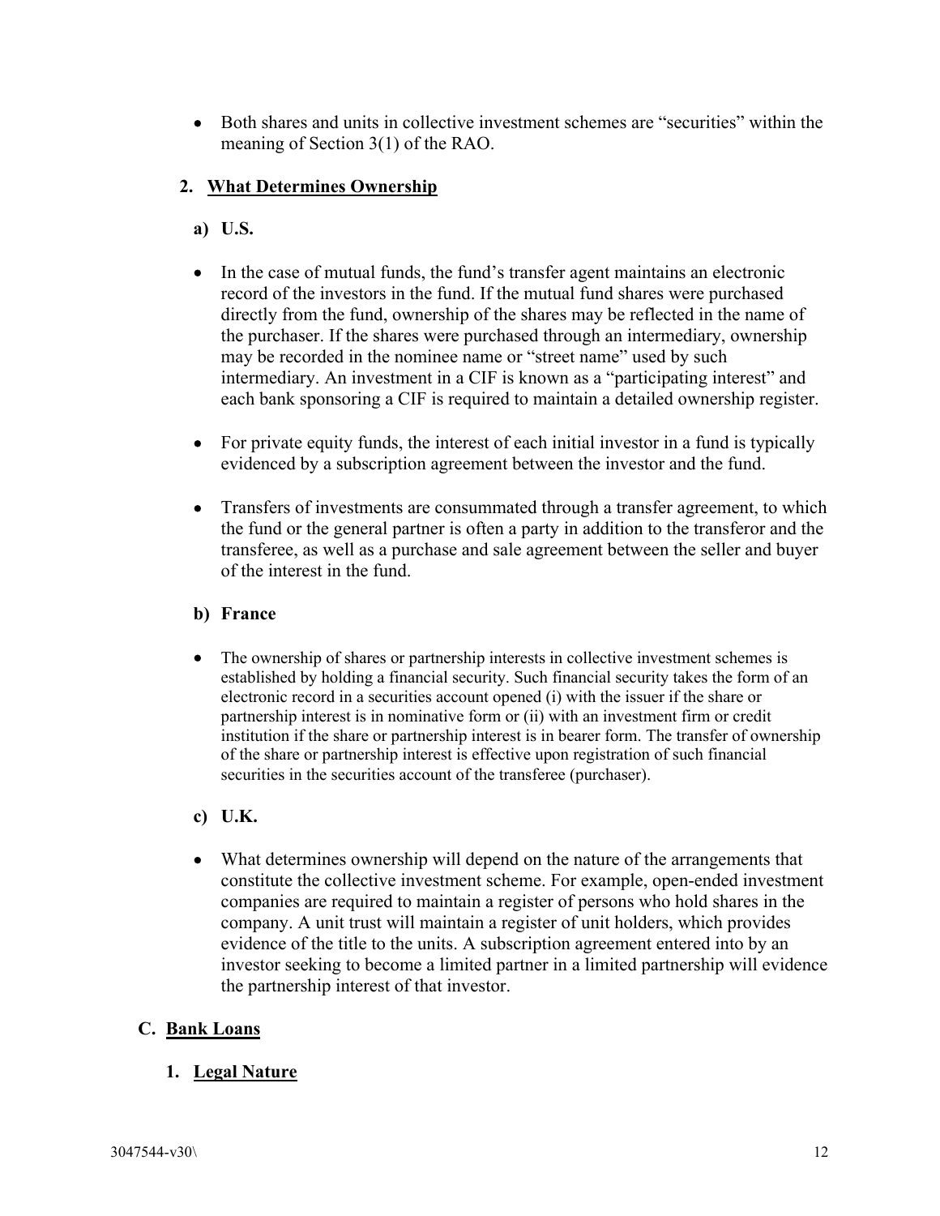- Both shares and units in collective investment schemes are "securities" within the meaning of Section 3(1) of the RAO.

### 2. What Determines Ownership

#### a) U.S.

- In the case of mutual funds, the fund's transfer agent maintains an electronic record of the investors in the fund. If the mutual fund shares were purchased directly from the fund, ownership of the shares may be reflected in the name of the purchaser. If the shares were purchased through an intermediary, ownership may be recorded in the nominee name or "street name" used by such intermediary. An investment in a CIF is known as a "participating interest" and each bank sponsoring a CIF is required to maintain a detailed ownership register.

- For private equity funds, the interest of each initial investor in a fund is typically evidenced by a subscription agreement between the investor and the fund.

- Transfers of investments are consummated through a transfer agreement, to which the fund or the general partner is often a party in addition to the transferor and the transferee, as well as a purchase and sale agreement between the seller and buyer of the interest in the fund.

#### b) France

- The ownership of shares or partnership interests in collective investment schemes is established by holding a financial security. Such financial security takes the form of an electronic record in a securities account opened (i) with the issuer if the share or partnership interest is in nominative form or (ii) with an investment firm or credit institution if the share or partnership interest is in bearer form. The transfer of ownership of the share or partnership interest is effective upon registration of such financial securities in the securities account of the transferee (purchaser).

#### c) U.K.

- What determines ownership will depend on the nature of the arrangements that constitute the collective investment scheme. For example, open-ended investment companies are required to maintain a register of persons who hold shares in the company. A unit trust will maintain a register of unit holders, which provides evidence of the title to the units. A subscription agreement entered into by an investor seeking to become a limited partner in a limited partnership will evidence the partnership interest of that investor.

## C. Bank Loans

### 1. Legal Nature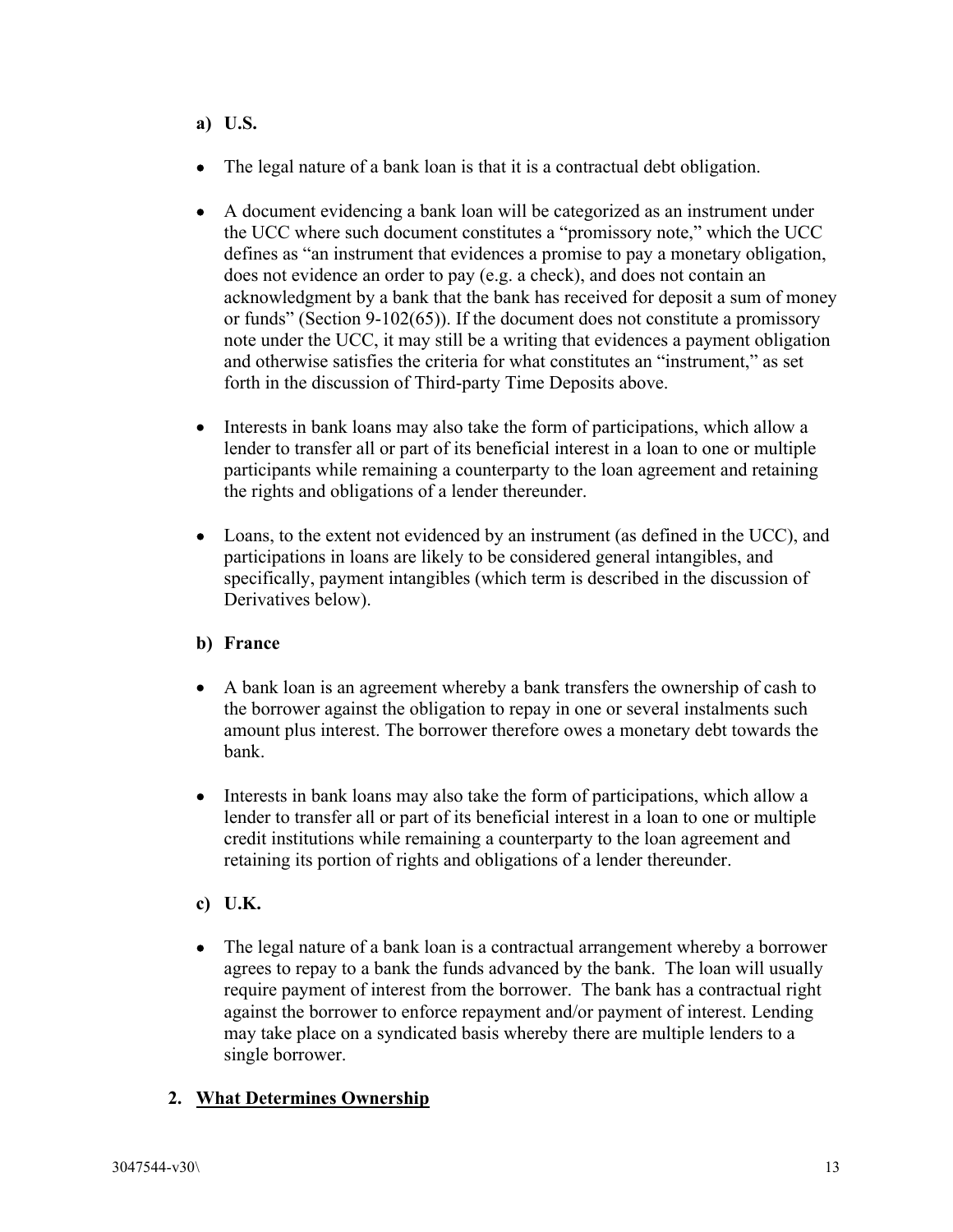**a) U.S.**

- The legal nature of a bank loan is that it is a contractual debt obligation.

- A document evidencing a bank loan will be categorized as an instrument under the UCC where such document constitutes a "promissory note," which the UCC defines as "an instrument that evidences a promise to pay a monetary obligation, does not evidence an order to pay (e.g. a check), and does not contain an acknowledgment by a bank that the bank has received for deposit a sum of money or funds" (Section 9-102(65)). If the document does not constitute a promissory note under the UCC, it may still be a writing that evidences a payment obligation and otherwise satisfies the criteria for what constitutes an "instrument," as set forth in the discussion of Third-party Time Deposits above.

- Interests in bank loans may also take the form of participations, which allow a lender to transfer all or part of its beneficial interest in a loan to one or multiple participants while remaining a counterparty to the loan agreement and retaining the rights and obligations of a lender thereunder.

- Loans, to the extent not evidenced by an instrument (as defined in the UCC), and participations in loans are likely to be considered general intangibles, and specifically, payment intangibles (which term is described in the discussion of Derivatives below).

**b) France**

- A bank loan is an agreement whereby a bank transfers the ownership of cash to the borrower against the obligation to repay in one or several instalments such amount plus interest. The borrower therefore owes a monetary debt towards the bank.

- Interests in bank loans may also take the form of participations, which allow a lender to transfer all or part of its beneficial interest in a loan to one or multiple credit institutions while remaining a counterparty to the loan agreement and retaining its portion of rights and obligations of a lender thereunder.

**c) U.K.**

- The legal nature of a bank loan is a contractual arrangement whereby a borrower agrees to repay to a bank the funds advanced by the bank. The loan will usually require payment of interest from the borrower. The bank has a contractual right against the borrower to enforce repayment and/or payment of interest. Lending may take place on a syndicated basis whereby there are multiple lenders to a single borrower.

## 2. <u>What Determines Ownership</u>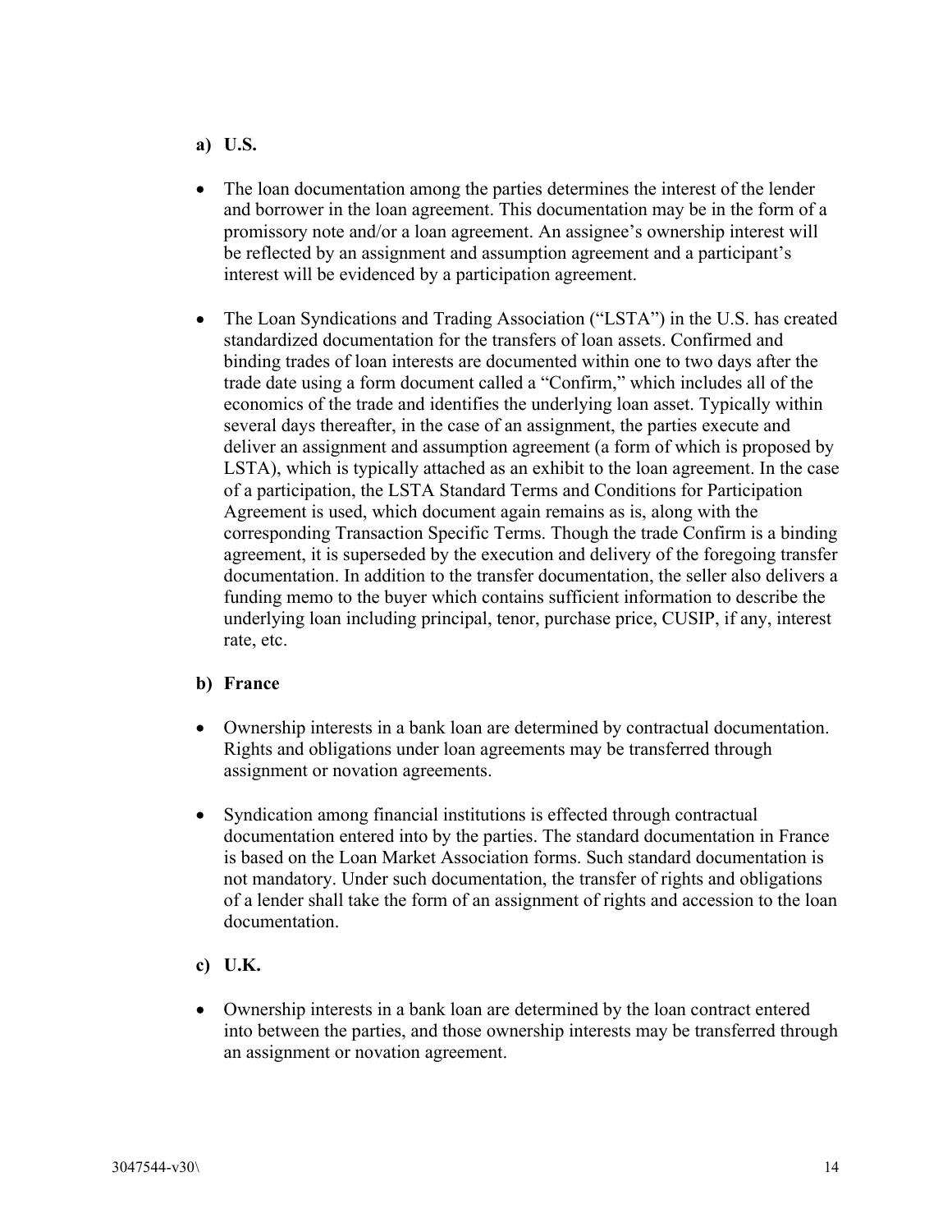**a) U.S.**

- The loan documentation among the parties determines the interest of the lender and borrower in the loan agreement. This documentation may be in the form of a promissory note and/or a loan agreement. An assignee's ownership interest will be reflected by an assignment and assumption agreement and a participant's interest will be evidenced by a participation agreement.

- The Loan Syndications and Trading Association ("LSTA") in the U.S. has created standardized documentation for the transfers of loan assets. Confirmed and binding trades of loan interests are documented within one to two days after the trade date using a form document called a "Confirm," which includes all of the economics of the trade and identifies the underlying loan asset. Typically within several days thereafter, in the case of an assignment, the parties execute and deliver an assignment and assumption agreement (a form of which is proposed by LSTA), which is typically attached as an exhibit to the loan agreement. In the case of a participation, the LSTA Standard Terms and Conditions for Participation Agreement is used, which document again remains as is, along with the corresponding Transaction Specific Terms. Though the trade Confirm is a binding agreement, it is superseded by the execution and delivery of the foregoing transfer documentation. In addition to the transfer documentation, the seller also delivers a funding memo to the buyer which contains sufficient information to describe the underlying loan including principal, tenor, purchase price, CUSIP, if any, interest rate, etc.

**b) France**

- Ownership interests in a bank loan are determined by contractual documentation. Rights and obligations under loan agreements may be transferred through assignment or novation agreements.

- Syndication among financial institutions is effected through contractual documentation entered into by the parties. The standard documentation in France is based on the Loan Market Association forms. Such standard documentation is not mandatory. Under such documentation, the transfer of rights and obligations of a lender shall take the form of an assignment of rights and accession to the loan documentation.

**c) U.K.**

- Ownership interests in a bank loan are determined by the loan contract entered into between the parties, and those ownership interests may be transferred through an assignment or novation agreement.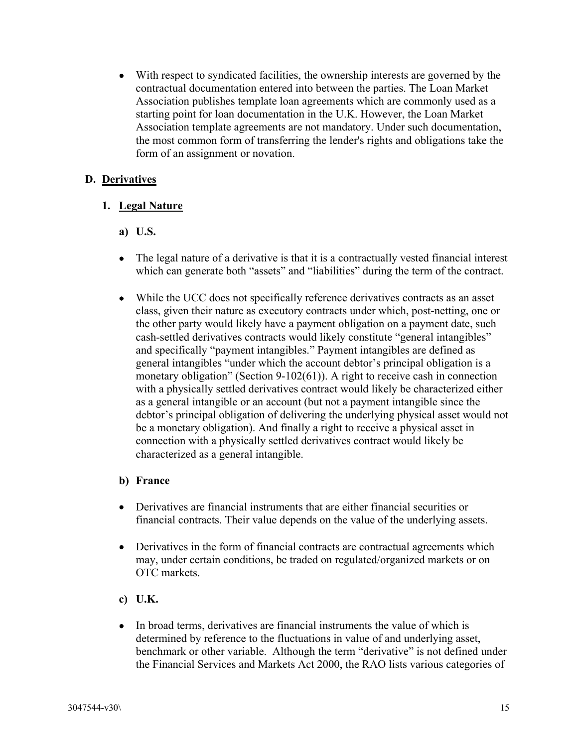- With respect to syndicated facilities, the ownership interests are governed by the contractual documentation entered into between the parties. The Loan Market Association publishes template loan agreements which are commonly used as a starting point for loan documentation in the U.K. However, the Loan Market Association template agreements are not mandatory. Under such documentation, the most common form of transferring the lender's rights and obligations take the form of an assignment or novation.

## D. Derivatives

### 1. Legal Nature

#### a) U.S.

- The legal nature of a derivative is that it is a contractually vested financial interest which can generate both "assets" and "liabilities" during the term of the contract.

- While the UCC does not specifically reference derivatives contracts as an asset class, given their nature as executory contracts under which, post-netting, one or the other party would likely have a payment obligation on a payment date, such cash-settled derivatives contracts would likely constitute "general intangibles" and specifically "payment intangibles." Payment intangibles are defined as general intangibles "under which the account debtor's principal obligation is a monetary obligation" (Section 9-102(61)). A right to receive cash in connection with a physically settled derivatives contract would likely be characterized either as a general intangible or an account (but not a payment intangible since the debtor's principal obligation of delivering the underlying physical asset would not be a monetary obligation). And finally a right to receive a physical asset in connection with a physically settled derivatives contract would likely be characterized as a general intangible.

#### b) France

- Derivatives are financial instruments that are either financial securities or financial contracts. Their value depends on the value of the underlying assets.

- Derivatives in the form of financial contracts are contractual agreements which may, under certain conditions, be traded on regulated/organized markets or on OTC markets.

#### c) U.K.

- In broad terms, derivatives are financial instruments the value of which is determined by reference to the fluctuations in value of and underlying asset, benchmark or other variable. Although the term "derivative" is not defined under the Financial Services and Markets Act 2000, the RAO lists various categories of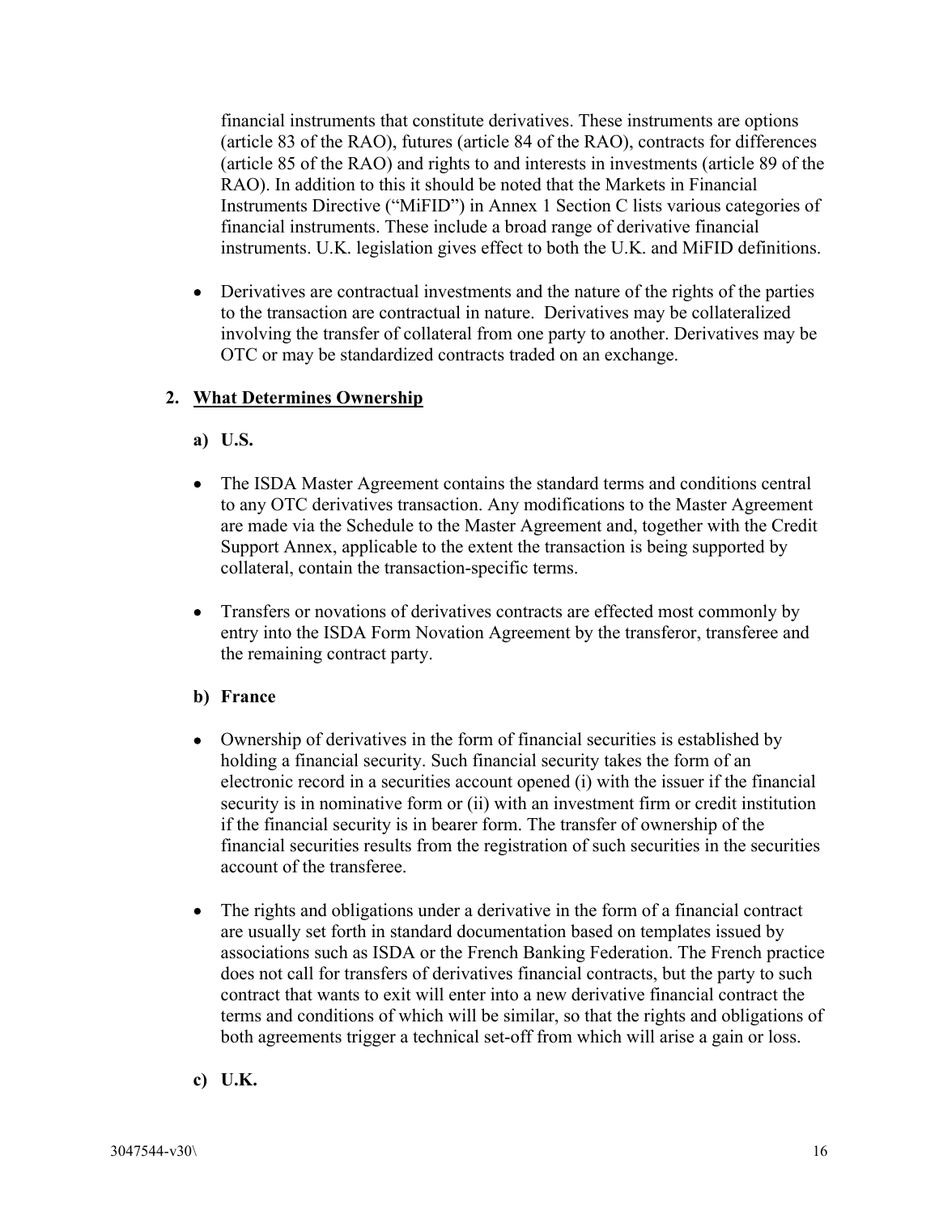financial instruments that constitute derivatives. These instruments are options (article 83 of the RAO), futures (article 84 of the RAO), contracts for differences (article 85 of the RAO) and rights to and interests in investments (article 89 of the RAO). In addition to this it should be noted that the Markets in Financial Instruments Directive ("MiFID") in Annex 1 Section C lists various categories of financial instruments. These include a broad range of derivative financial instruments. U.K. legislation gives effect to both the U.K. and MiFID definitions.

- Derivatives are contractual investments and the nature of the rights of the parties to the transaction are contractual in nature. Derivatives may be collateralized involving the transfer of collateral from one party to another. Derivatives may be OTC or may be standardized contracts traded on an exchange.

## 2. What Determines Ownership

### a) U.S.

- The ISDA Master Agreement contains the standard terms and conditions central to any OTC derivatives transaction. Any modifications to the Master Agreement are made via the Schedule to the Master Agreement and, together with the Credit Support Annex, applicable to the extent the transaction is being supported by collateral, contain the transaction-specific terms.

- Transfers or novations of derivatives contracts are effected most commonly by entry into the ISDA Form Novation Agreement by the transferor, transferee and the remaining contract party.

### b) France

- Ownership of derivatives in the form of financial securities is established by holding a financial security. Such financial security takes the form of an electronic record in a securities account opened (i) with the issuer if the financial security is in nominative form or (ii) with an investment firm or credit institution if the financial security is in bearer form. The transfer of ownership of the financial securities results from the registration of such securities in the securities account of the transferee.

- The rights and obligations under a derivative in the form of a financial contract are usually set forth in standard documentation based on templates issued by associations such as ISDA or the French Banking Federation. The French practice does not call for transfers of derivatives financial contracts, but the party to such contract that wants to exit will enter into a new derivative financial contract the terms and conditions of which will be similar, so that the rights and obligations of both agreements trigger a technical set-off from which will arise a gain or loss.

### c) U.K.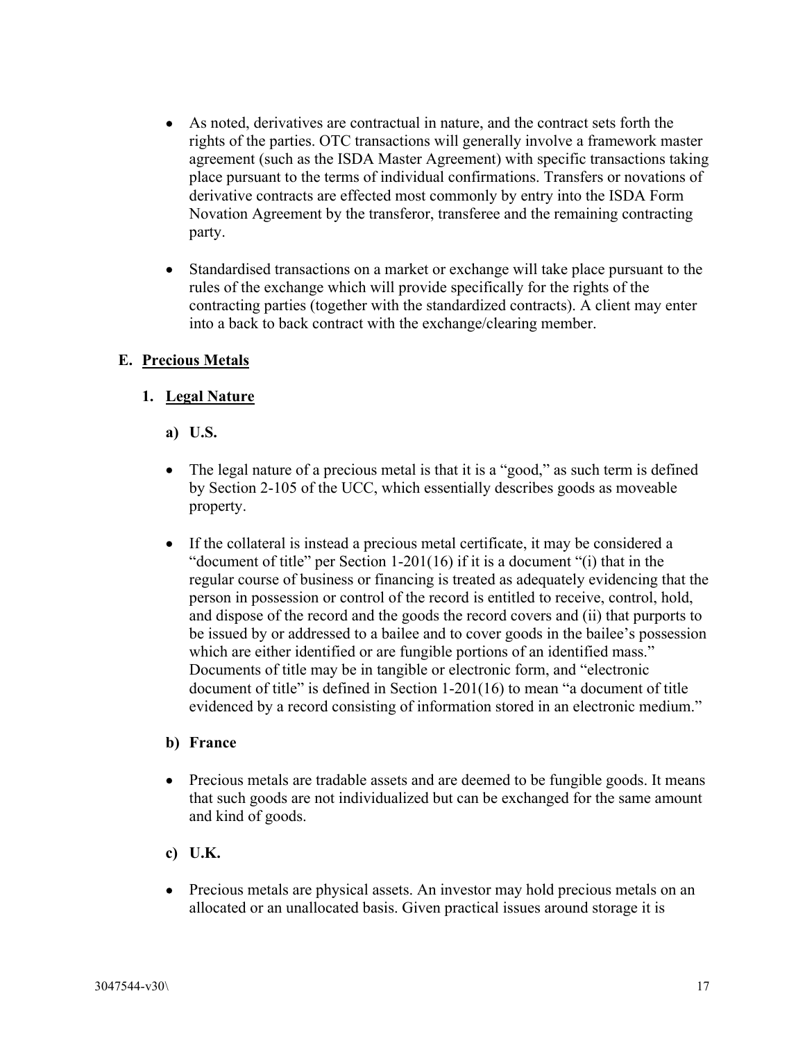- As noted, derivatives are contractual in nature, and the contract sets forth the rights of the parties. OTC transactions will generally involve a framework master agreement (such as the ISDA Master Agreement) with specific transactions taking place pursuant to the terms of individual confirmations. Transfers or novations of derivative contracts are effected most commonly by entry into the ISDA Form Novation Agreement by the transferor, transferee and the remaining contracting party.

- Standardised transactions on a market or exchange will take place pursuant to the rules of the exchange which will provide specifically for the rights of the contracting parties (together with the standardized contracts). A client may enter into a back to back contract with the exchange/clearing member.

## E. Precious Metals

### 1. Legal Nature

#### a) U.S.

- The legal nature of a precious metal is that it is a "good," as such term is defined by Section 2-105 of the UCC, which essentially describes goods as moveable property.

- If the collateral is instead a precious metal certificate, it may be considered a "document of title" per Section 1-201(16) if it is a document "(i) that in the regular course of business or financing is treated as adequately evidencing that the person in possession or control of the record is entitled to receive, control, hold, and dispose of the record and the goods the record covers and (ii) that purports to be issued by or addressed to a bailee and to cover goods in the bailee's possession which are either identified or are fungible portions of an identified mass." Documents of title may be in tangible or electronic form, and "electronic document of title" is defined in Section 1-201(16) to mean "a document of title evidenced by a record consisting of information stored in an electronic medium."

#### b) France

- Precious metals are tradable assets and are deemed to be fungible goods. It means that such goods are not individualized but can be exchanged for the same amount and kind of goods.

#### c) U.K.

- Precious metals are physical assets. An investor may hold precious metals on an allocated or an unallocated basis. Given practical issues around storage it is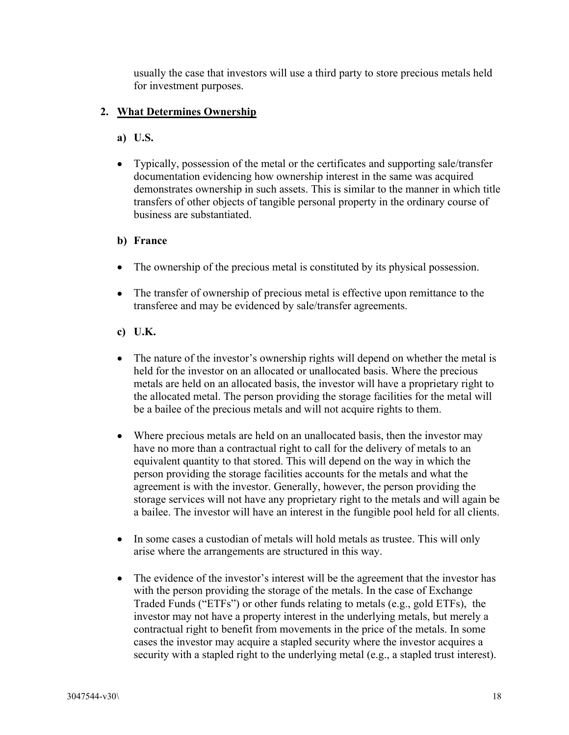usually the case that investors will use a third party to store precious metals held for investment purposes.

## 2. <u>What Determines Ownership</u>

### a) U.S.

- Typically, possession of the metal or the certificates and supporting sale/transfer documentation evidencing how ownership interest in the same was acquired demonstrates ownership in such assets. This is similar to the manner in which title transfers of other objects of tangible personal property in the ordinary course of business are substantiated.

### b) France

- The ownership of the precious metal is constituted by its physical possession.

- The transfer of ownership of precious metal is effective upon remittance to the transferee and may be evidenced by sale/transfer agreements.

### c) U.K.

- The nature of the investor's ownership rights will depend on whether the metal is held for the investor on an allocated or unallocated basis. Where the precious metals are held on an allocated basis, the investor will have a proprietary right to the allocated metal. The person providing the storage facilities for the metal will be a bailee of the precious metals and will not acquire rights to them.

- Where precious metals are held on an unallocated basis, then the investor may have no more than a contractual right to call for the delivery of metals to an equivalent quantity to that stored. This will depend on the way in which the person providing the storage facilities accounts for the metals and what the agreement is with the investor. Generally, however, the person providing the storage services will not have any proprietary right to the metals and will again be a bailee. The investor will have an interest in the fungible pool held for all clients.

- In some cases a custodian of metals will hold metals as trustee. This will only arise where the arrangements are structured in this way.

- The evidence of the investor's interest will be the agreement that the investor has with the person providing the storage of the metals. In the case of Exchange Traded Funds ("ETFs") or other funds relating to metals (e.g., gold ETFs), the investor may not have a property interest in the underlying metals, but merely a contractual right to benefit from movements in the price of the metals. In some cases the investor may acquire a stapled security where the investor acquires a security with a stapled right to the underlying metal (e.g., a stapled trust interest).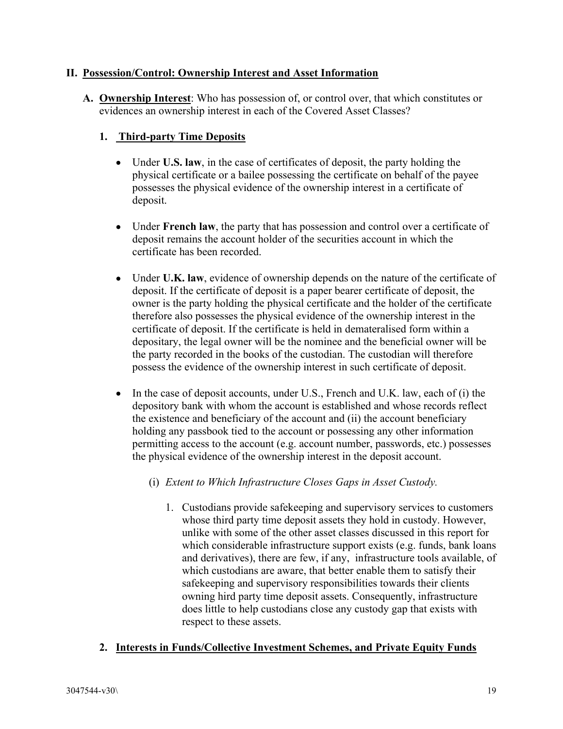## II. Possession/Control: Ownership Interest and Asset Information

### A. Ownership Interest: Who has possession of, or control over, that which constitutes or evidences an ownership interest in each of the Covered Asset Classes?

#### 1. Third-party Time Deposits

- Under **U.S. law**, in the case of certificates of deposit, the party holding the physical certificate or a bailee possessing the certificate on behalf of the payee possesses the physical evidence of the ownership interest in a certificate of deposit.

- Under **French law**, the party that has possession and control over a certificate of deposit remains the account holder of the securities account in which the certificate has been recorded.

- Under **U.K. law**, evidence of ownership depends on the nature of the certificate of deposit. If the certificate of deposit is a paper bearer certificate of deposit, the owner is the party holding the physical certificate and the holder of the certificate therefore also possesses the physical evidence of the ownership interest in the certificate of deposit. If the certificate is held in demateralised form within a depositary, the legal owner will be the nominee and the beneficial owner will be the party recorded in the books of the custodian. The custodian will therefore possess the evidence of the ownership interest in such certificate of deposit.

- In the case of deposit accounts, under U.S., French and U.K. law, each of (i) the depository bank with whom the account is established and whose records reflect the existence and beneficiary of the account and (ii) the account beneficiary holding any passbook tied to the account or possessing any other information permitting access to the account (e.g. account number, passwords, etc.) possesses the physical evidence of the ownership interest in the deposit account.

  (i) *Extent to Which Infrastructure Closes Gaps in Asset Custody.*

  1. Custodians provide safekeeping and supervisory services to customers whose third party time deposit assets they hold in custody. However, unlike with some of the other asset classes discussed in this report for which considerable infrastructure support exists (e.g. funds, bank loans and derivatives), there are few, if any, infrastructure tools available, of which custodians are aware, that better enable them to satisfy their safekeeping and supervisory responsibilities towards their clients owning hird party time deposit assets. Consequently, infrastructure does little to help custodians close any custody gap that exists with respect to these assets.

#### 2. Interests in Funds/Collective Investment Schemes, and Private Equity Funds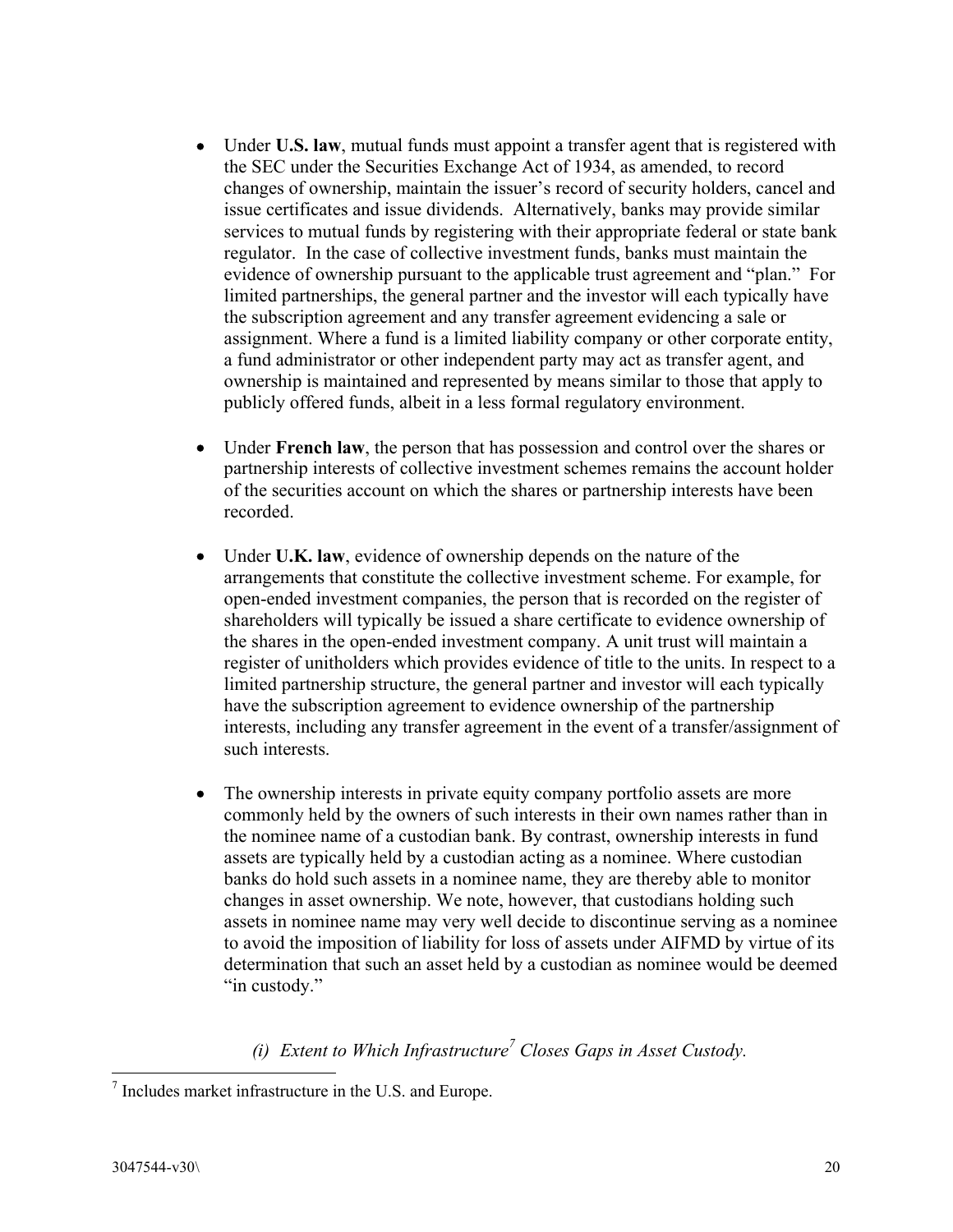- Under **U.S. law**, mutual funds must appoint a transfer agent that is registered with the SEC under the Securities Exchange Act of 1934, as amended, to record changes of ownership, maintain the issuer's record of security holders, cancel and issue certificates and issue dividends. Alternatively, banks may provide similar services to mutual funds by registering with their appropriate federal or state bank regulator. In the case of collective investment funds, banks must maintain the evidence of ownership pursuant to the applicable trust agreement and "plan." For limited partnerships, the general partner and the investor will each typically have the subscription agreement and any transfer agreement evidencing a sale or assignment. Where a fund is a limited liability company or other corporate entity, a fund administrator or other independent party may act as transfer agent, and ownership is maintained and represented by means similar to those that apply to publicly offered funds, albeit in a less formal regulatory environment.

- Under **French law**, the person that has possession and control over the shares or partnership interests of collective investment schemes remains the account holder of the securities account on which the shares or partnership interests have been recorded.

- Under **U.K. law**, evidence of ownership depends on the nature of the arrangements that constitute the collective investment scheme. For example, for open-ended investment companies, the person that is recorded on the register of shareholders will typically be issued a share certificate to evidence ownership of the shares in the open-ended investment company. A unit trust will maintain a register of unitholders which provides evidence of title to the units. In respect to a limited partnership structure, the general partner and investor will each typically have the subscription agreement to evidence ownership of the partnership interests, including any transfer agreement in the event of a transfer/assignment of such interests.

- The ownership interests in private equity company portfolio assets are more commonly held by the owners of such interests in their own names rather than in the nominee name of a custodian bank. By contrast, ownership interests in fund assets are typically held by a custodian acting as a nominee. Where custodian banks do hold such assets in a nominee name, they are thereby able to monitor changes in asset ownership. We note, however, that custodians holding such assets in nominee name may very well decide to discontinue serving as a nominee to avoid the imposition of liability for loss of assets under AIFMD by virtue of its determination that such an asset held by a custodian as nominee would be deemed "in custody."

*(i) Extent to Which Infrastructure[7] Closes Gaps in Asset Custody.*

[7] Includes market infrastructure in the U.S. and Europe.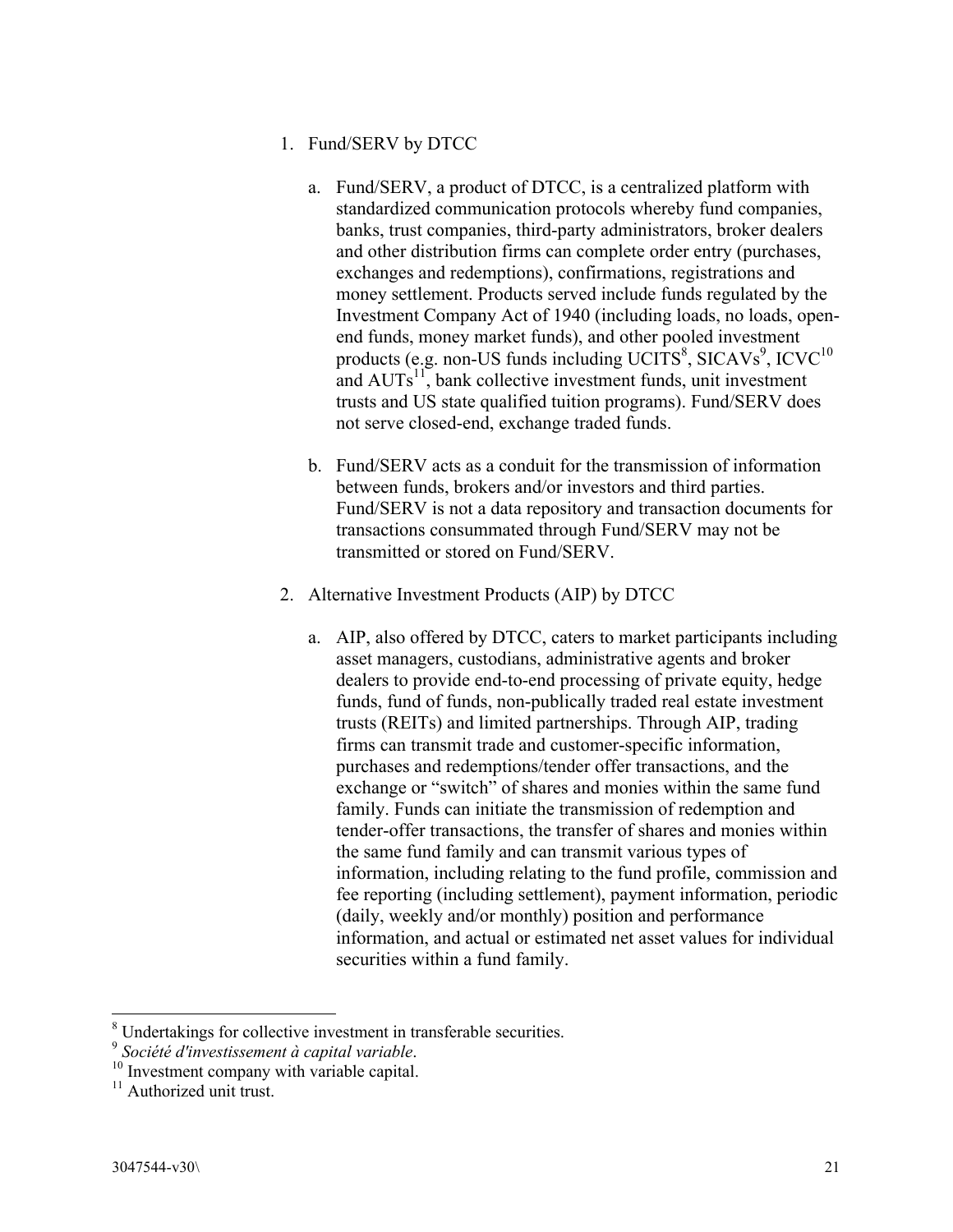1. Fund/SERV by DTCC

   a. Fund/SERV, a product of DTCC, is a centralized platform with standardized communication protocols whereby fund companies, banks, trust companies, third-party administrators, broker dealers and other distribution firms can complete order entry (purchases, exchanges and redemptions), confirmations, registrations and money settlement. Products served include funds regulated by the Investment Company Act of 1940 (including loads, no loads, open-end funds, money market funds), and other pooled investment products (e.g. non-US funds including UCITS[8], SICAVs[9], ICVC[10] and AUTs[11], bank collective investment funds, unit investment trusts and US state qualified tuition programs). Fund/SERV does not serve closed-end, exchange traded funds.

   b. Fund/SERV acts as a conduit for the transmission of information between funds, brokers and/or investors and third parties. Fund/SERV is not a data repository and transaction documents for transactions consummated through Fund/SERV may not be transmitted or stored on Fund/SERV.

2. Alternative Investment Products (AIP) by DTCC

   a. AIP, also offered by DTCC, caters to market participants including asset managers, custodians, administrative agents and broker dealers to provide end-to-end processing of private equity, hedge funds, fund of funds, non-publically traded real estate investment trusts (REITs) and limited partnerships. Through AIP, trading firms can transmit trade and customer-specific information, purchases and redemptions/tender offer transactions, and the exchange or "switch" of shares and monies within the same fund family. Funds can initiate the transmission of redemption and tender-offer transactions, the transfer of shares and monies within the same fund family and can transmit various types of information, including relating to the fund profile, commission and fee reporting (including settlement), payment information, periodic (daily, weekly and/or monthly) position and performance information, and actual or estimated net asset values for individual securities within a fund family.

---

[8] Undertakings for collective investment in transferable securities.

[9] *Société d'investissement à capital variable*.

[10] Investment company with variable capital.

[11] Authorized unit trust.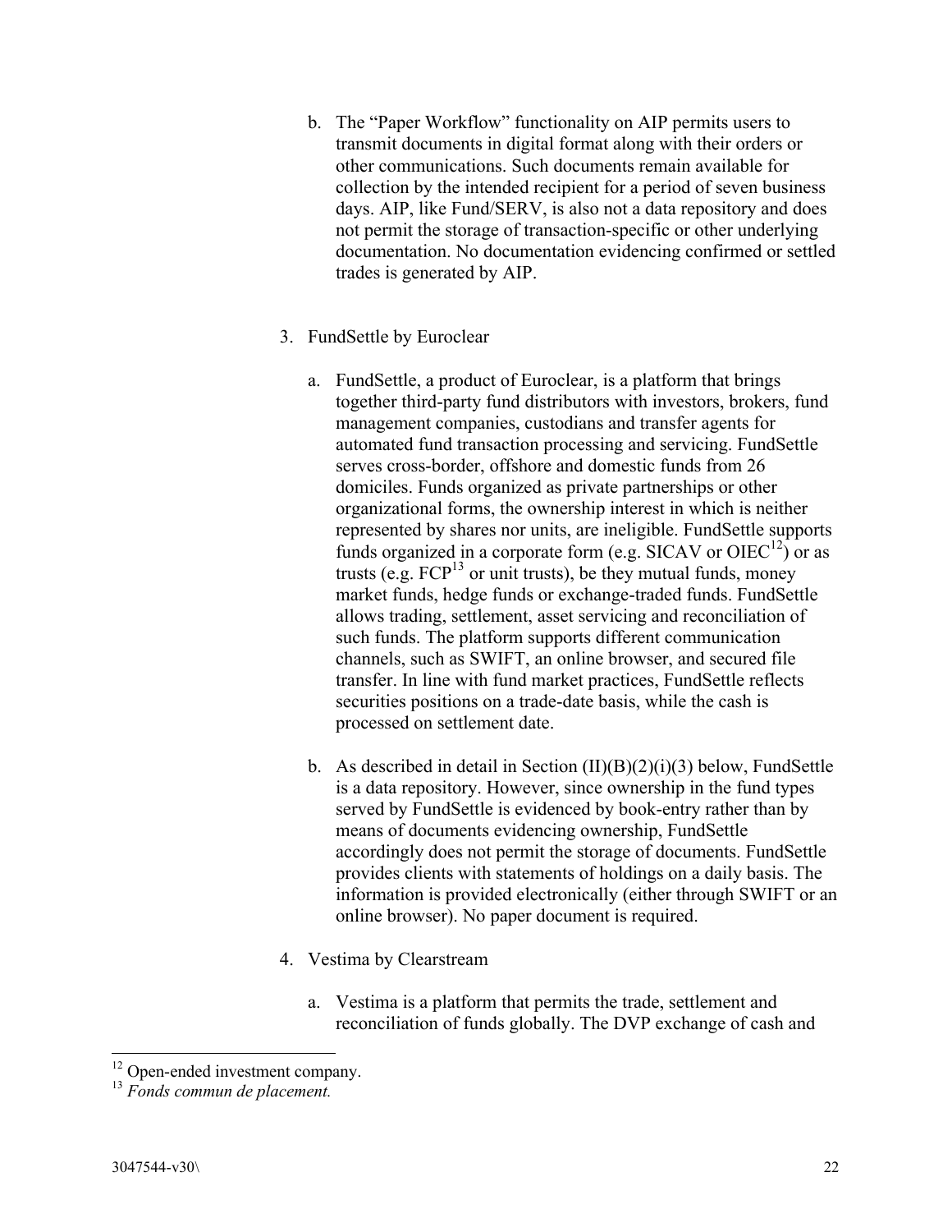b. The "Paper Workflow" functionality on AIP permits users to transmit documents in digital format along with their orders or other communications. Such documents remain available for collection by the intended recipient for a period of seven business days. AIP, like Fund/SERV, is also not a data repository and does not permit the storage of transaction-specific or other underlying documentation. No documentation evidencing confirmed or settled trades is generated by AIP.

3. FundSettle by Euroclear

   a. FundSettle, a product of Euroclear, is a platform that brings together third-party fund distributors with investors, brokers, fund management companies, custodians and transfer agents for automated fund transaction processing and servicing. FundSettle serves cross-border, offshore and domestic funds from 26 domiciles. Funds organized as private partnerships or other organizational forms, the ownership interest in which is neither represented by shares nor units, are ineligible. FundSettle supports funds organized in a corporate form (e.g. SICAV or OIEC[12]) or as trusts (e.g. FCP[13] or unit trusts), be they mutual funds, money market funds, hedge funds or exchange-traded funds. FundSettle allows trading, settlement, asset servicing and reconciliation of such funds. The platform supports different communication channels, such as SWIFT, an online browser, and secured file transfer. In line with fund market practices, FundSettle reflects securities positions on a trade-date basis, while the cash is processed on settlement date.

   b. As described in detail in Section (II)(B)(2)(i)(3) below, FundSettle is a data repository. However, since ownership in the fund types served by FundSettle is evidenced by book-entry rather than by means of documents evidencing ownership, FundSettle accordingly does not permit the storage of documents. FundSettle provides clients with statements of holdings on a daily basis. The information is provided electronically (either through SWIFT or an online browser). No paper document is required.

4. Vestima by Clearstream

   a. Vestima is a platform that permits the trade, settlement and reconciliation of funds globally. The DVP exchange of cash and

---

[12] Open-ended investment company.

[13] *Fonds commun de placement.*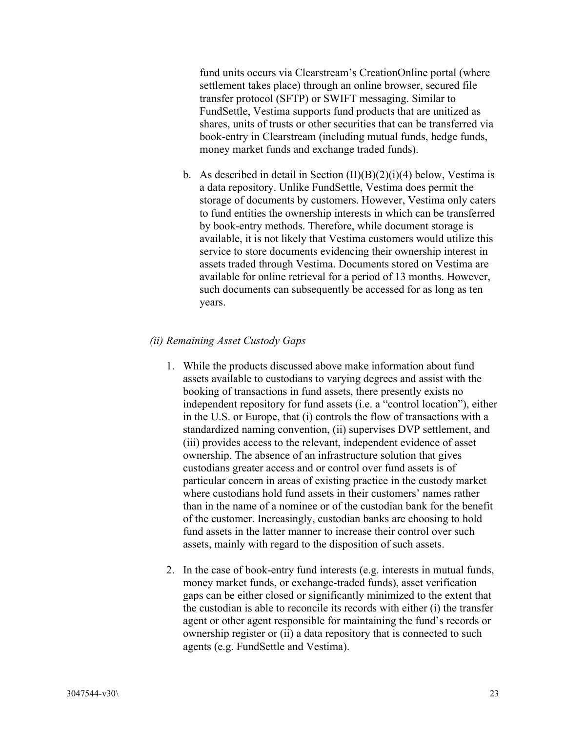fund units occurs via Clearstream's CreationOnline portal (where settlement takes place) through an online browser, secured file transfer protocol (SFTP) or SWIFT messaging. Similar to FundSettle, Vestima supports fund products that are unitized as shares, units of trusts or other securities that can be transferred via book-entry in Clearstream (including mutual funds, hedge funds, money market funds and exchange traded funds).

b. As described in detail in Section (II)(B)(2)(i)(4) below, Vestima is a data repository. Unlike FundSettle, Vestima does permit the storage of documents by customers. However, Vestima only caters to fund entities the ownership interests in which can be transferred by book-entry methods. Therefore, while document storage is available, it is not likely that Vestima customers would utilize this service to store documents evidencing their ownership interest in assets traded through Vestima. Documents stored on Vestima are available for online retrieval for a period of 13 months. However, such documents can subsequently be accessed for as long as ten years.

*(ii) Remaining Asset Custody Gaps*

1. While the products discussed above make information about fund assets available to custodians to varying degrees and assist with the booking of transactions in fund assets, there presently exists no independent repository for fund assets (i.e. a "control location"), either in the U.S. or Europe, that (i) controls the flow of transactions with a standardized naming convention, (ii) supervises DVP settlement, and (iii) provides access to the relevant, independent evidence of asset ownership. The absence of an infrastructure solution that gives custodians greater access and or control over fund assets is of particular concern in areas of existing practice in the custody market where custodians hold fund assets in their customers' names rather than in the name of a nominee or of the custodian bank for the benefit of the customer. Increasingly, custodian banks are choosing to hold fund assets in the latter manner to increase their control over such assets, mainly with regard to the disposition of such assets.

2. In the case of book-entry fund interests (e.g. interests in mutual funds, money market funds, or exchange-traded funds), asset verification gaps can be either closed or significantly minimized to the extent that the custodian is able to reconcile its records with either (i) the transfer agent or other agent responsible for maintaining the fund's records or ownership register or (ii) a data repository that is connected to such agents (e.g. FundSettle and Vestima).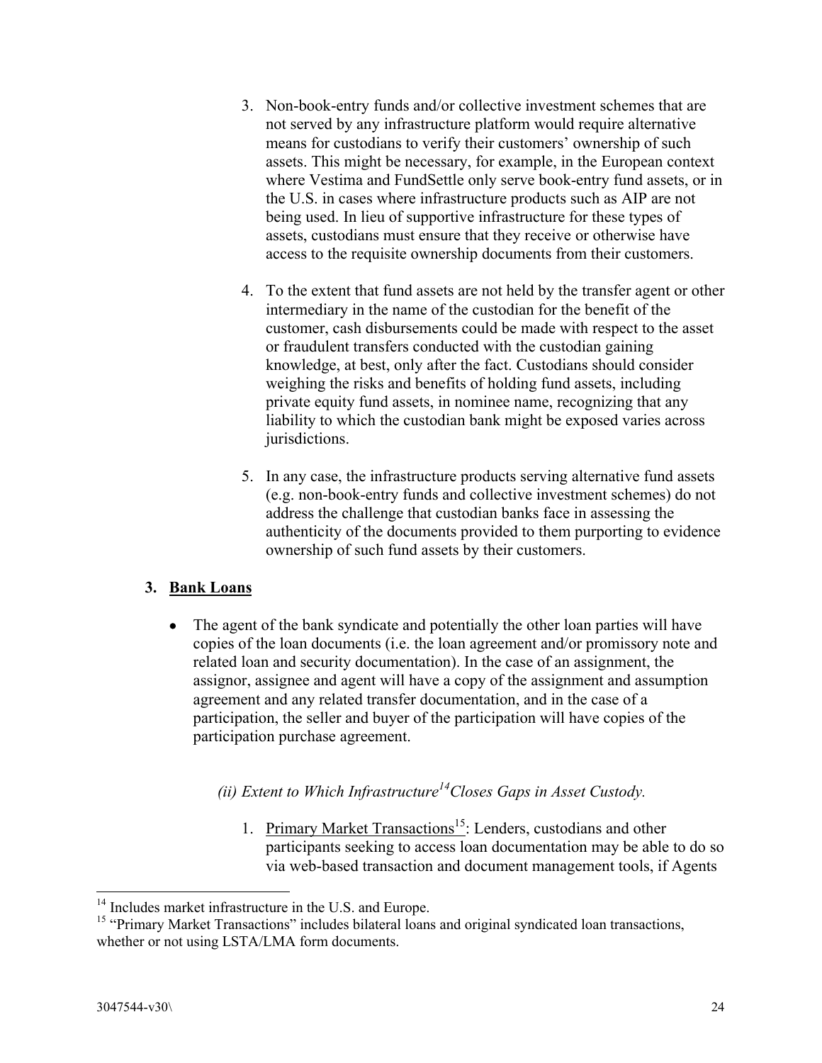3. Non-book-entry funds and/or collective investment schemes that are not served by any infrastructure platform would require alternative means for custodians to verify their customers' ownership of such assets. This might be necessary, for example, in the European context where Vestima and FundSettle only serve book-entry fund assets, or in the U.S. in cases where infrastructure products such as AIP are not being used. In lieu of supportive infrastructure for these types of assets, custodians must ensure that they receive or otherwise have access to the requisite ownership documents from their customers.

4. To the extent that fund assets are not held by the transfer agent or other intermediary in the name of the custodian for the benefit of the customer, cash disbursements could be made with respect to the asset or fraudulent transfers conducted with the custodian gaining knowledge, at best, only after the fact. Custodians should consider weighing the risks and benefits of holding fund assets, including private equity fund assets, in nominee name, recognizing that any liability to which the custodian bank might be exposed varies across jurisdictions.

5. In any case, the infrastructure products serving alternative fund assets (e.g. non-book-entry funds and collective investment schemes) do not address the challenge that custodian banks face in assessing the authenticity of the documents provided to them purporting to evidence ownership of such fund assets by their customers.

### 3. Bank Loans

- The agent of the bank syndicate and potentially the other loan parties will have copies of the loan documents (i.e. the loan agreement and/or promissory note and related loan and security documentation). In the case of an assignment, the assignor, assignee and agent will have a copy of the assignment and assumption agreement and any related transfer documentation, and in the case of a participation, the seller and buyer of the participation will have copies of the participation purchase agreement.

*(ii) Extent to Which Infrastructure[14] Closes Gaps in Asset Custody.*

1. Primary Market Transactions[15]: Lenders, custodians and other participants seeking to access loan documentation may be able to do so via web-based transaction and document management tools, if Agents

---

[14] Includes market infrastructure in the U.S. and Europe.

[15] "Primary Market Transactions" includes bilateral loans and original syndicated loan transactions, whether or not using LSTA/LMA form documents.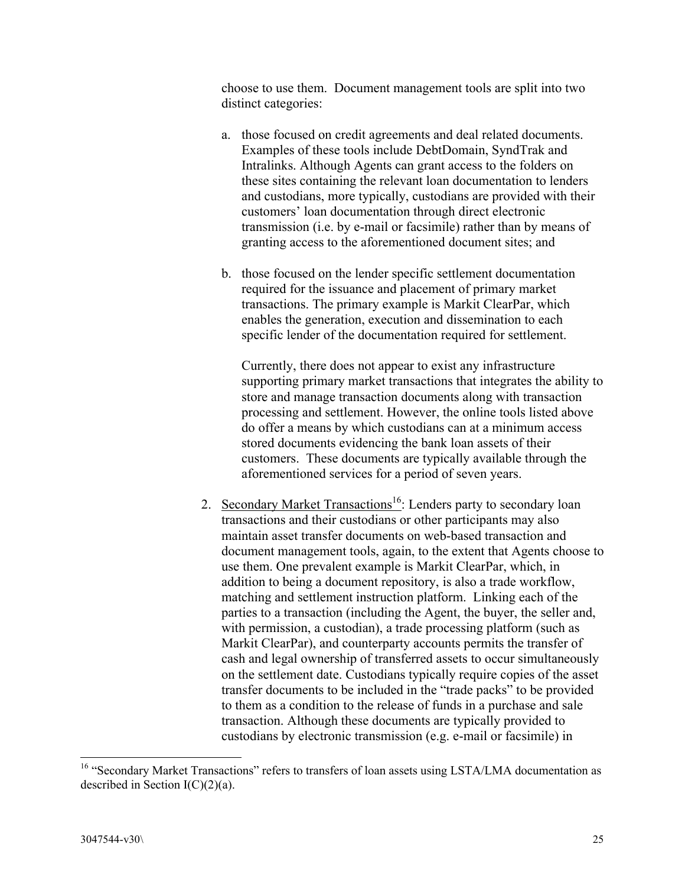choose to use them. Document management tools are split into two distinct categories:

a. those focused on credit agreements and deal related documents. Examples of these tools include DebtDomain, SyndTrak and Intralinks. Although Agents can grant access to the folders on these sites containing the relevant loan documentation to lenders and custodians, more typically, custodians are provided with their customers' loan documentation through direct electronic transmission (i.e. by e-mail or facsimile) rather than by means of granting access to the aforementioned document sites; and

b. those focused on the lender specific settlement documentation required for the issuance and placement of primary market transactions. The primary example is Markit ClearPar, which enables the generation, execution and dissemination to each specific lender of the documentation required for settlement.

   Currently, there does not appear to exist any infrastructure supporting primary market transactions that integrates the ability to store and manage transaction documents along with transaction processing and settlement. However, the online tools listed above do offer a means by which custodians can at a minimum access stored documents evidencing the bank loan assets of their customers. These documents are typically available through the aforementioned services for a period of seven years.

2. Secondary Market Transactions[16]: Lenders party to secondary loan transactions and their custodians or other participants may also maintain asset transfer documents on web-based transaction and document management tools, again, to the extent that Agents choose to use them. One prevalent example is Markit ClearPar, which, in addition to being a document repository, is also a trade workflow, matching and settlement instruction platform. Linking each of the parties to a transaction (including the Agent, the buyer, the seller and, with permission, a custodian), a trade processing platform (such as Markit ClearPar), and counterparty accounts permits the transfer of cash and legal ownership of transferred assets to occur simultaneously on the settlement date. Custodians typically require copies of the asset transfer documents to be included in the "trade packs" to be provided to them as a condition to the release of funds in a purchase and sale transaction. Although these documents are typically provided to custodians by electronic transmission (e.g. e-mail or facsimile) in

---

[16] "Secondary Market Transactions" refers to transfers of loan assets using LSTA/LMA documentation as described in Section I(C)(2)(a).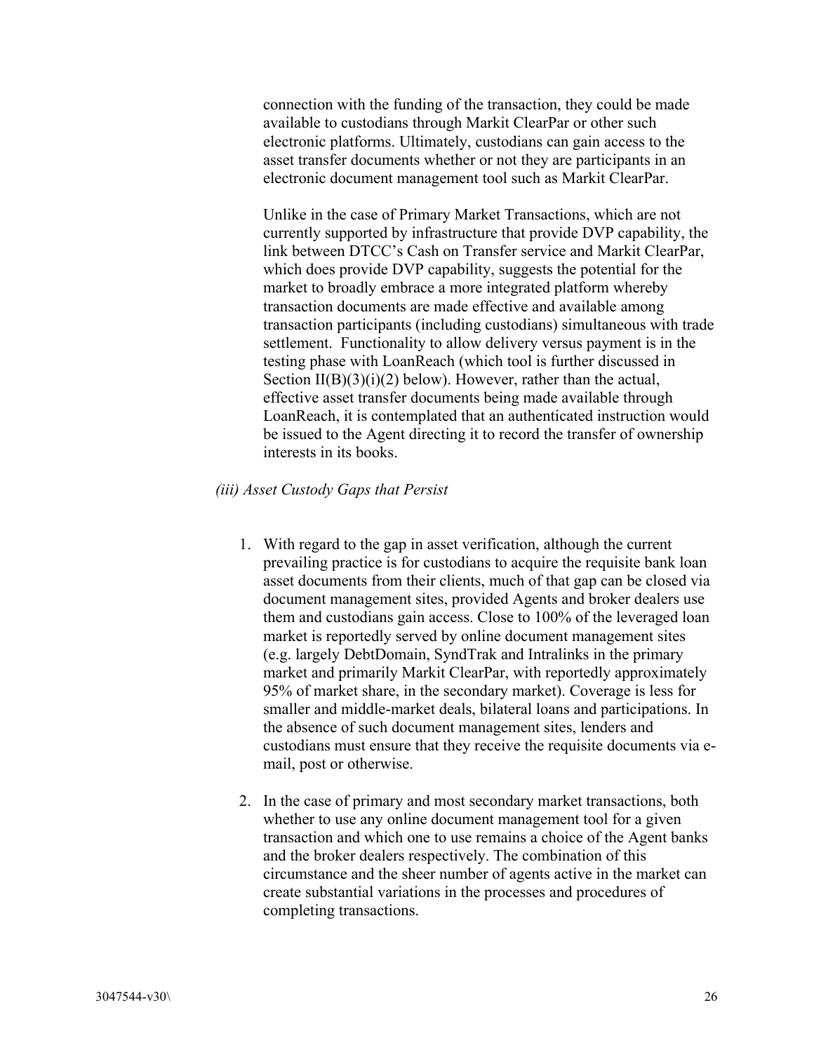connection with the funding of the transaction, they could be made available to custodians through Markit ClearPar or other such electronic platforms. Ultimately, custodians can gain access to the asset transfer documents whether or not they are participants in an electronic document management tool such as Markit ClearPar.

Unlike in the case of Primary Market Transactions, which are not currently supported by infrastructure that provide DVP capability, the link between DTCC's Cash on Transfer service and Markit ClearPar, which does provide DVP capability, suggests the potential for the market to broadly embrace a more integrated platform whereby transaction documents are made effective and available among transaction participants (including custodians) simultaneous with trade settlement. Functionality to allow delivery versus payment is in the testing phase with LoanReach (which tool is further discussed in Section II(B)(3)(i)(2) below). However, rather than the actual, effective asset transfer documents being made available through LoanReach, it is contemplated that an authenticated instruction would be issued to the Agent directing it to record the transfer of ownership interests in its books.

*(iii) Asset Custody Gaps that Persist*

1. With regard to the gap in asset verification, although the current prevailing practice is for custodians to acquire the requisite bank loan asset documents from their clients, much of that gap can be closed via document management sites, provided Agents and broker dealers use them and custodians gain access. Close to 100% of the leveraged loan market is reportedly served by online document management sites (e.g. largely DebtDomain, SyndTrak and Intralinks in the primary market and primarily Markit ClearPar, with reportedly approximately 95% of market share, in the secondary market). Coverage is less for smaller and middle-market deals, bilateral loans and participations. In the absence of such document management sites, lenders and custodians must ensure that they receive the requisite documents via e-mail, post or otherwise.

2. In the case of primary and most secondary market transactions, both whether to use any online document management tool for a given transaction and which one to use remains a choice of the Agent banks and the broker dealers respectively. The combination of this circumstance and the sheer number of agents active in the market can create substantial variations in the processes and procedures of completing transactions.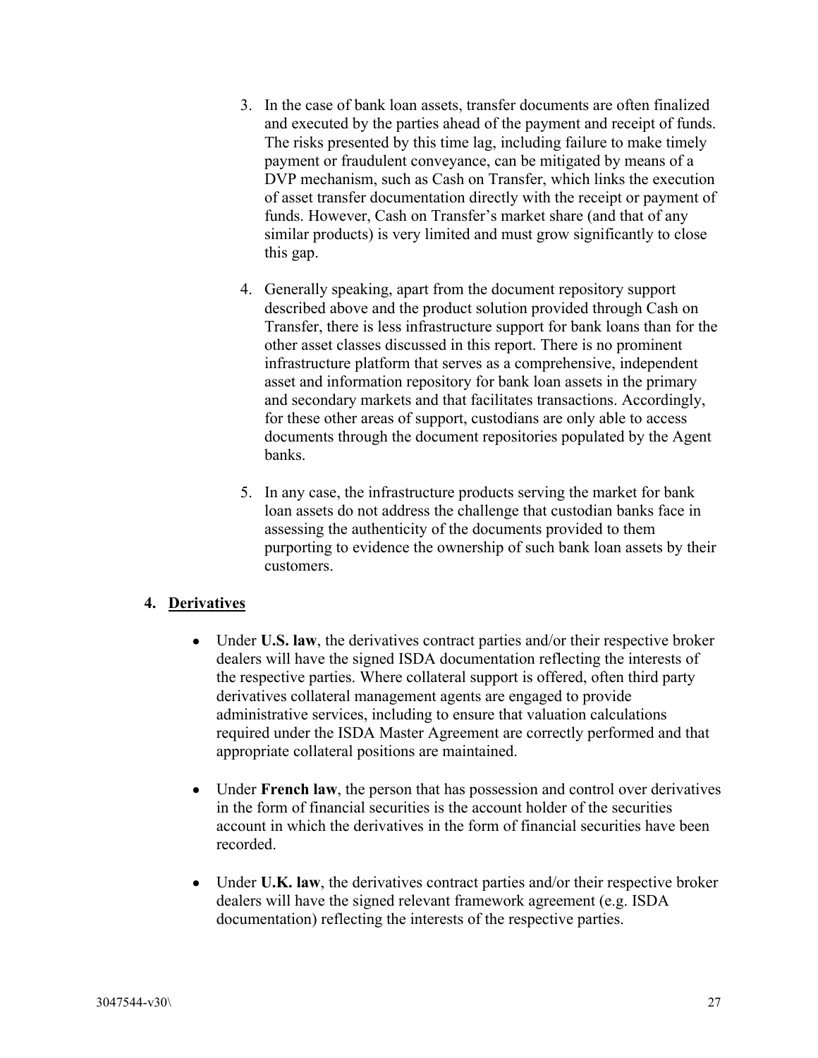3. In the case of bank loan assets, transfer documents are often finalized and executed by the parties ahead of the payment and receipt of funds. The risks presented by this time lag, including failure to make timely payment or fraudulent conveyance, can be mitigated by means of a DVP mechanism, such as Cash on Transfer, which links the execution of asset transfer documentation directly with the receipt or payment of funds. However, Cash on Transfer's market share (and that of any similar products) is very limited and must grow significantly to close this gap.

4. Generally speaking, apart from the document repository support described above and the product solution provided through Cash on Transfer, there is less infrastructure support for bank loans than for the other asset classes discussed in this report. There is no prominent infrastructure platform that serves as a comprehensive, independent asset and information repository for bank loan assets in the primary and secondary markets and that facilitates transactions. Accordingly, for these other areas of support, custodians are only able to access documents through the document repositories populated by the Agent banks.

5. In any case, the infrastructure products serving the market for bank loan assets do not address the challenge that custodian banks face in assessing the authenticity of the documents provided to them purporting to evidence the ownership of such bank loan assets by their customers.

### 4. Derivatives

- Under **U.S. law**, the derivatives contract parties and/or their respective broker dealers will have the signed ISDA documentation reflecting the interests of the respective parties. Where collateral support is offered, often third party derivatives collateral management agents are engaged to provide administrative services, including to ensure that valuation calculations required under the ISDA Master Agreement are correctly performed and that appropriate collateral positions are maintained.

- Under **French law**, the person that has possession and control over derivatives in the form of financial securities is the account holder of the securities account in which the derivatives in the form of financial securities have been recorded.

- Under **U.K. law**, the derivatives contract parties and/or their respective broker dealers will have the signed relevant framework agreement (e.g. ISDA documentation) reflecting the interests of the respective parties.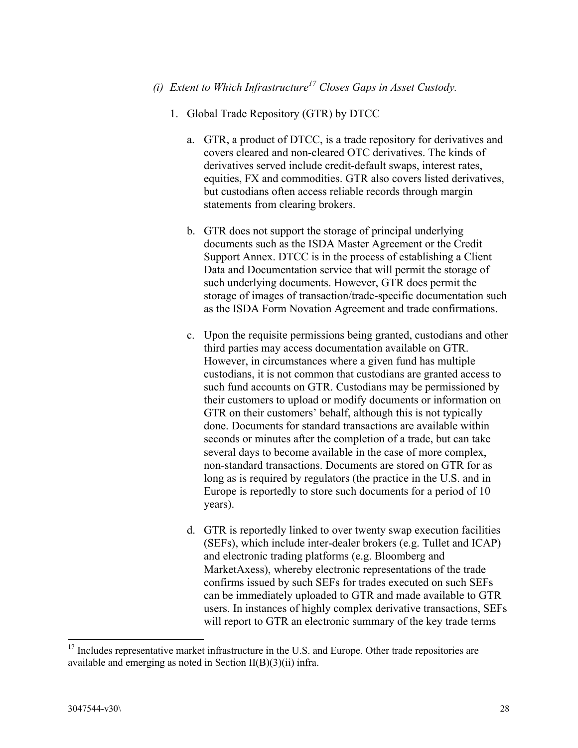*(i) Extent to Which Infrastructure[17] Closes Gaps in Asset Custody.*

1. Global Trade Repository (GTR) by DTCC

   a. GTR, a product of DTCC, is a trade repository for derivatives and covers cleared and non-cleared OTC derivatives. The kinds of derivatives served include credit-default swaps, interest rates, equities, FX and commodities. GTR also covers listed derivatives, but custodians often access reliable records through margin statements from clearing brokers.

   b. GTR does not support the storage of principal underlying documents such as the ISDA Master Agreement or the Credit Support Annex. DTCC is in the process of establishing a Client Data and Documentation service that will permit the storage of such underlying documents. However, GTR does permit the storage of images of transaction/trade-specific documentation such as the ISDA Form Novation Agreement and trade confirmations.

   c. Upon the requisite permissions being granted, custodians and other third parties may access documentation available on GTR. However, in circumstances where a given fund has multiple custodians, it is not common that custodians are granted access to such fund accounts on GTR. Custodians may be permissioned by their customers to upload or modify documents or information on GTR on their customers' behalf, although this is not typically done. Documents for standard transactions are available within seconds or minutes after the completion of a trade, but can take several days to become available in the case of more complex, non-standard transactions. Documents are stored on GTR for as long as is required by regulators (the practice in the U.S. and in Europe is reportedly to store such documents for a period of 10 years).

   d. GTR is reportedly linked to over twenty swap execution facilities (SEFs), which include inter-dealer brokers (e.g. Tullet and ICAP) and electronic trading platforms (e.g. Bloomberg and MarketAxess), whereby electronic representations of the trade confirms issued by such SEFs for trades executed on such SEFs can be immediately uploaded to GTR and made available to GTR users. In instances of highly complex derivative transactions, SEFs will report to GTR an electronic summary of the key trade terms

[17] Includes representative market infrastructure in the U.S. and Europe. Other trade repositories are available and emerging as noted in Section II(B)(3)(ii) <u>infra</u>.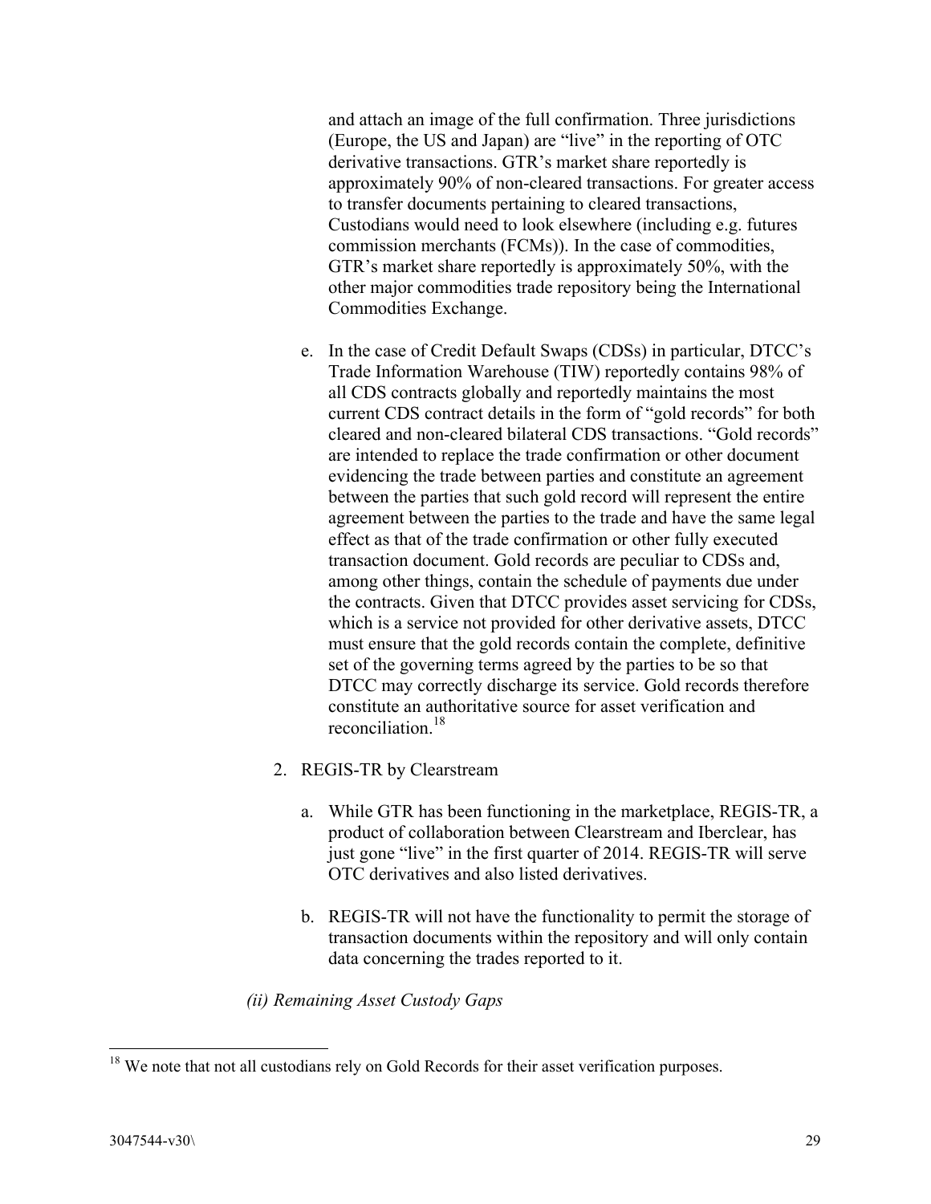and attach an image of the full confirmation. Three jurisdictions (Europe, the US and Japan) are "live" in the reporting of OTC derivative transactions. GTR's market share reportedly is approximately 90% of non-cleared transactions. For greater access to transfer documents pertaining to cleared transactions, Custodians would need to look elsewhere (including e.g. futures commission merchants (FCMs)). In the case of commodities, GTR's market share reportedly is approximately 50%, with the other major commodities trade repository being the International Commodities Exchange.

e. In the case of Credit Default Swaps (CDSs) in particular, DTCC's Trade Information Warehouse (TIW) reportedly contains 98% of all CDS contracts globally and reportedly maintains the most current CDS contract details in the form of "gold records" for both cleared and non-cleared bilateral CDS transactions. "Gold records" are intended to replace the trade confirmation or other document evidencing the trade between parties and constitute an agreement between the parties that such gold record will represent the entire agreement between the parties to the trade and have the same legal effect as that of the trade confirmation or other fully executed transaction document. Gold records are peculiar to CDSs and, among other things, contain the schedule of payments due under the contracts. Given that DTCC provides asset servicing for CDSs, which is a service not provided for other derivative assets, DTCC must ensure that the gold records contain the complete, definitive set of the governing terms agreed by the parties to be so that DTCC may correctly discharge its service. Gold records therefore constitute an authoritative source for asset verification and reconciliation.[18]

2. REGIS-TR by Clearstream

   a. While GTR has been functioning in the marketplace, REGIS-TR, a product of collaboration between Clearstream and Iberclear, has just gone "live" in the first quarter of 2014. REGIS-TR will serve OTC derivatives and also listed derivatives.

   b. REGIS-TR will not have the functionality to permit the storage of transaction documents within the repository and will only contain data concerning the trades reported to it.

*(ii) Remaining Asset Custody Gaps*

---

[18] We note that not all custodians rely on Gold Records for their asset verification purposes.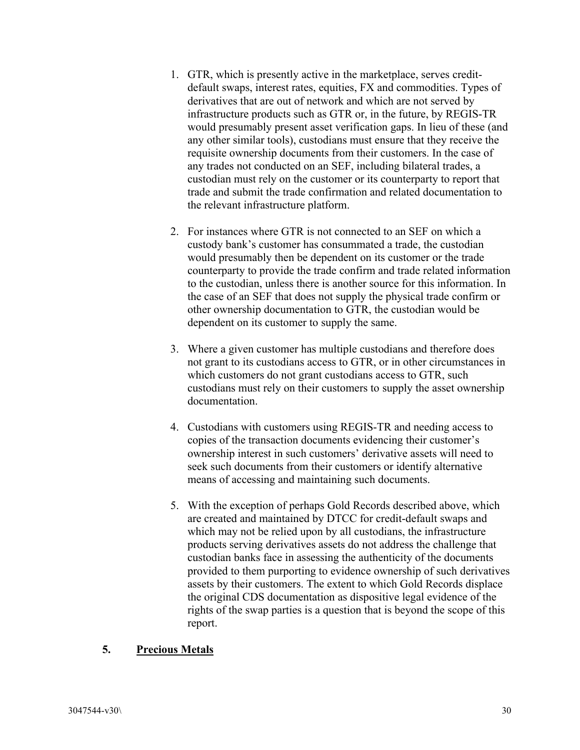1. GTR, which is presently active in the marketplace, serves credit-default swaps, interest rates, equities, FX and commodities. Types of derivatives that are out of network and which are not served by infrastructure products such as GTR or, in the future, by REGIS-TR would presumably present asset verification gaps. In lieu of these (and any other similar tools), custodians must ensure that they receive the requisite ownership documents from their customers. In the case of any trades not conducted on an SEF, including bilateral trades, a custodian must rely on the customer or its counterparty to report that trade and submit the trade confirmation and related documentation to the relevant infrastructure platform.

2. For instances where GTR is not connected to an SEF on which a custody bank's customer has consummated a trade, the custodian would presumably then be dependent on its customer or the trade counterparty to provide the trade confirm and trade related information to the custodian, unless there is another source for this information. In the case of an SEF that does not supply the physical trade confirm or other ownership documentation to GTR, the custodian would be dependent on its customer to supply the same.

3. Where a given customer has multiple custodians and therefore does not grant to its custodians access to GTR, or in other circumstances in which customers do not grant custodians access to GTR, such custodians must rely on their customers to supply the asset ownership documentation.

4. Custodians with customers using REGIS-TR and needing access to copies of the transaction documents evidencing their customer's ownership interest in such customers' derivative assets will need to seek such documents from their customers or identify alternative means of accessing and maintaining such documents.

5. With the exception of perhaps Gold Records described above, which are created and maintained by DTCC for credit-default swaps and which may not be relied upon by all custodians, the infrastructure products serving derivatives assets do not address the challenge that custodian banks face in assessing the authenticity of the documents provided to them purporting to evidence ownership of such derivatives assets by their customers. The extent to which Gold Records displace the original CDS documentation as dispositive legal evidence of the rights of the swap parties is a question that is beyond the scope of this report.

## 5. Precious Metals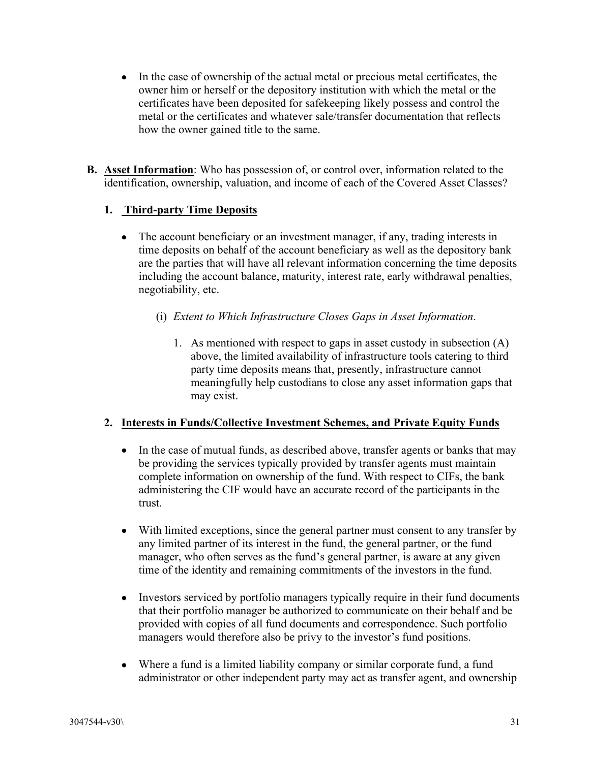- In the case of ownership of the actual metal or precious metal certificates, the owner him or herself or the depository institution with which the metal or the certificates have been deposited for safekeeping likely possess and control the metal or the certificates and whatever sale/transfer documentation that reflects how the owner gained title to the same.

**B. <u>Asset Information</u>**: Who has possession of, or control over, information related to the identification, ownership, valuation, and income of each of the Covered Asset Classes?

**1. <u>Third-party Time Deposits</u>**

- The account beneficiary or an investment manager, if any, trading interests in time deposits on behalf of the account beneficiary as well as the depository bank are the parties that will have all relevant information concerning the time deposits including the account balance, maturity, interest rate, early withdrawal penalties, negotiability, etc.

  (i) *Extent to Which Infrastructure Closes Gaps in Asset Information*.

  1. As mentioned with respect to gaps in asset custody in subsection (A) above, the limited availability of infrastructure tools catering to third party time deposits means that, presently, infrastructure cannot meaningfully help custodians to close any asset information gaps that may exist.

**2. <u>Interests in Funds/Collective Investment Schemes, and Private Equity Funds</u>**

- In the case of mutual funds, as described above, transfer agents or banks that may be providing the services typically provided by transfer agents must maintain complete information on ownership of the fund. With respect to CIFs, the bank administering the CIF would have an accurate record of the participants in the trust.

- With limited exceptions, since the general partner must consent to any transfer by any limited partner of its interest in the fund, the general partner, or the fund manager, who often serves as the fund's general partner, is aware at any given time of the identity and remaining commitments of the investors in the fund.

- Investors serviced by portfolio managers typically require in their fund documents that their portfolio manager be authorized to communicate on their behalf and be provided with copies of all fund documents and correspondence. Such portfolio managers would therefore also be privy to the investor's fund positions.

- Where a fund is a limited liability company or similar corporate fund, a fund administrator or other independent party may act as transfer agent, and ownership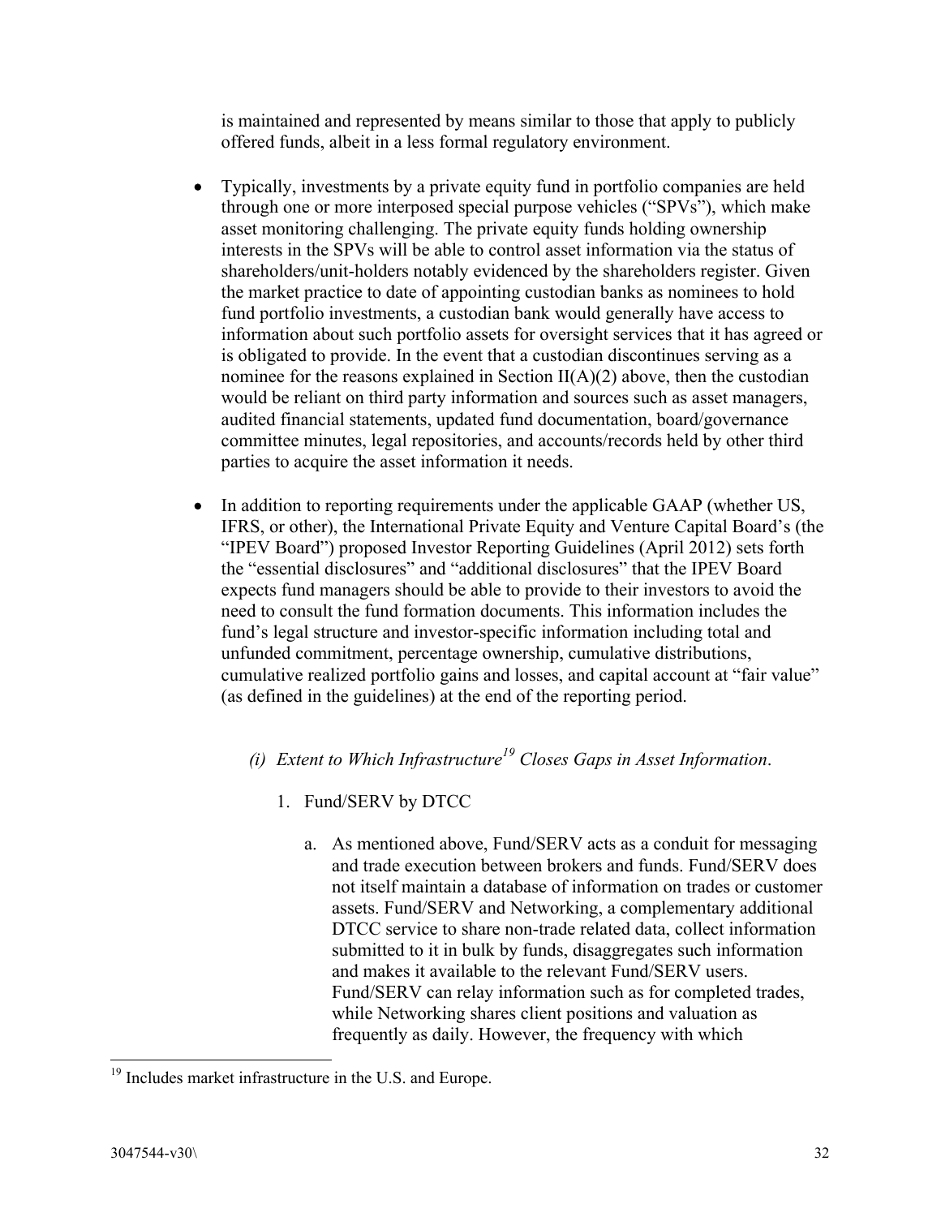is maintained and represented by means similar to those that apply to publicly offered funds, albeit in a less formal regulatory environment.

- Typically, investments by a private equity fund in portfolio companies are held through one or more interposed special purpose vehicles ("SPVs"), which make asset monitoring challenging. The private equity funds holding ownership interests in the SPVs will be able to control asset information via the status of shareholders/unit-holders notably evidenced by the shareholders register. Given the market practice to date of appointing custodian banks as nominees to hold fund portfolio investments, a custodian bank would generally have access to information about such portfolio assets for oversight services that it has agreed or is obligated to provide. In the event that a custodian discontinues serving as a nominee for the reasons explained in Section II(A)(2) above, then the custodian would be reliant on third party information and sources such as asset managers, audited financial statements, updated fund documentation, board/governance committee minutes, legal repositories, and accounts/records held by other third parties to acquire the asset information it needs.

- In addition to reporting requirements under the applicable GAAP (whether US, IFRS, or other), the International Private Equity and Venture Capital Board's (the "IPEV Board") proposed Investor Reporting Guidelines (April 2012) sets forth the "essential disclosures" and "additional disclosures" that the IPEV Board expects fund managers should be able to provide to their investors to avoid the need to consult the fund formation documents. This information includes the fund's legal structure and investor-specific information including total and unfunded commitment, percentage ownership, cumulative distributions, cumulative realized portfolio gains and losses, and capital account at "fair value" (as defined in the guidelines) at the end of the reporting period.

*(i) Extent to Which Infrastructure[19] Closes Gaps in Asset Information*.

1. Fund/SERV by DTCC

   a. As mentioned above, Fund/SERV acts as a conduit for messaging and trade execution between brokers and funds. Fund/SERV does not itself maintain a database of information on trades or customer assets. Fund/SERV and Networking, a complementary additional DTCC service to share non-trade related data, collect information submitted to it in bulk by funds, disaggregates such information and makes it available to the relevant Fund/SERV users. Fund/SERV can relay information such as for completed trades, while Networking shares client positions and valuation as frequently as daily. However, the frequency with which

[19] Includes market infrastructure in the U.S. and Europe.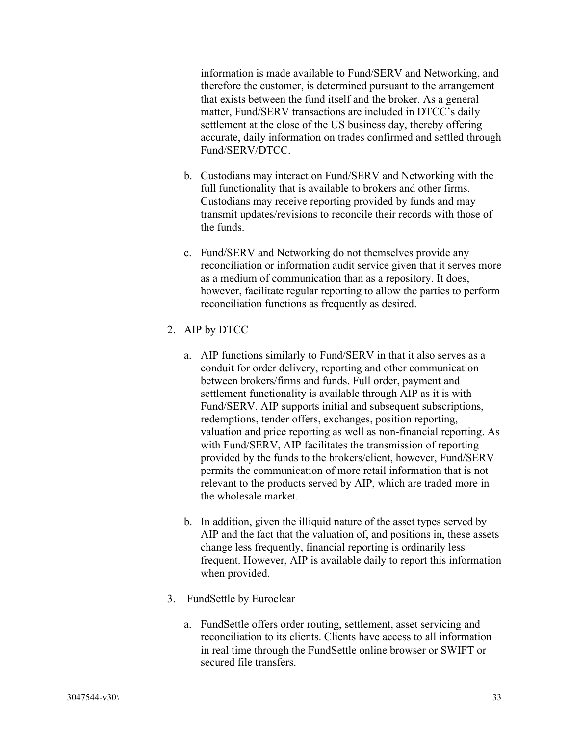information is made available to Fund/SERV and Networking, and therefore the customer, is determined pursuant to the arrangement that exists between the fund itself and the broker. As a general matter, Fund/SERV transactions are included in DTCC's daily settlement at the close of the US business day, thereby offering accurate, daily information on trades confirmed and settled through Fund/SERV/DTCC.

b. Custodians may interact on Fund/SERV and Networking with the full functionality that is available to brokers and other firms. Custodians may receive reporting provided by funds and may transmit updates/revisions to reconcile their records with those of the funds.

c. Fund/SERV and Networking do not themselves provide any reconciliation or information audit service given that it serves more as a medium of communication than as a repository. It does, however, facilitate regular reporting to allow the parties to perform reconciliation functions as frequently as desired.

2. AIP by DTCC

   a. AIP functions similarly to Fund/SERV in that it also serves as a conduit for order delivery, reporting and other communication between brokers/firms and funds. Full order, payment and settlement functionality is available through AIP as it is with Fund/SERV. AIP supports initial and subsequent subscriptions, redemptions, tender offers, exchanges, position reporting, valuation and price reporting as well as non-financial reporting. As with Fund/SERV, AIP facilitates the transmission of reporting provided by the funds to the brokers/client, however, Fund/SERV permits the communication of more retail information that is not relevant to the products served by AIP, which are traded more in the wholesale market.

   b. In addition, given the illiquid nature of the asset types served by AIP and the fact that the valuation of, and positions in, these assets change less frequently, financial reporting is ordinarily less frequent. However, AIP is available daily to report this information when provided.

3. FundSettle by Euroclear

   a. FundSettle offers order routing, settlement, asset servicing and reconciliation to its clients. Clients have access to all information in real time through the FundSettle online browser or SWIFT or secured file transfers.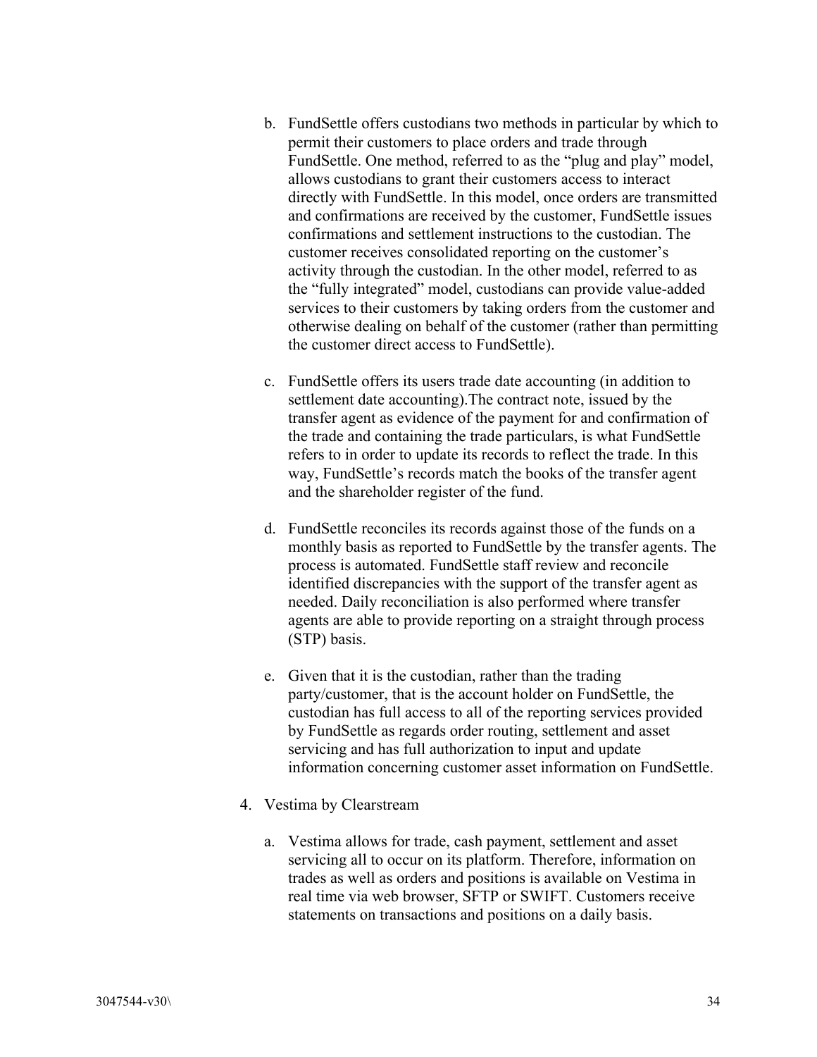b. FundSettle offers custodians two methods in particular by which to permit their customers to place orders and trade through FundSettle. One method, referred to as the "plug and play" model, allows custodians to grant their customers access to interact directly with FundSettle. In this model, once orders are transmitted and confirmations are received by the customer, FundSettle issues confirmations and settlement instructions to the custodian. The customer receives consolidated reporting on the customer's activity through the custodian. In the other model, referred to as the "fully integrated" model, custodians can provide value-added services to their customers by taking orders from the customer and otherwise dealing on behalf of the customer (rather than permitting the customer direct access to FundSettle).

c. FundSettle offers its users trade date accounting (in addition to settlement date accounting).The contract note, issued by the transfer agent as evidence of the payment for and confirmation of the trade and containing the trade particulars, is what FundSettle refers to in order to update its records to reflect the trade. In this way, FundSettle's records match the books of the transfer agent and the shareholder register of the fund.

d. FundSettle reconciles its records against those of the funds on a monthly basis as reported to FundSettle by the transfer agents. The process is automated. FundSettle staff review and reconcile identified discrepancies with the support of the transfer agent as needed. Daily reconciliation is also performed where transfer agents are able to provide reporting on a straight through process (STP) basis.

e. Given that it is the custodian, rather than the trading party/customer, that is the account holder on FundSettle, the custodian has full access to all of the reporting services provided by FundSettle as regards order routing, settlement and asset servicing and has full authorization to input and update information concerning customer asset information on FundSettle.

4. Vestima by Clearstream

   a. Vestima allows for trade, cash payment, settlement and asset servicing all to occur on its platform. Therefore, information on trades as well as orders and positions is available on Vestima in real time via web browser, SFTP or SWIFT. Customers receive statements on transactions and positions on a daily basis.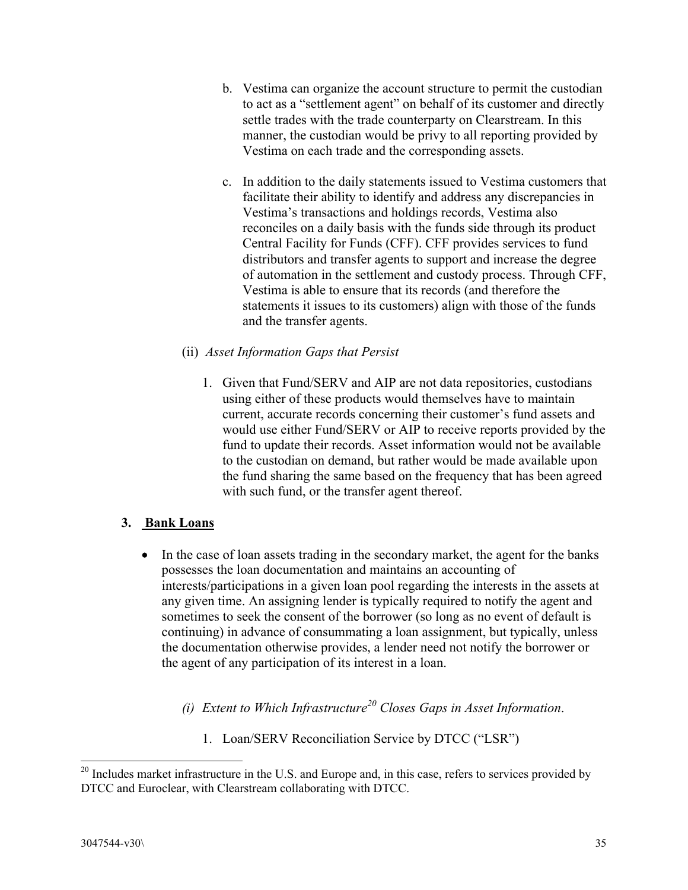b. Vestima can organize the account structure to permit the custodian to act as a "settlement agent" on behalf of its customer and directly settle trades with the trade counterparty on Clearstream. In this manner, the custodian would be privy to all reporting provided by Vestima on each trade and the corresponding assets.

c. In addition to the daily statements issued to Vestima customers that facilitate their ability to identify and address any discrepancies in Vestima's transactions and holdings records, Vestima also reconciles on a daily basis with the funds side through its product Central Facility for Funds (CFF). CFF provides services to fund distributors and transfer agents to support and increase the degree of automation in the settlement and custody process. Through CFF, Vestima is able to ensure that its records (and therefore the statements it issues to its customers) align with those of the funds and the transfer agents.

(ii) *Asset Information Gaps that Persist*

1. Given that Fund/SERV and AIP are not data repositories, custodians using either of these products would themselves have to maintain current, accurate records concerning their customer's fund assets and would use either Fund/SERV or AIP to receive reports provided by the fund to update their records. Asset information would not be available to the custodian on demand, but rather would be made available upon the fund sharing the same based on the frequency that has been agreed with such fund, or the transfer agent thereof.

### 3. Bank Loans

- In the case of loan assets trading in the secondary market, the agent for the banks possesses the loan documentation and maintains an accounting of interests/participations in a given loan pool regarding the interests in the assets at any given time. An assigning lender is typically required to notify the agent and sometimes to seek the consent of the borrower (so long as no event of default is continuing) in advance of consummating a loan assignment, but typically, unless the documentation otherwise provides, a lender need not notify the borrower or the agent of any participation of its interest in a loan.

  *(i) Extent to Which Infrastructure[20] Closes Gaps in Asset Information*.

  1. Loan/SERV Reconciliation Service by DTCC ("LSR")

[20] Includes market infrastructure in the U.S. and Europe and, in this case, refers to services provided by DTCC and Euroclear, with Clearstream collaborating with DTCC.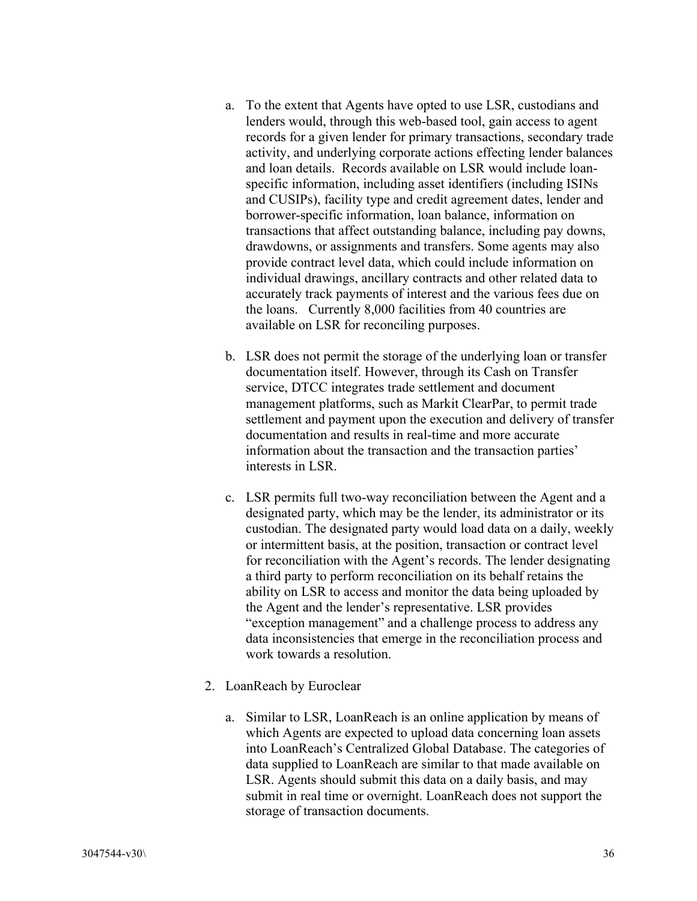a. To the extent that Agents have opted to use LSR, custodians and lenders would, through this web-based tool, gain access to agent records for a given lender for primary transactions, secondary trade activity, and underlying corporate actions effecting lender balances and loan details. Records available on LSR would include loan-specific information, including asset identifiers (including ISINs and CUSIPs), facility type and credit agreement dates, lender and borrower-specific information, loan balance, information on transactions that affect outstanding balance, including pay downs, drawdowns, or assignments and transfers. Some agents may also provide contract level data, which could include information on individual drawings, ancillary contracts and other related data to accurately track payments of interest and the various fees due on the loans. Currently 8,000 facilities from 40 countries are available on LSR for reconciling purposes.

b. LSR does not permit the storage of the underlying loan or transfer documentation itself. However, through its Cash on Transfer service, DTCC integrates trade settlement and document management platforms, such as Markit ClearPar, to permit trade settlement and payment upon the execution and delivery of transfer documentation and results in real-time and more accurate information about the transaction and the transaction parties' interests in LSR.

c. LSR permits full two-way reconciliation between the Agent and a designated party, which may be the lender, its administrator or its custodian. The designated party would load data on a daily, weekly or intermittent basis, at the position, transaction or contract level for reconciliation with the Agent's records. The lender designating a third party to perform reconciliation on its behalf retains the ability on LSR to access and monitor the data being uploaded by the Agent and the lender's representative. LSR provides "exception management" and a challenge process to address any data inconsistencies that emerge in the reconciliation process and work towards a resolution.

2. LoanReach by Euroclear

   a. Similar to LSR, LoanReach is an online application by means of which Agents are expected to upload data concerning loan assets into LoanReach's Centralized Global Database. The categories of data supplied to LoanReach are similar to that made available on LSR. Agents should submit this data on a daily basis, and may submit in real time or overnight. LoanReach does not support the storage of transaction documents.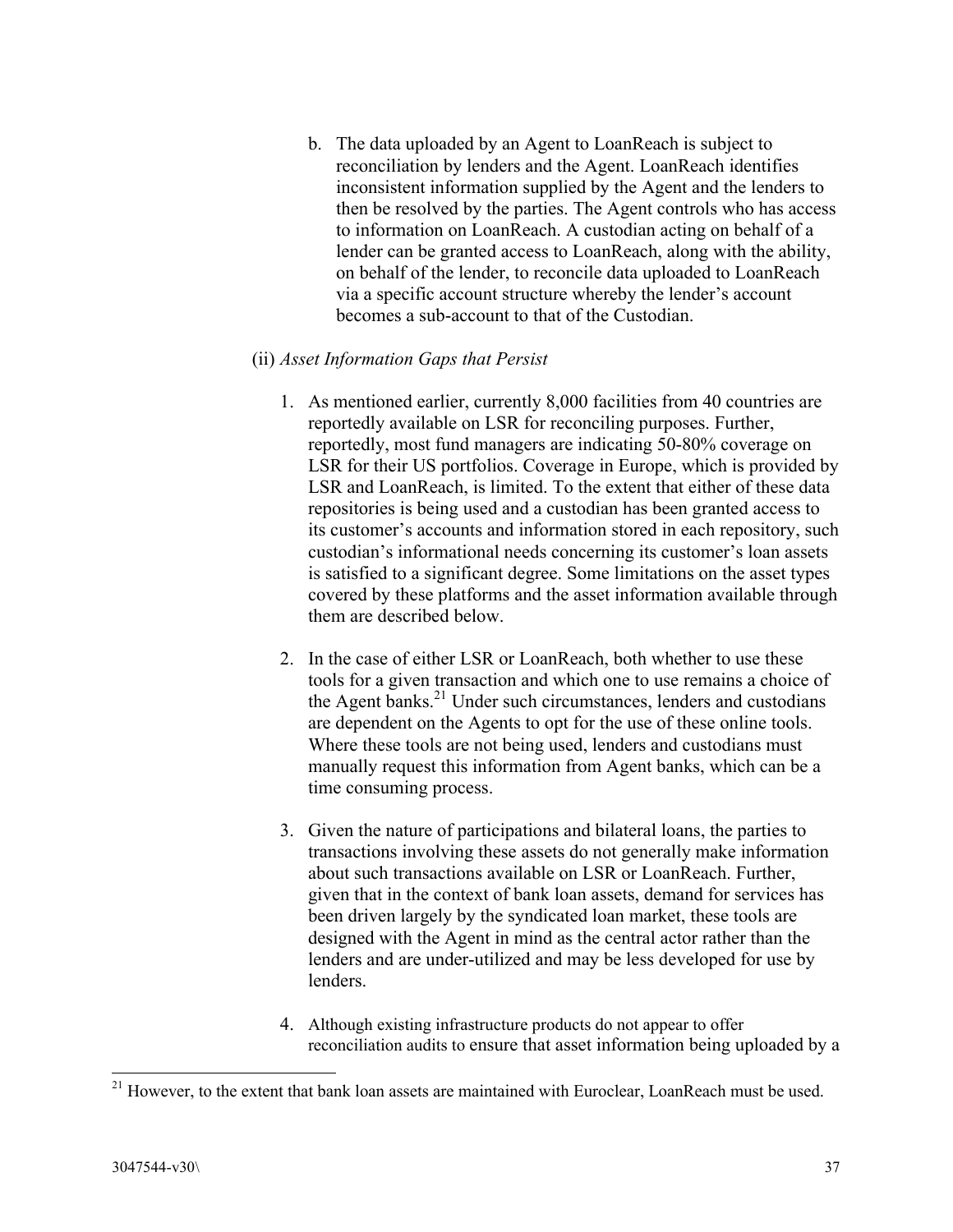b. The data uploaded by an Agent to LoanReach is subject to reconciliation by lenders and the Agent. LoanReach identifies inconsistent information supplied by the Agent and the lenders to then be resolved by the parties. The Agent controls who has access to information on LoanReach. A custodian acting on behalf of a lender can be granted access to LoanReach, along with the ability, on behalf of the lender, to reconcile data uploaded to LoanReach via a specific account structure whereby the lender's account becomes a sub-account to that of the Custodian.

(ii) *Asset Information Gaps that Persist*

1. As mentioned earlier, currently 8,000 facilities from 40 countries are reportedly available on LSR for reconciling purposes. Further, reportedly, most fund managers are indicating 50-80% coverage on LSR for their US portfolios. Coverage in Europe, which is provided by LSR and LoanReach, is limited. To the extent that either of these data repositories is being used and a custodian has been granted access to its customer's accounts and information stored in each repository, such custodian's informational needs concerning its customer's loan assets is satisfied to a significant degree. Some limitations on the asset types covered by these platforms and the asset information available through them are described below.

2. In the case of either LSR or LoanReach, both whether to use these tools for a given transaction and which one to use remains a choice of the Agent banks.[21] Under such circumstances, lenders and custodians are dependent on the Agents to opt for the use of these online tools. Where these tools are not being used, lenders and custodians must manually request this information from Agent banks, which can be a time consuming process.

3. Given the nature of participations and bilateral loans, the parties to transactions involving these assets do not generally make information about such transactions available on LSR or LoanReach. Further, given that in the context of bank loan assets, demand for services has been driven largely by the syndicated loan market, these tools are designed with the Agent in mind as the central actor rather than the lenders and are under-utilized and may be less developed for use by lenders.

4. Although existing infrastructure products do not appear to offer reconciliation audits to ensure that asset information being uploaded by a

[21] However, to the extent that bank loan assets are maintained with Euroclear, LoanReach must be used.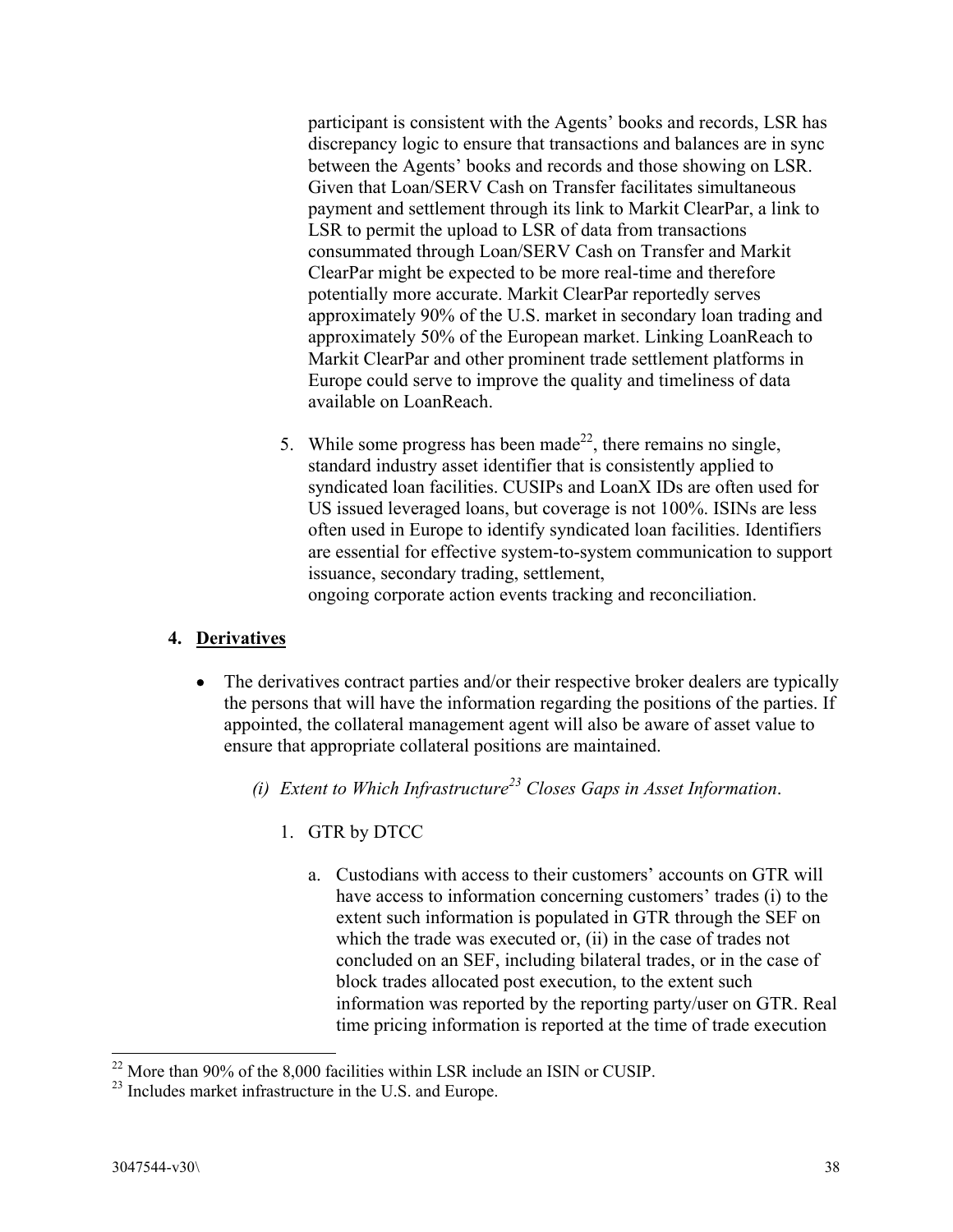participant is consistent with the Agents' books and records, LSR has discrepancy logic to ensure that transactions and balances are in sync between the Agents' books and records and those showing on LSR. Given that Loan/SERV Cash on Transfer facilitates simultaneous payment and settlement through its link to Markit ClearPar, a link to LSR to permit the upload to LSR of data from transactions consummated through Loan/SERV Cash on Transfer and Markit ClearPar might be expected to be more real-time and therefore potentially more accurate. Markit ClearPar reportedly serves approximately 90% of the U.S. market in secondary loan trading and approximately 50% of the European market. Linking LoanReach to Markit ClearPar and other prominent trade settlement platforms in Europe could serve to improve the quality and timeliness of data available on LoanReach.

5. While some progress has been made[22], there remains no single, standard industry asset identifier that is consistently applied to syndicated loan facilities. CUSIPs and LoanX IDs are often used for US issued leveraged loans, but coverage is not 100%. ISINs are less often used in Europe to identify syndicated loan facilities. Identifiers are essential for effective system-to-system communication to support issuance, secondary trading, settlement, ongoing corporate action events tracking and reconciliation.

## 4. Derivatives

- The derivatives contract parties and/or their respective broker dealers are typically the persons that will have the information regarding the positions of the parties. If appointed, the collateral management agent will also be aware of asset value to ensure that appropriate collateral positions are maintained.

  *(i) Extent to Which Infrastructure[23] Closes Gaps in Asset Information*.

  1. GTR by DTCC

     a. Custodians with access to their customers' accounts on GTR will have access to information concerning customers' trades (i) to the extent such information is populated in GTR through the SEF on which the trade was executed or, (ii) in the case of trades not concluded on an SEF, including bilateral trades, or in the case of block trades allocated post execution, to the extent such information was reported by the reporting party/user on GTR. Real time pricing information is reported at the time of trade execution

---

[22] More than 90% of the 8,000 facilities within LSR include an ISIN or CUSIP.

[23] Includes market infrastructure in the U.S. and Europe.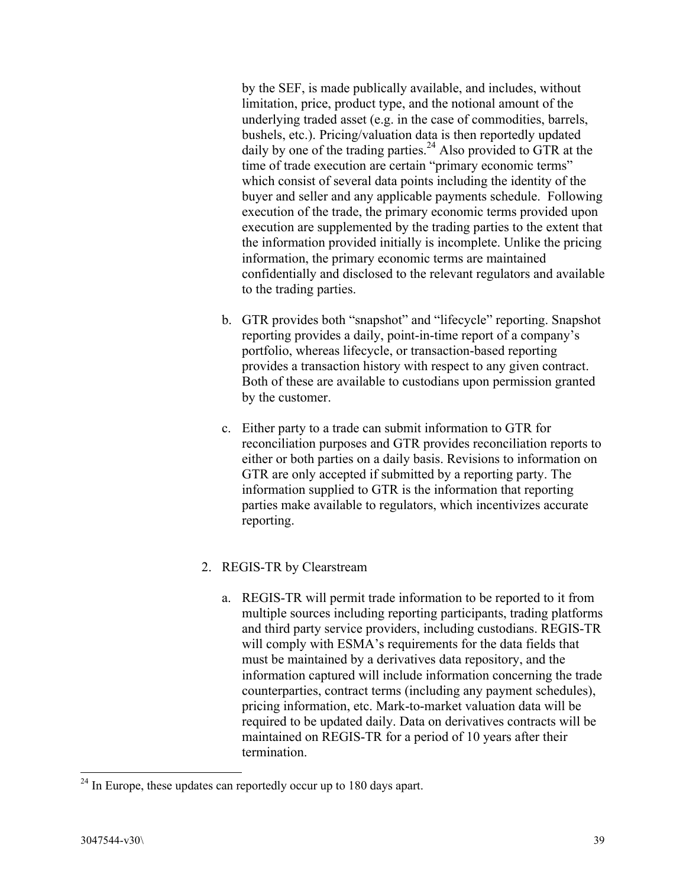by the SEF, is made publically available, and includes, without limitation, price, product type, and the notional amount of the underlying traded asset (e.g. in the case of commodities, barrels, bushels, etc.). Pricing/valuation data is then reportedly updated daily by one of the trading parties.[24] Also provided to GTR at the time of trade execution are certain "primary economic terms" which consist of several data points including the identity of the buyer and seller and any applicable payments schedule. Following execution of the trade, the primary economic terms provided upon execution are supplemented by the trading parties to the extent that the information provided initially is incomplete. Unlike the pricing information, the primary economic terms are maintained confidentially and disclosed to the relevant regulators and available to the trading parties.

b. GTR provides both "snapshot" and "lifecycle" reporting. Snapshot reporting provides a daily, point-in-time report of a company's portfolio, whereas lifecycle, or transaction-based reporting provides a transaction history with respect to any given contract. Both of these are available to custodians upon permission granted by the customer.

c. Either party to a trade can submit information to GTR for reconciliation purposes and GTR provides reconciliation reports to either or both parties on a daily basis. Revisions to information on GTR are only accepted if submitted by a reporting party. The information supplied to GTR is the information that reporting parties make available to regulators, which incentivizes accurate reporting.

2. REGIS-TR by Clearstream

a. REGIS-TR will permit trade information to be reported to it from multiple sources including reporting participants, trading platforms and third party service providers, including custodians. REGIS-TR will comply with ESMA's requirements for the data fields that must be maintained by a derivatives data repository, and the information captured will include information concerning the trade counterparties, contract terms (including any payment schedules), pricing information, etc. Mark-to-market valuation data will be required to be updated daily. Data on derivatives contracts will be maintained on REGIS-TR for a period of 10 years after their termination.

[24] In Europe, these updates can reportedly occur up to 180 days apart.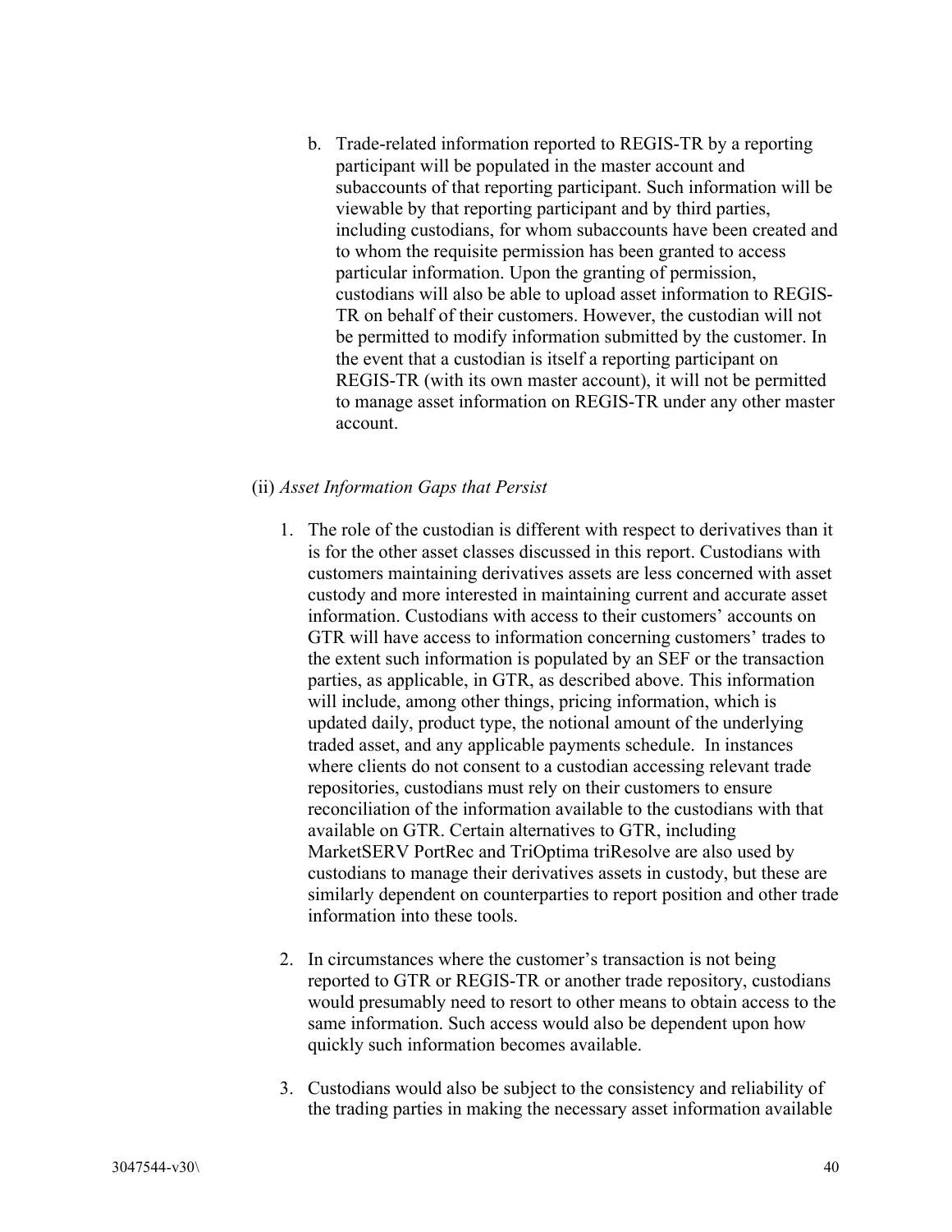b. Trade-related information reported to REGIS-TR by a reporting participant will be populated in the master account and subaccounts of that reporting participant. Such information will be viewable by that reporting participant and by third parties, including custodians, for whom subaccounts have been created and to whom the requisite permission has been granted to access particular information. Upon the granting of permission, custodians will also be able to upload asset information to REGIS-TR on behalf of their customers. However, the custodian will not be permitted to modify information submitted by the customer. In the event that a custodian is itself a reporting participant on REGIS-TR (with its own master account), it will not be permitted to manage asset information on REGIS-TR under any other master account.

(ii) *Asset Information Gaps that Persist*

1. The role of the custodian is different with respect to derivatives than it is for the other asset classes discussed in this report. Custodians with customers maintaining derivatives assets are less concerned with asset custody and more interested in maintaining current and accurate asset information. Custodians with access to their customers' accounts on GTR will have access to information concerning customers' trades to the extent such information is populated by an SEF or the transaction parties, as applicable, in GTR, as described above. This information will include, among other things, pricing information, which is updated daily, product type, the notional amount of the underlying traded asset, and any applicable payments schedule. In instances where clients do not consent to a custodian accessing relevant trade repositories, custodians must rely on their customers to ensure reconciliation of the information available to the custodians with that available on GTR. Certain alternatives to GTR, including MarketSERV PortRec and TriOptima triResolve are also used by custodians to manage their derivatives assets in custody, but these are similarly dependent on counterparties to report position and other trade information into these tools.

2. In circumstances where the customer's transaction is not being reported to GTR or REGIS-TR or another trade repository, custodians would presumably need to resort to other means to obtain access to the same information. Such access would also be dependent upon how quickly such information becomes available.

3. Custodians would also be subject to the consistency and reliability of the trading parties in making the necessary asset information available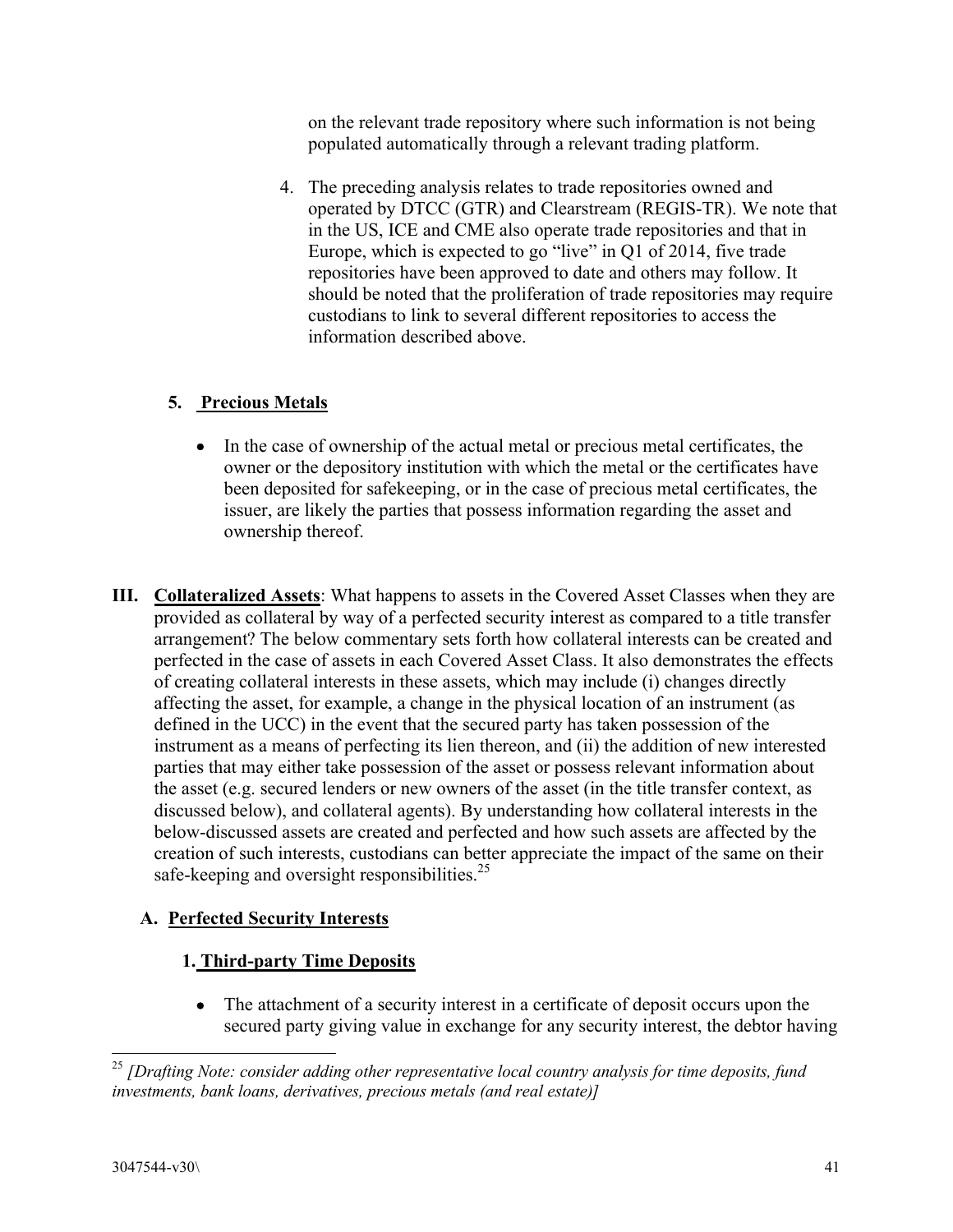on the relevant trade repository where such information is not being populated automatically through a relevant trading platform.

4. The preceding analysis relates to trade repositories owned and operated by DTCC (GTR) and Clearstream (REGIS-TR). We note that in the US, ICE and CME also operate trade repositories and that in Europe, which is expected to go "live" in Q1 of 2014, five trade repositories have been approved to date and others may follow. It should be noted that the proliferation of trade repositories may require custodians to link to several different repositories to access the information described above.

### 5. Precious Metals

- In the case of ownership of the actual metal or precious metal certificates, the owner or the depository institution with which the metal or the certificates have been deposited for safekeeping, or in the case of precious metal certificates, the issuer, are likely the parties that possess information regarding the asset and ownership thereof.

## III. Collateralized Assets

**III. Collateralized Assets**: What happens to assets in the Covered Asset Classes when they are provided as collateral by way of a perfected security interest as compared to a title transfer arrangement? The below commentary sets forth how collateral interests can be created and perfected in the case of assets in each Covered Asset Class. It also demonstrates the effects of creating collateral interests in these assets, which may include (i) changes directly affecting the asset, for example, a change in the physical location of an instrument (as defined in the UCC) in the event that the secured party has taken possession of the instrument as a means of perfecting its lien thereon, and (ii) the addition of new interested parties that may either take possession of the asset or possess relevant information about the asset (e.g. secured lenders or new owners of the asset (in the title transfer context, as discussed below), and collateral agents). By understanding how collateral interests in the below-discussed assets are created and perfected and how such assets are affected by the creation of such interests, custodians can better appreciate the impact of the same on their safe-keeping and oversight responsibilities.[25]

### A. Perfected Security Interests

#### 1. Third-party Time Deposits

- The attachment of a security interest in a certificate of deposit occurs upon the secured party giving value in exchange for any security interest, the debtor having

---

[25] *[Drafting Note: consider adding other representative local country analysis for time deposits, fund investments, bank loans, derivatives, precious metals (and real estate)]*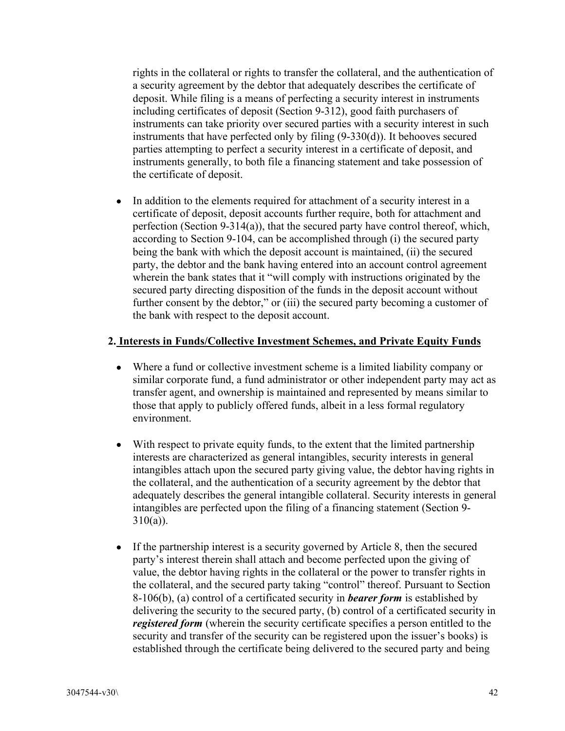rights in the collateral or rights to transfer the collateral, and the authentication of a security agreement by the debtor that adequately describes the certificate of deposit. While filing is a means of perfecting a security interest in instruments including certificates of deposit (Section 9-312), good faith purchasers of instruments can take priority over secured parties with a security interest in such instruments that have perfected only by filing (9-330(d)). It behooves secured parties attempting to perfect a security interest in a certificate of deposit, and instruments generally, to both file a financing statement and take possession of the certificate of deposit.

- In addition to the elements required for attachment of a security interest in a certificate of deposit, deposit accounts further require, both for attachment and perfection (Section 9-314(a)), that the secured party have control thereof, which, according to Section 9-104, can be accomplished through (i) the secured party being the bank with which the deposit account is maintained, (ii) the secured party, the debtor and the bank having entered into an account control agreement wherein the bank states that it "will comply with instructions originated by the secured party directing disposition of the funds in the deposit account without further consent by the debtor," or (iii) the secured party becoming a customer of the bank with respect to the deposit account.

**2. <u>Interests in Funds/Collective Investment Schemes, and Private Equity Funds</u>**

- Where a fund or collective investment scheme is a limited liability company or similar corporate fund, a fund administrator or other independent party may act as transfer agent, and ownership is maintained and represented by means similar to those that apply to publicly offered funds, albeit in a less formal regulatory environment.

- With respect to private equity funds, to the extent that the limited partnership interests are characterized as general intangibles, security interests in general intangibles attach upon the secured party giving value, the debtor having rights in the collateral, and the authentication of a security agreement by the debtor that adequately describes the general intangible collateral. Security interests in general intangibles are perfected upon the filing of a financing statement (Section 9-310(a)).

- If the partnership interest is a security governed by Article 8, then the secured party's interest therein shall attach and become perfected upon the giving of value, the debtor having rights in the collateral or the power to transfer rights in the collateral, and the secured party taking "control" thereof. Pursuant to Section 8-106(b), (a) control of a certificated security in ***bearer form*** is established by delivering the security to the secured party, (b) control of a certificated security in ***registered form*** (wherein the security certificate specifies a person entitled to the security and transfer of the security can be registered upon the issuer's books) is established through the certificate being delivered to the secured party and being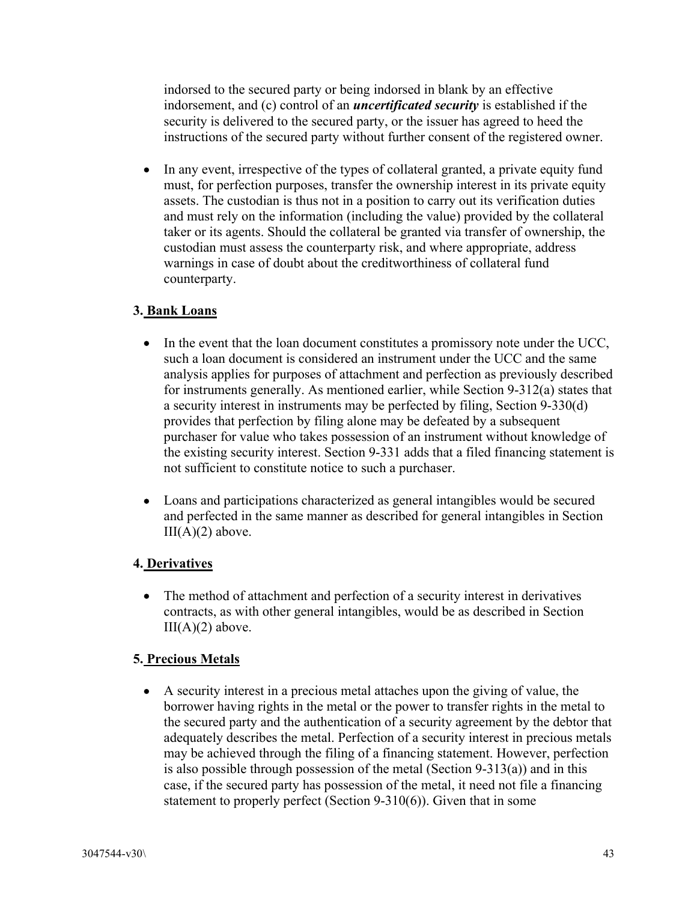indorsed to the secured party or being indorsed in blank by an effective indorsement, and (c) control of an ***uncertificated security*** is established if the security is delivered to the secured party, or the issuer has agreed to heed the instructions of the secured party without further consent of the registered owner.

- In any event, irrespective of the types of collateral granted, a private equity fund must, for perfection purposes, transfer the ownership interest in its private equity assets. The custodian is thus not in a position to carry out its verification duties and must rely on the information (including the value) provided by the collateral taker or its agents. Should the collateral be granted via transfer of ownership, the custodian must assess the counterparty risk, and where appropriate, address warnings in case of doubt about the creditworthiness of collateral fund counterparty.

**3. <u>Bank Loans</u>**

- In the event that the loan document constitutes a promissory note under the UCC, such a loan document is considered an instrument under the UCC and the same analysis applies for purposes of attachment and perfection as previously described for instruments generally. As mentioned earlier, while Section 9-312(a) states that a security interest in instruments may be perfected by filing, Section 9-330(d) provides that perfection by filing alone may be defeated by a subsequent purchaser for value who takes possession of an instrument without knowledge of the existing security interest. Section 9-331 adds that a filed financing statement is not sufficient to constitute notice to such a purchaser.

- Loans and participations characterized as general intangibles would be secured and perfected in the same manner as described for general intangibles in Section III(A)(2) above.

**4. <u>Derivatives</u>**

- The method of attachment and perfection of a security interest in derivatives contracts, as with other general intangibles, would be as described in Section III(A)(2) above.

**5. <u>Precious Metals</u>**

- A security interest in a precious metal attaches upon the giving of value, the borrower having rights in the metal or the power to transfer rights in the metal to the secured party and the authentication of a security agreement by the debtor that adequately describes the metal. Perfection of a security interest in precious metals may be achieved through the filing of a financing statement. However, perfection is also possible through possession of the metal (Section 9-313(a)) and in this case, if the secured party has possession of the metal, it need not file a financing statement to properly perfect (Section 9-310(6)). Given that in some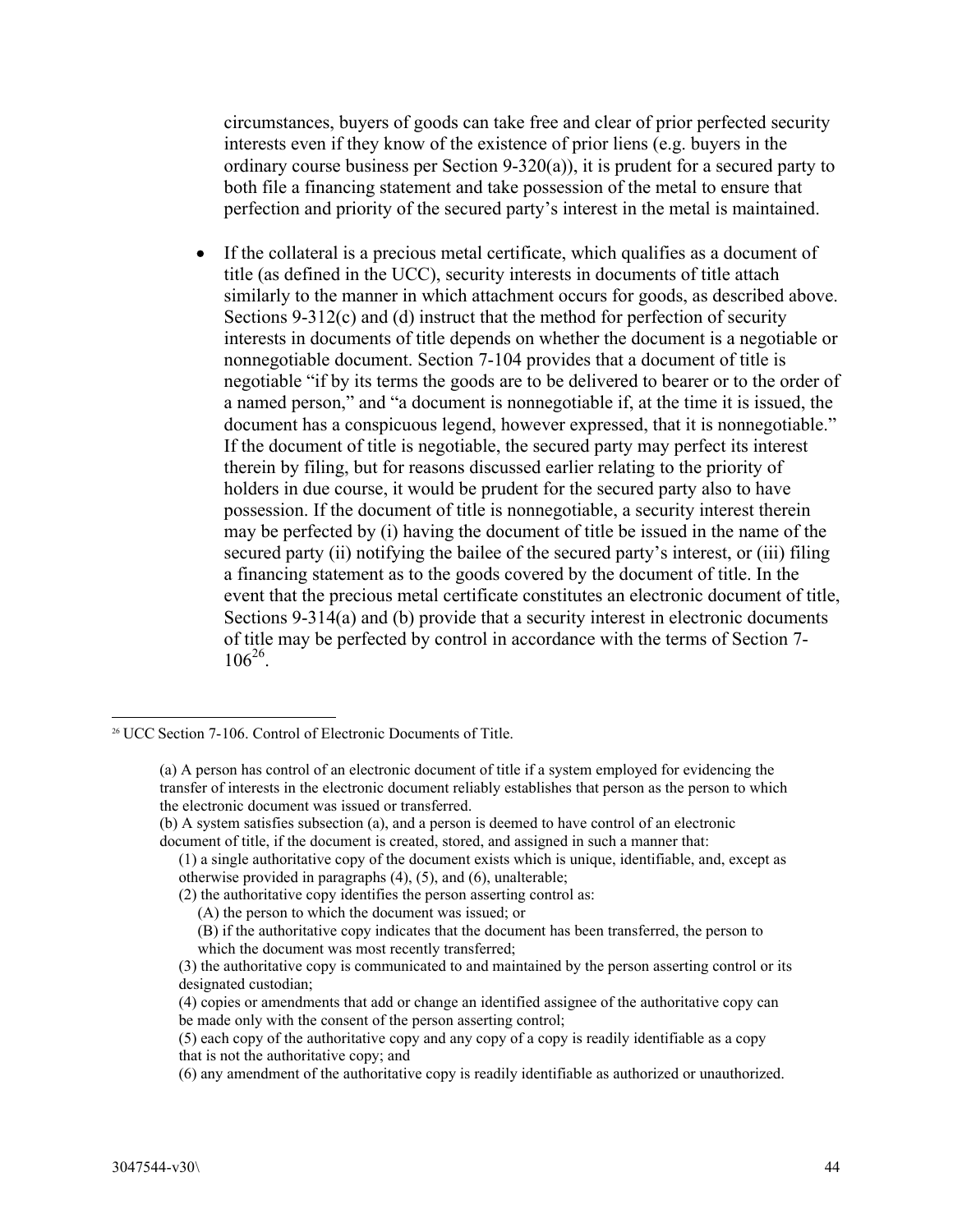circumstances, buyers of goods can take free and clear of prior perfected security interests even if they know of the existence of prior liens (e.g. buyers in the ordinary course business per Section 9-320(a)), it is prudent for a secured party to both file a financing statement and take possession of the metal to ensure that perfection and priority of the secured party's interest in the metal is maintained.

- If the collateral is a precious metal certificate, which qualifies as a document of title (as defined in the UCC), security interests in documents of title attach similarly to the manner in which attachment occurs for goods, as described above. Sections 9-312(c) and (d) instruct that the method for perfection of security interests in documents of title depends on whether the document is a negotiable or nonnegotiable document. Section 7-104 provides that a document of title is negotiable "if by its terms the goods are to be delivered to bearer or to the order of a named person," and "a document is nonnegotiable if, at the time it is issued, the document has a conspicuous legend, however expressed, that it is nonnegotiable." If the document of title is negotiable, the secured party may perfect its interest therein by filing, but for reasons discussed earlier relating to the priority of holders in due course, it would be prudent for the secured party also to have possession. If the document of title is nonnegotiable, a security interest therein may be perfected by (i) having the document of title be issued in the name of the secured party (ii) notifying the bailee of the secured party's interest, or (iii) filing a financing statement as to the goods covered by the document of title. In the event that the precious metal certificate constitutes an electronic document of title, Sections 9-314(a) and (b) provide that a security interest in electronic documents of title may be perfected by control in accordance with the terms of Section 7-106[26].

---

[26] UCC Section 7-106. Control of Electronic Documents of Title.

(a) A person has control of an electronic document of title if a system employed for evidencing the transfer of interests in the electronic document reliably establishes that person as the person to which the electronic document was issued or transferred.

(b) A system satisfies subsection (a), and a person is deemed to have control of an electronic document of title, if the document is created, stored, and assigned in such a manner that:

(1) a single authoritative copy of the document exists which is unique, identifiable, and, except as otherwise provided in paragraphs (4), (5), and (6), unalterable;

(2) the authoritative copy identifies the person asserting control as:

(A) the person to which the document was issued; or

(B) if the authoritative copy indicates that the document has been transferred, the person to which the document was most recently transferred;

(3) the authoritative copy is communicated to and maintained by the person asserting control or its designated custodian;

(4) copies or amendments that add or change an identified assignee of the authoritative copy can be made only with the consent of the person asserting control;

(5) each copy of the authoritative copy and any copy of a copy is readily identifiable as a copy that is not the authoritative copy; and

(6) any amendment of the authoritative copy is readily identifiable as authorized or unauthorized.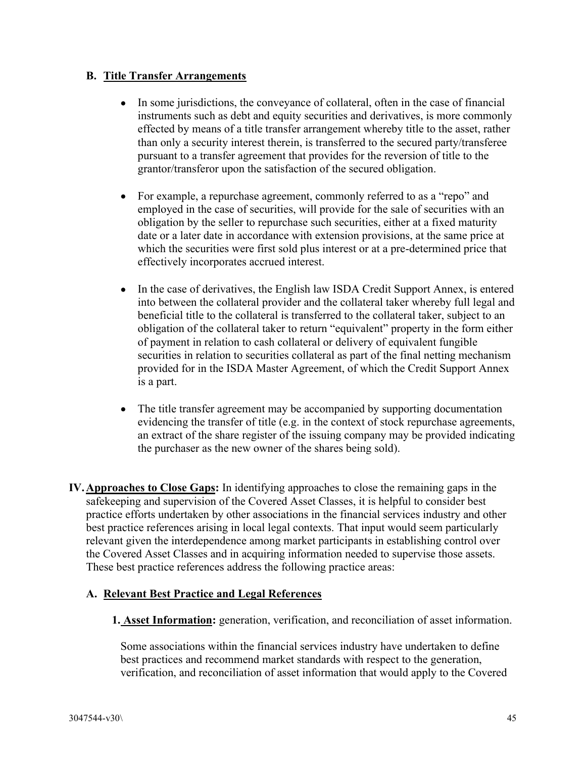### B. Title Transfer Arrangements

- In some jurisdictions, the conveyance of collateral, often in the case of financial instruments such as debt and equity securities and derivatives, is more commonly effected by means of a title transfer arrangement whereby title to the asset, rather than only a security interest therein, is transferred to the secured party/transferee pursuant to a transfer agreement that provides for the reversion of title to the grantor/transferor upon the satisfaction of the secured obligation.

- For example, a repurchase agreement, commonly referred to as a "repo" and employed in the case of securities, will provide for the sale of securities with an obligation by the seller to repurchase such securities, either at a fixed maturity date or a later date in accordance with extension provisions, at the same price at which the securities were first sold plus interest or at a pre-determined price that effectively incorporates accrued interest.

- In the case of derivatives, the English law ISDA Credit Support Annex, is entered into between the collateral provider and the collateral taker whereby full legal and beneficial title to the collateral is transferred to the collateral taker, subject to an obligation of the collateral taker to return "equivalent" property in the form either of payment in relation to cash collateral or delivery of equivalent fungible securities in relation to securities collateral as part of the final netting mechanism provided for in the ISDA Master Agreement, of which the Credit Support Annex is a part.

- The title transfer agreement may be accompanied by supporting documentation evidencing the transfer of title (e.g. in the context of stock repurchase agreements, an extract of the share register of the issuing company may be provided indicating the purchaser as the new owner of the shares being sold).

## IV. Approaches to Close Gaps:

In identifying approaches to close the remaining gaps in the safekeeping and supervision of the Covered Asset Classes, it is helpful to consider best practice efforts undertaken by other associations in the financial services industry and other best practice references arising in local legal contexts. That input would seem particularly relevant given the interdependence among market participants in establishing control over the Covered Asset Classes and in acquiring information needed to supervise those assets. These best practice references address the following practice areas:

### A. Relevant Best Practice and Legal References

**1. Asset Information:** generation, verification, and reconciliation of asset information.

Some associations within the financial services industry have undertaken to define best practices and recommend market standards with respect to the generation, verification, and reconciliation of asset information that would apply to the Covered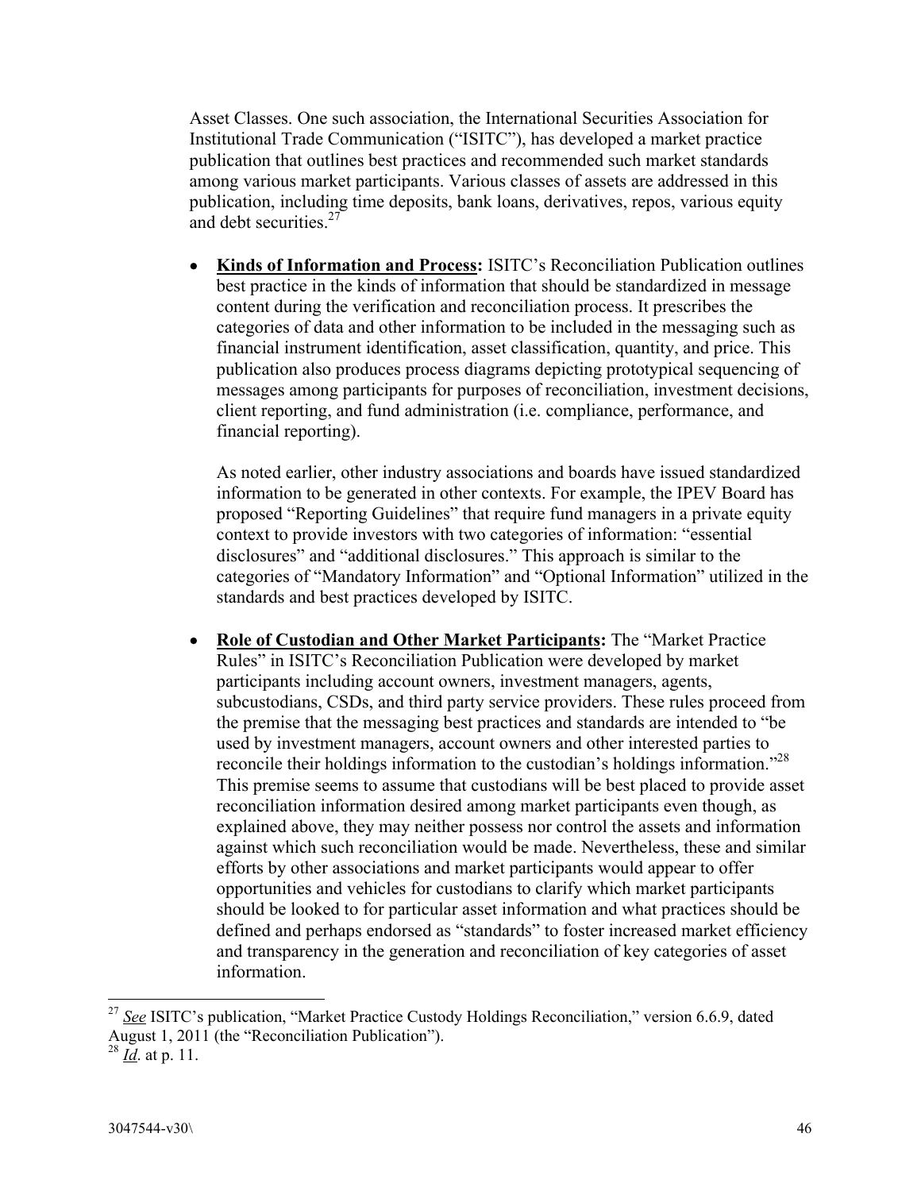Asset Classes. One such association, the International Securities Association for Institutional Trade Communication ("ISITC"), has developed a market practice publication that outlines best practices and recommended such market standards among various market participants. Various classes of assets are addressed in this publication, including time deposits, bank loans, derivatives, repos, various equity and debt securities.[27]

- **Kinds of Information and Process:** ISITC's Reconciliation Publication outlines best practice in the kinds of information that should be standardized in message content during the verification and reconciliation process. It prescribes the categories of data and other information to be included in the messaging such as financial instrument identification, asset classification, quantity, and price. This publication also produces process diagrams depicting prototypical sequencing of messages among participants for purposes of reconciliation, investment decisions, client reporting, and fund administration (i.e. compliance, performance, and financial reporting).

  As noted earlier, other industry associations and boards have issued standardized information to be generated in other contexts. For example, the IPEV Board has proposed "Reporting Guidelines" that require fund managers in a private equity context to provide investors with two categories of information: "essential disclosures" and "additional disclosures." This approach is similar to the categories of "Mandatory Information" and "Optional Information" utilized in the standards and best practices developed by ISITC.

- **Role of Custodian and Other Market Participants:** The "Market Practice Rules" in ISITC's Reconciliation Publication were developed by market participants including account owners, investment managers, agents, subcustodians, CSDs, and third party service providers. These rules proceed from the premise that the messaging best practices and standards are intended to "be used by investment managers, account owners and other interested parties to reconcile their holdings information to the custodian's holdings information."[28] This premise seems to assume that custodians will be best placed to provide asset reconciliation information desired among market participants even though, as explained above, they may neither possess nor control the assets and information against which such reconciliation would be made. Nevertheless, these and similar efforts by other associations and market participants would appear to offer opportunities and vehicles for custodians to clarify which market participants should be looked to for particular asset information and what practices should be defined and perhaps endorsed as "standards" to foster increased market efficiency and transparency in the generation and reconciliation of key categories of asset information.

---

[27] *See* ISITC's publication, "Market Practice Custody Holdings Reconciliation," version 6.6.9, dated August 1, 2011 (the "Reconciliation Publication").

[28] *Id*. at p. 11.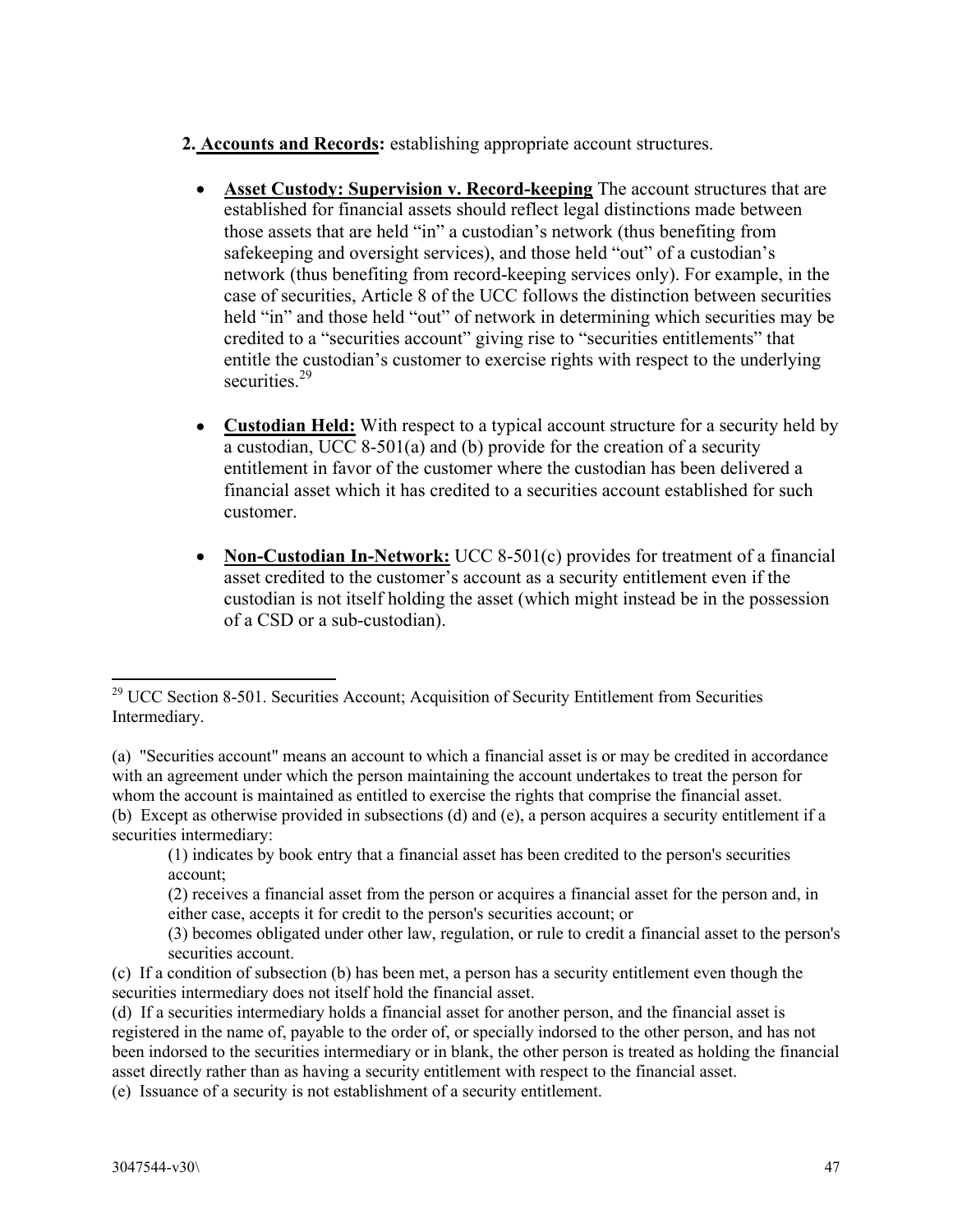**2. Accounts and Records:** establishing appropriate account structures.

- **Asset Custody: Supervision v. Record-keeping** The account structures that are established for financial assets should reflect legal distinctions made between those assets that are held "in" a custodian's network (thus benefiting from safekeeping and oversight services), and those held "out" of a custodian's network (thus benefiting from record-keeping services only). For example, in the case of securities, Article 8 of the UCC follows the distinction between securities held "in" and those held "out" of network in determining which securities may be credited to a "securities account" giving rise to "securities entitlements" that entitle the custodian's customer to exercise rights with respect to the underlying securities.[29]

- **Custodian Held:** With respect to a typical account structure for a security held by a custodian, UCC 8-501(a) and (b) provide for the creation of a security entitlement in favor of the customer where the custodian has been delivered a financial asset which it has credited to a securities account established for such customer.

- **Non-Custodian In-Network:** UCC 8-501(c) provides for treatment of a financial asset credited to the customer's account as a security entitlement even if the custodian is not itself holding the asset (which might instead be in the possession of a CSD or a sub-custodian).

---

[29] UCC Section 8-501. Securities Account; Acquisition of Security Entitlement from Securities Intermediary.

(a) "Securities account" means an account to which a financial asset is or may be credited in accordance with an agreement under which the person maintaining the account undertakes to treat the person for whom the account is maintained as entitled to exercise the rights that comprise the financial asset.
(b) Except as otherwise provided in subsections (d) and (e), a person acquires a security entitlement if a securities intermediary:

> (1) indicates by book entry that a financial asset has been credited to the person's securities account;
> (2) receives a financial asset from the person or acquires a financial asset for the person and, in either case, accepts it for credit to the person's securities account; or
> (3) becomes obligated under other law, regulation, or rule to credit a financial asset to the person's securities account.

(c) If a condition of subsection (b) has been met, a person has a security entitlement even though the securities intermediary does not itself hold the financial asset.
(d) If a securities intermediary holds a financial asset for another person, and the financial asset is registered in the name of, payable to the order of, or specially indorsed to the other person, and has not been indorsed to the securities intermediary or in blank, the other person is treated as holding the financial asset directly rather than as having a security entitlement with respect to the financial asset.
(e) Issuance of a security is not establishment of a security entitlement.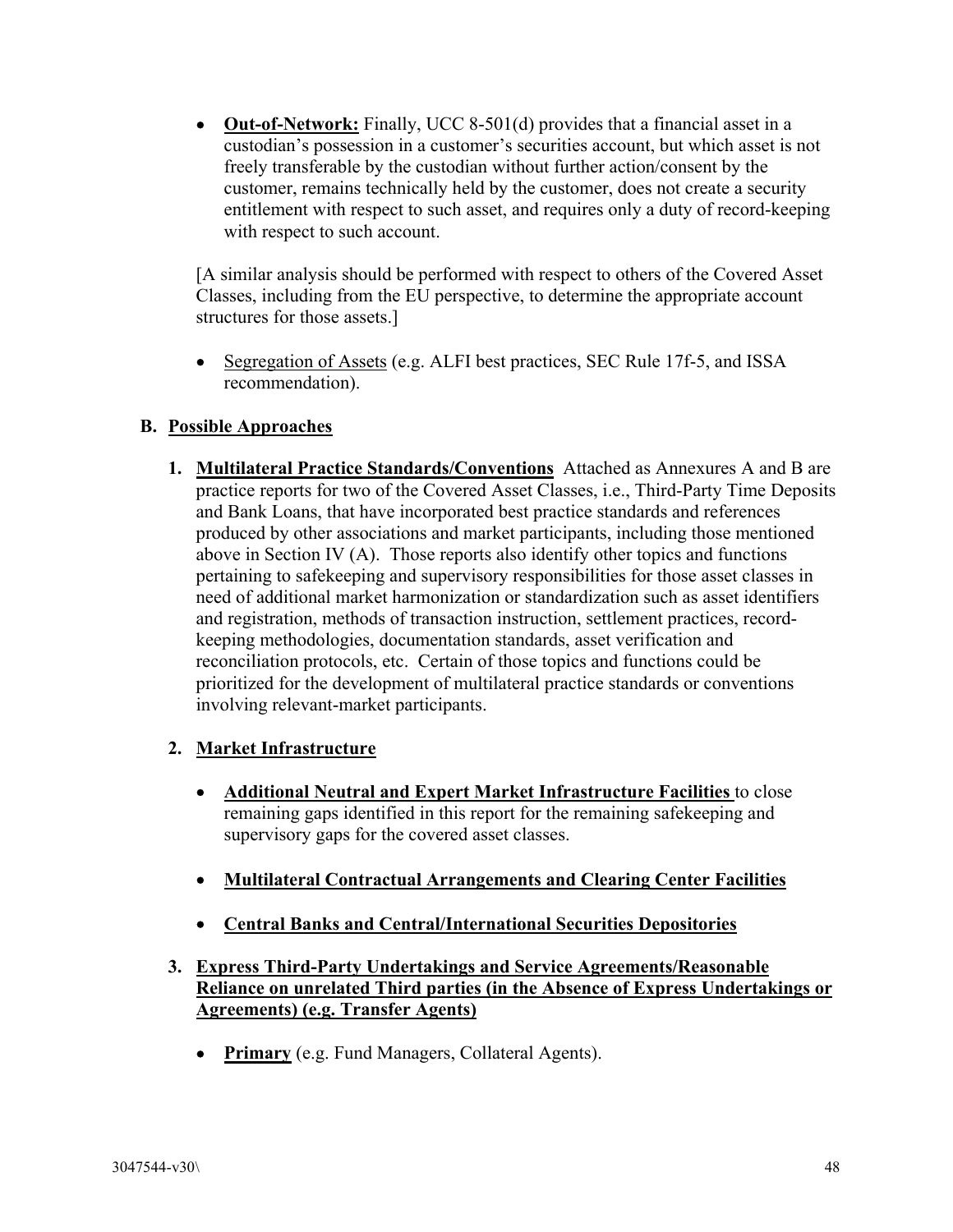- **Out-of-Network:** Finally, UCC 8-501(d) provides that a financial asset in a custodian's possession in a customer's securities account, but which asset is not freely transferable by the custodian without further action/consent by the customer, remains technically held by the customer, does not create a security entitlement with respect to such asset, and requires only a duty of record-keeping with respect to such account.

[A similar analysis should be performed with respect to others of the Covered Asset Classes, including from the EU perspective, to determine the appropriate account structures for those assets.]

- Segregation of Assets (e.g. ALFI best practices, SEC Rule 17f-5, and ISSA recommendation).

## B. Possible Approaches

1. **Multilateral Practice Standards/Conventions** Attached as Annexures A and B are practice reports for two of the Covered Asset Classes, i.e., Third-Party Time Deposits and Bank Loans, that have incorporated best practice standards and references produced by other associations and market participants, including those mentioned above in Section IV (A). Those reports also identify other topics and functions pertaining to safekeeping and supervisory responsibilities for those asset classes in need of additional market harmonization or standardization such as asset identifiers and registration, methods of transaction instruction, settlement practices, record-keeping methodologies, documentation standards, asset verification and reconciliation protocols, etc. Certain of those topics and functions could be prioritized for the development of multilateral practice standards or conventions involving relevant-market participants.

2. **Market Infrastructure**

   - **Additional Neutral and Expert Market Infrastructure Facilities** to close remaining gaps identified in this report for the remaining safekeeping and supervisory gaps for the covered asset classes.

   - **Multilateral Contractual Arrangements and Clearing Center Facilities**

   - **Central Banks and Central/International Securities Depositories**

3. **Express Third-Party Undertakings and Service Agreements/Reasonable Reliance on unrelated Third parties (in the Absence of Express Undertakings or Agreements) (e.g. Transfer Agents)**

   - **Primary** (e.g. Fund Managers, Collateral Agents).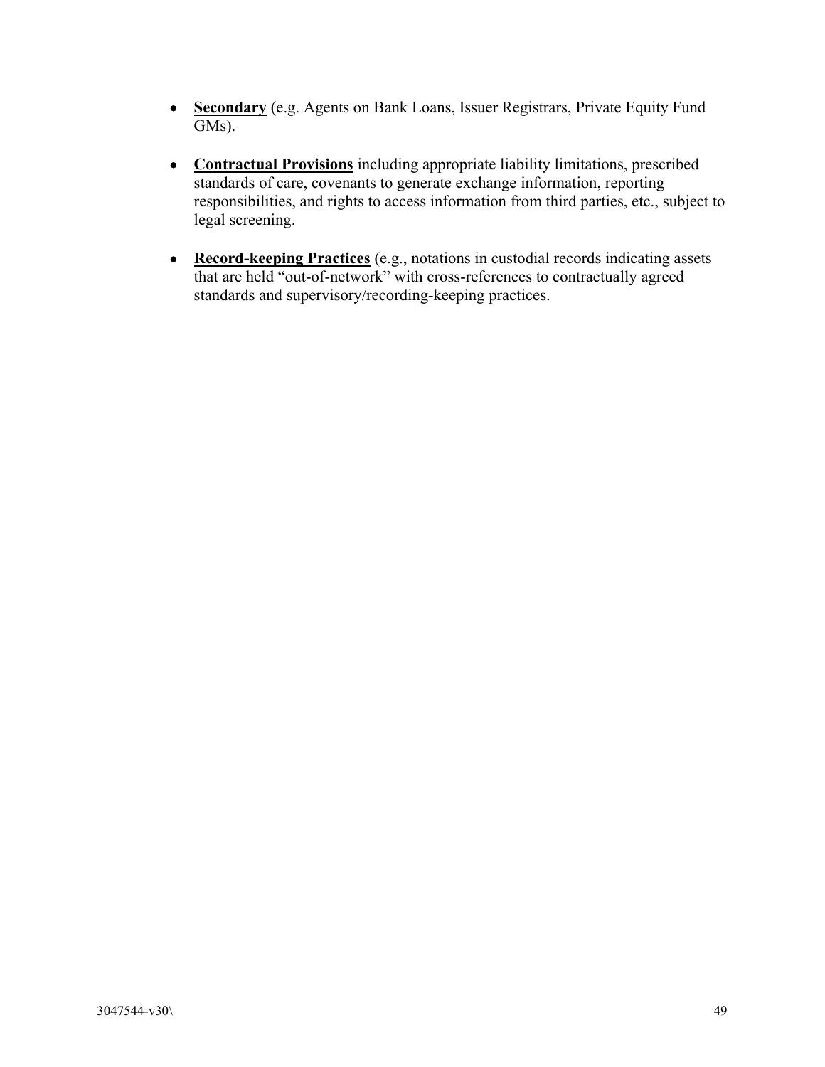- **Secondary** (e.g. Agents on Bank Loans, Issuer Registrars, Private Equity Fund GMs).

- **Contractual Provisions** including appropriate liability limitations, prescribed standards of care, covenants to generate exchange information, reporting responsibilities, and rights to access information from third parties, etc., subject to legal screening.

- **Record-keeping Practices** (e.g., notations in custodial records indicating assets that are held "out-of-network" with cross-references to contractually agreed standards and supervisory/recording-keeping practices.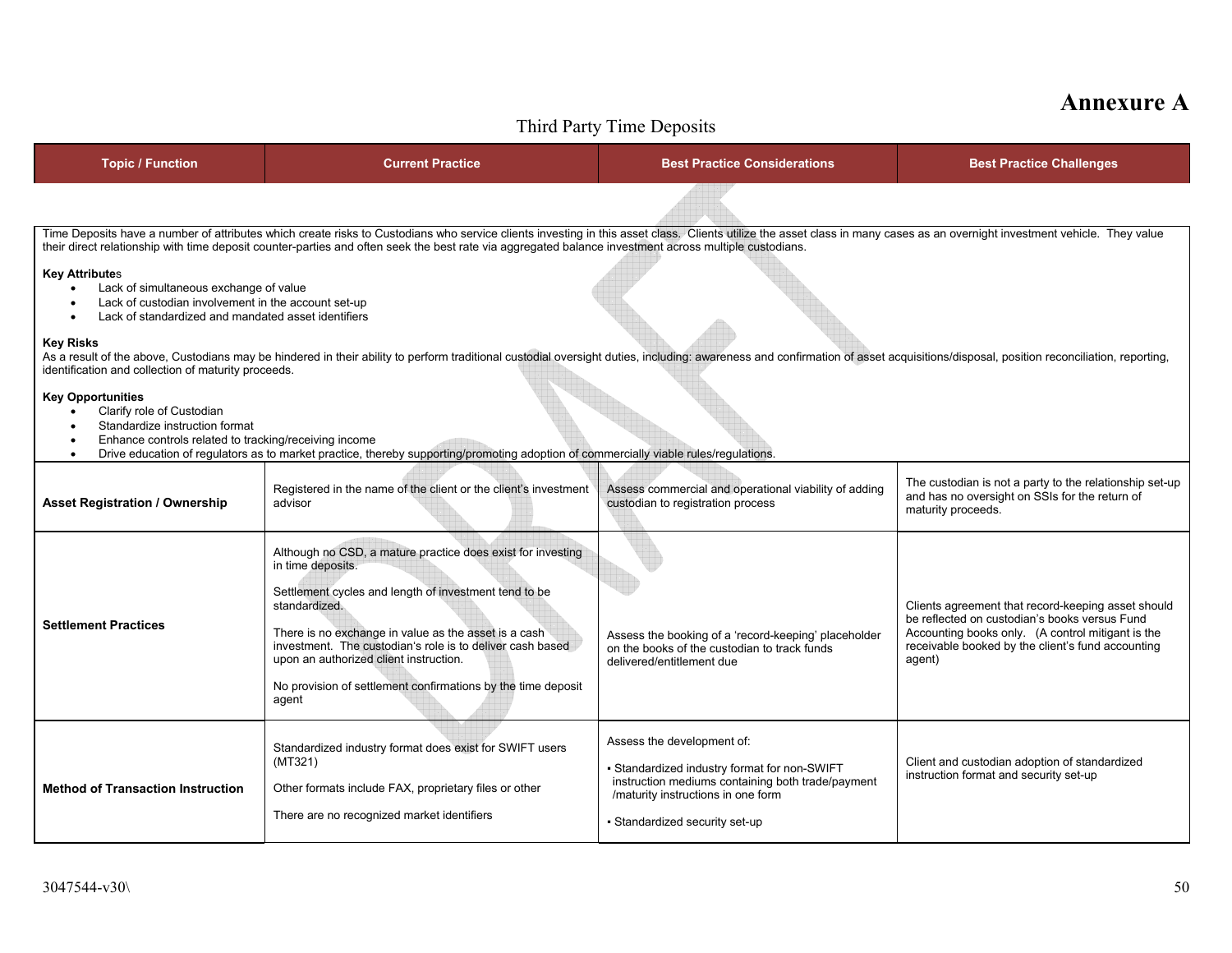# Annexure A

Third Party Time Deposits

| Topic / Function | Current Practice | Best Practice Considerations | Best Practice Challenges |
|---|---|---|---|

Time Deposits have a number of attributes which create risks to Custodians who service clients investing in this asset class. Clients utilize the asset class in many cases as an overnight investment vehicle. They value their direct relationship with time deposit counter-parties and often seek the best rate via aggregated balance investment across multiple custodians.

**Key Attributes**

- Lack of simultaneous exchange of value
- Lack of custodian involvement in the account set-up
- Lack of standardized and mandated asset identifiers

**Key Risks**

As a result of the above, Custodians may be hindered in their ability to perform traditional custodial oversight duties, including: awareness and confirmation of asset acquisitions/disposal, position reconciliation, reporting, identification and collection of maturity proceeds.

**Key Opportunities**

- Clarify role of Custodian
- Standardize instruction format
- Enhance controls related to tracking/receiving income
- Drive education of regulators as to market practice, thereby supporting/promoting adoption of commercially viable rules/regulations.

| Topic / Function | Current Practice | Best Practice Considerations | Best Practice Challenges |
|---|---|---|---|
| **Asset Registration / Ownership** | Registered in the name of the client or the client's investment advisor | Assess commercial and operational viability of adding custodian to registration process | The custodian is not a party to the relationship set-up and has no oversight on SSIs for the return of maturity proceeds. |
| **Settlement Practices** | Although no CSD, a mature practice does exist for investing in time deposits.<br><br>Settlement cycles and length of investment tend to be standardized.<br><br>There is no exchange in value as the asset is a cash investment. The custodian's role is to deliver cash based upon an authorized client instruction.<br><br>No provision of settlement confirmations by the time deposit agent | Assess the booking of a 'record-keeping' placeholder on the books of the custodian to track funds delivered/entitlement due | Clients agreement that record-keeping asset should be reflected on custodian's books versus Fund Accounting books only. (A control mitigant is the receivable booked by the client's fund accounting agent) |
| **Method of Transaction Instruction** | Standardized industry format does exist for SWIFT users (MT321)<br><br>Other formats include FAX, proprietary files or other<br><br>There are no recognized market identifiers | Assess the development of:<br><br>▪ Standardized industry format for non-SWIFT instruction mediums containing both trade/payment /maturity instructions in one form<br><br>▪ Standardized security set-up | Client and custodian adoption of standardized instruction format and security set-up |

3047544-v30\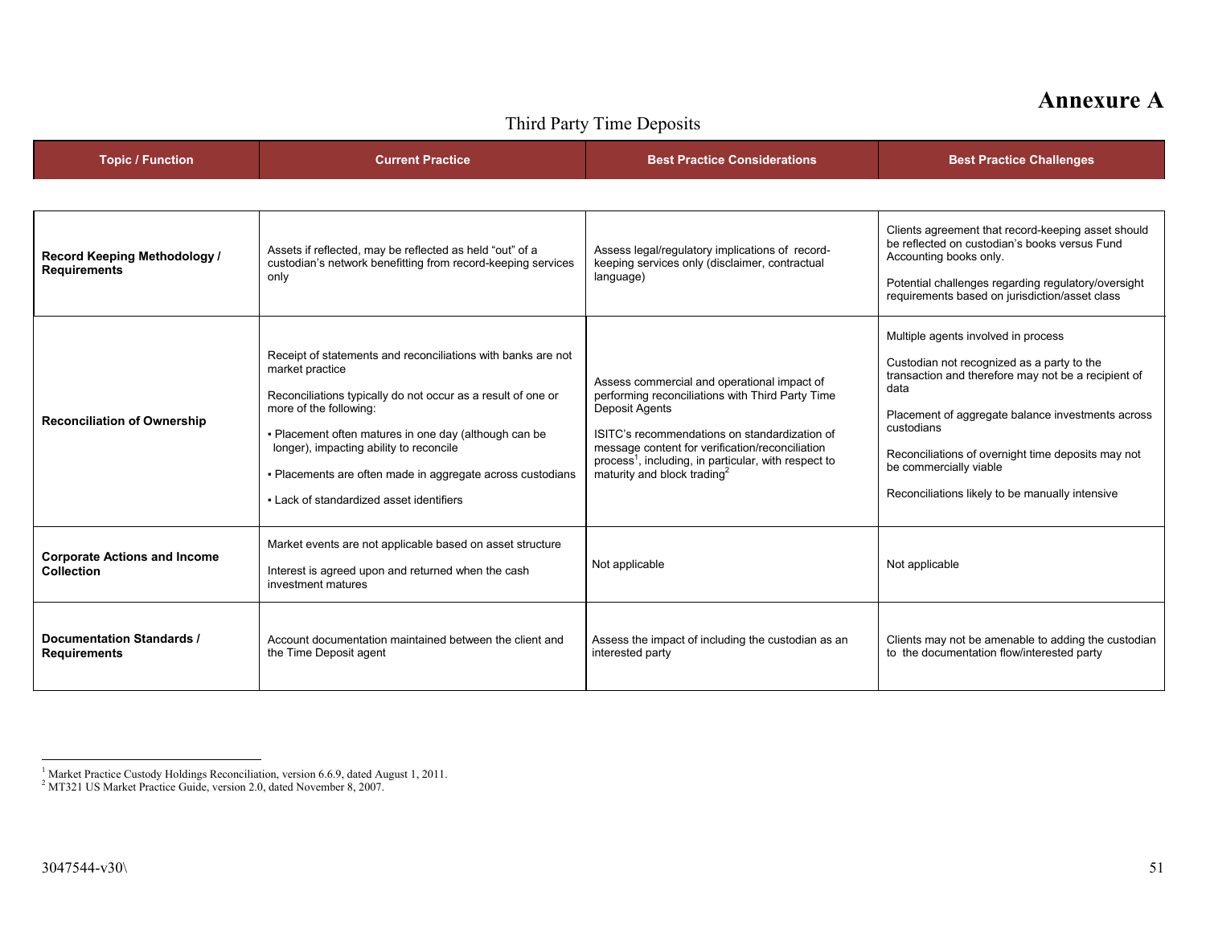# Annexure A

## Third Party Time Deposits

| Topic / Function | Current Practice | Best Practice Considerations | Best Practice Challenges |
|---|---|---|---|
| **Record Keeping Methodology / Requirements** | Assets if reflected, may be reflected as held "out" of a custodian's network benefitting from record-keeping services only | Assess legal/regulatory implications of record-keeping services only (disclaimer, contractual language) | Clients agreement that record-keeping asset should be reflected on custodian's books versus Fund Accounting books only.<br><br>Potential challenges regarding regulatory/oversight requirements based on jurisdiction/asset class |
| **Reconciliation of Ownership** | Receipt of statements and reconciliations with banks are not market practice<br><br>Reconciliations typically do not occur as a result of one or more of the following:<br><br>▪ Placement often matures in one day (although can be longer), impacting ability to reconcile<br><br>▪ Placements are often made in aggregate across custodians<br><br>▪ Lack of standardized asset identifiers | Assess commercial and operational impact of performing reconciliations with Third Party Time Deposit Agents<br><br>ISITC's recommendations on standardization of message content for verification/reconciliation process[1], including, in particular, with respect to maturity and block trading[2] | Multiple agents involved in process<br><br>Custodian not recognized as a party to the transaction and therefore may not be a recipient of data<br><br>Placement of aggregate balance investments across custodians<br><br>Reconciliations of overnight time deposits may not be commercially viable<br><br>Reconciliations likely to be manually intensive |
| **Corporate Actions and Income Collection** | Market events are not applicable based on asset structure<br><br>Interest is agreed upon and returned when the cash investment matures | Not applicable | Not applicable |
| **Documentation Standards / Requirements** | Account documentation maintained between the client and the Time Deposit agent | Assess the impact of including the custodian as an interested party | Clients may not be amenable to adding the custodian to the documentation flow/interested party |

[1] Market Practice Custody Holdings Reconciliation, version 6.6.9, dated August 1, 2011.
[2] MT321 US Market Practice Guide, version 2.0, dated November 8, 2007.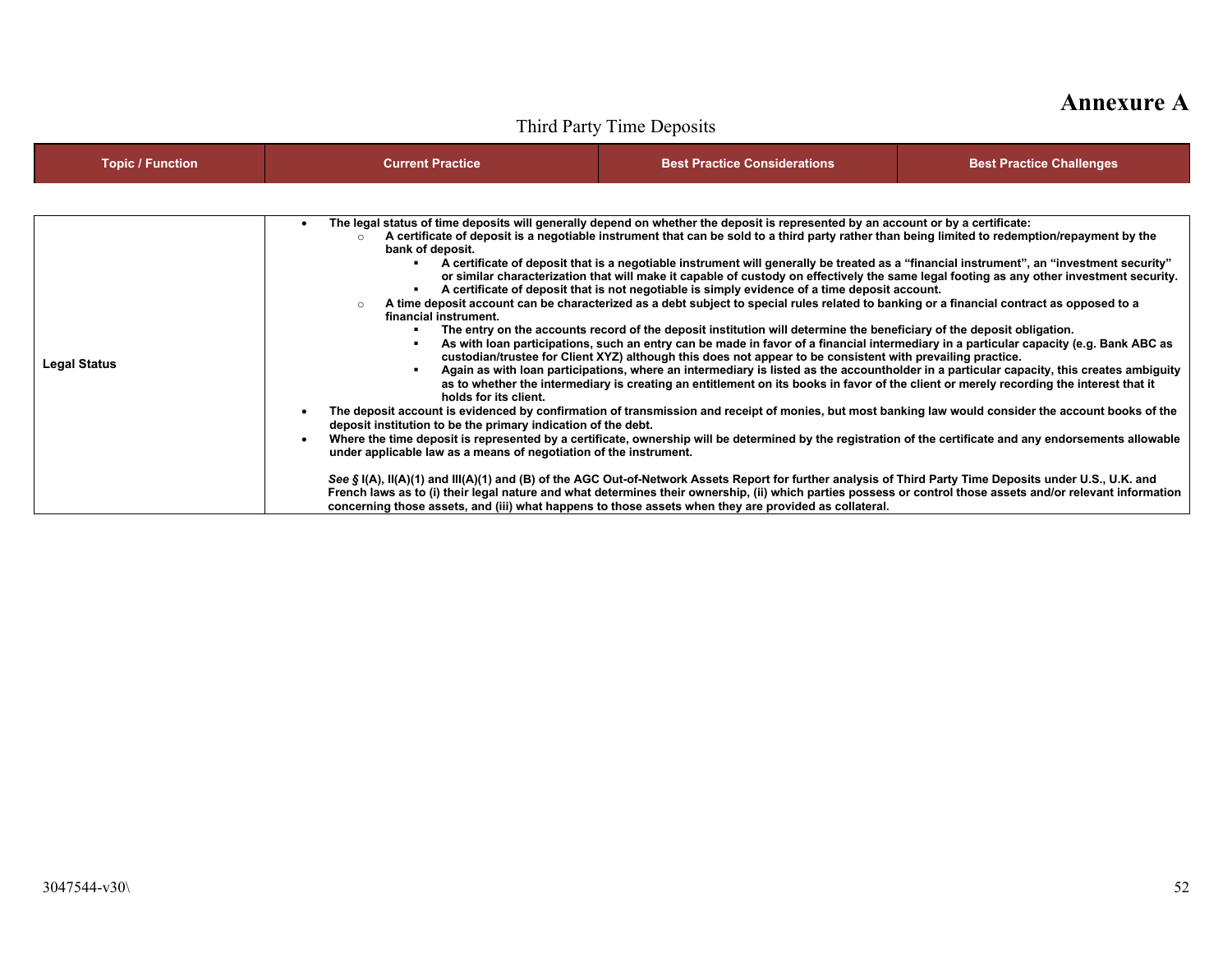# Annexure A

Third Party Time Deposits

| Topic / Function | Current Practice | Best Practice Considerations | Best Practice Challenges |
|---|---|---|---|
| **Legal Status** | **• The legal status of time deposits will generally depend on whether the deposit is represented by an account or by a certificate:**<br>**○ A certificate of deposit is a negotiable instrument that can be sold to a third party rather than being limited to redemption/repayment by the bank of deposit.**<br>**▪ A certificate of deposit that is a negotiable instrument will generally be treated as a "financial instrument", an "investment security" or similar characterization that will make it capable of custody on effectively the same legal footing as any other investment security.**<br>**▪ A certificate of deposit that is not negotiable is simply evidence of a time deposit account.**<br>**○ A time deposit account can be characterized as a debt subject to special rules related to banking or a financial contract as opposed to a financial instrument.**<br>**▪ The entry on the accounts record of the deposit institution will determine the beneficiary of the deposit obligation.**<br>**▪ As with loan participations, such an entry can be made in favor of a financial intermediary in a particular capacity (e.g. Bank ABC as custodian/trustee for Client XYZ) although this does not appear to be consistent with prevailing practice.**<br>**▪ Again as with loan participations, where an intermediary is listed as the accountholder in a particular capacity, this creates ambiguity as to whether the intermediary is creating an entitlement on its books in favor of the client or merely recording the interest that it holds for its client.**<br>**• The deposit account is evidenced by confirmation of transmission and receipt of monies, but most banking law would consider the account books of the deposit institution to be the primary indication of the debt.**<br>**• Where the time deposit is represented by a certificate, ownership will be determined by the registration of the certificate and any endorsements allowable under applicable law as a means of negotiation of the instrument.**<br><br>***See §* I(A), II(A)(1) and III(A)(1) and (B) of the AGC Out-of-Network Assets Report for further analysis of Third Party Time Deposits under U.S., U.K. and French laws as to (i) their legal nature and what determines their ownership, (ii) which parties possess or control those assets and/or relevant information concerning those assets, and (iii) what happens to those assets when they are provided as collateral.** | | |

3047544-v30\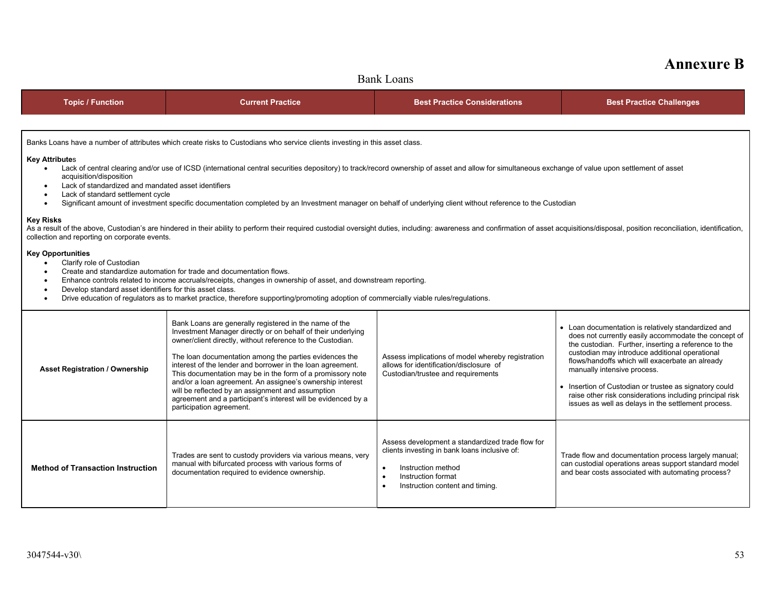# Annexure B

## Bank Loans

| Topic / Function | Current Practice | Best Practice Considerations | Best Practice Challenges |
|---|---|---|---|

Banks Loans have a number of attributes which create risks to Custodians who service clients investing in this asset class.

**Key Attributes**

- Lack of central clearing and/or use of ICSD (international central securities depository) to track/record ownership of asset and allow for simultaneous exchange of value upon settlement of asset acquisition/disposition
- Lack of standardized and mandated asset identifiers
- Lack of standard settlement cycle
- Significant amount of investment specific documentation completed by an Investment manager on behalf of underlying client without reference to the Custodian

**Key Risks**

As a result of the above, Custodian's are hindered in their ability to perform their required custodial oversight duties, including: awareness and confirmation of asset acquisitions/disposal, position reconciliation, identification, collection and reporting on corporate events.

**Key Opportunities**

- Clarify role of Custodian
- Create and standardize automation for trade and documentation flows.
- Enhance controls related to income accruals/receipts, changes in ownership of asset, and downstream reporting.
- Develop standard asset identifiers for this asset class.
- Drive education of regulators as to market practice, therefore supporting/promoting adoption of commercially viable rules/regulations.

| Topic / Function | Current Practice | Best Practice Considerations | Best Practice Challenges |
|---|---|---|---|
| **Asset Registration / Ownership** | Bank Loans are generally registered in the name of the Investment Manager directly or on behalf of their underlying owner/client directly, without reference to the Custodian.<br><br>The loan documentation among the parties evidences the interest of the lender and borrower in the loan agreement. This documentation may be in the form of a promissory note and/or a loan agreement. An assignee's ownership interest will be reflected by an assignment and assumption agreement and a participant's interest will be evidenced by a participation agreement. | Assess implications of model whereby registration allows for identification/disclosure of Custodian/trustee and requirements | • Loan documentation is relatively standardized and does not currently easily accommodate the concept of the custodian. Further, inserting a reference to the custodian may introduce additional operational flows/handoffs which will exacerbate an already manually intensive process.<br><br>• Insertion of Custodian or trustee as signatory could raise other risk considerations including principal risk issues as well as delays in the settlement process. |
| **Method of Transaction Instruction** | Trades are sent to custody providers via various means, very manual with bifurcated process with various forms of documentation required to evidence ownership. | Assess development a standardized trade flow for clients investing in bank loans inclusive of:<br><br>• Instruction method<br>• Instruction format<br>• Instruction content and timing. | Trade flow and documentation process largely manual; can custodial operations areas support standard model and bear costs associated with automating process? |

3047544-v30\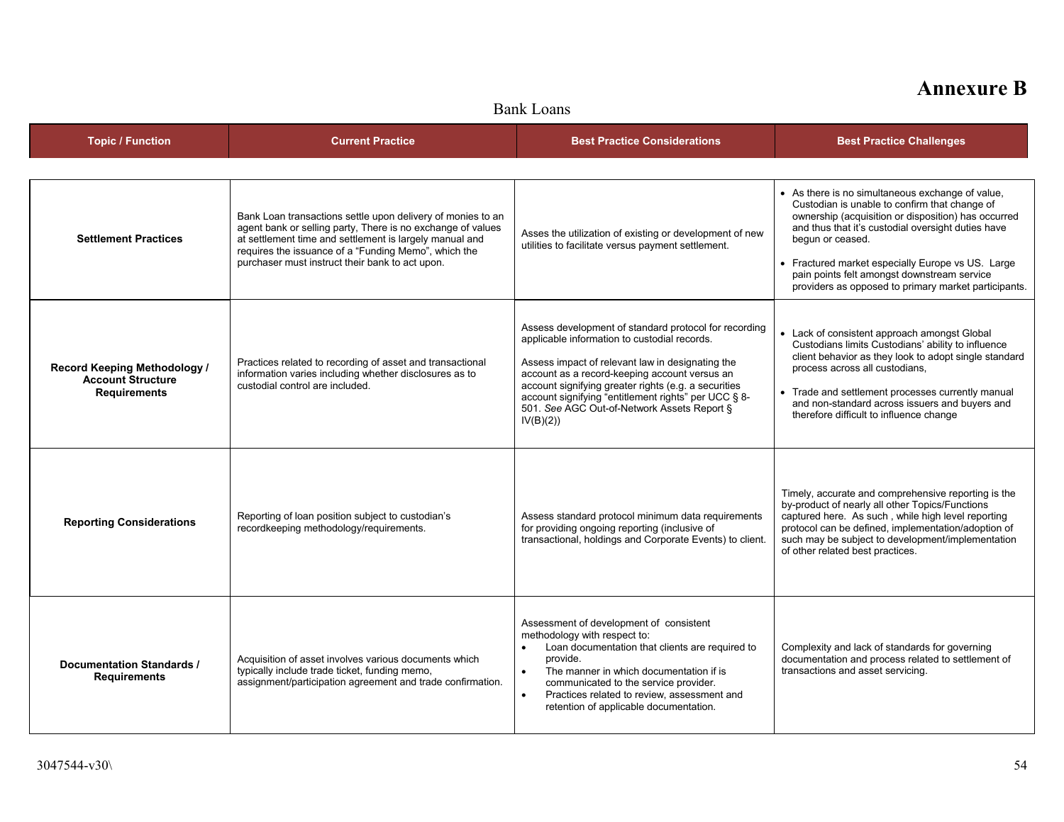# Annexure B

## Bank Loans

| Topic / Function | Current Practice | Best Practice Considerations | Best Practice Challenges |
|---|---|---|---|
| **Settlement Practices** | Bank Loan transactions settle upon delivery of monies to an agent bank or selling party, There is no exchange of values at settlement time and settlement is largely manual and requires the issuance of a "Funding Memo", which the purchaser must instruct their bank to act upon. | Asses the utilization of existing or development of new utilities to facilitate versus payment settlement. | • As there is no simultaneous exchange of value, Custodian is unable to confirm that change of ownership (acquisition or disposition) has occurred and thus that it's custodial oversight duties have begun or ceased.<br>• Fractured market especially Europe vs US. Large pain points felt amongst downstream service providers as opposed to primary market participants. |
| **Record Keeping Methodology / Account Structure Requirements** | Practices related to recording of asset and transactional information varies including whether disclosures as to custodial control are included. | Assess development of standard protocol for recording applicable information to custodial records.<br><br>Assess impact of relevant law in designating the account as a record-keeping account versus an account signifying greater rights (e.g. a securities account signifying "entitlement rights" per UCC § 8-501. *See* AGC Out-of-Network Assets Report § IV(B)(2)) | • Lack of consistent approach amongst Global Custodians limits Custodians' ability to influence client behavior as they look to adopt single standard process across all custodians,<br>• Trade and settlement processes currently manual and non-standard across issuers and buyers and therefore difficult to influence change |
| **Reporting Considerations** | Reporting of loan position subject to custodian's recordkeeping methodology/requirements. | Assess standard protocol minimum data requirements for providing ongoing reporting (inclusive of transactional, holdings and Corporate Events) to client. | Timely, accurate and comprehensive reporting is the by-product of nearly all other Topics/Functions captured here. As such , while high level reporting protocol can be defined, implementation/adoption of such may be subject to development/implementation of other related best practices. |
| **Documentation Standards / Requirements** | Acquisition of asset involves various documents which typically include trade ticket, funding memo, assignment/participation agreement and trade confirmation. | Assessment of development of consistent methodology with respect to:<br>• Loan documentation that clients are required to provide.<br>• The manner in which documentation if is communicated to the service provider.<br>• Practices related to review, assessment and retention of applicable documentation. | Complexity and lack of standards for governing documentation and process related to settlement of transactions and asset servicing. |

3047544-v30\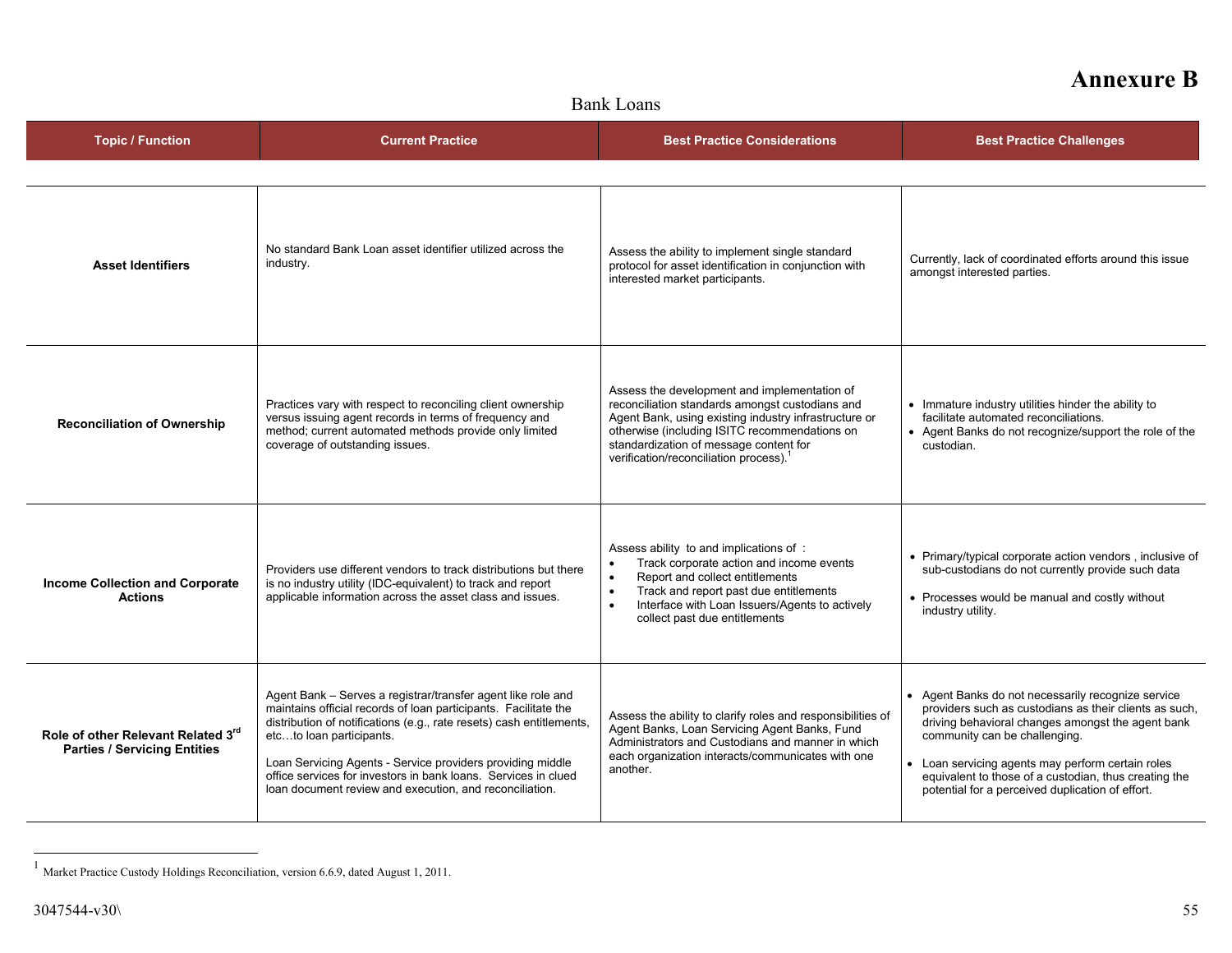# Annexure B

## Bank Loans

| Topic / Function | Current Practice | Best Practice Considerations | Best Practice Challenges |
|---|---|---|---|
| **Asset Identifiers** | No standard Bank Loan asset identifier utilized across the industry. | Assess the ability to implement single standard protocol for asset identification in conjunction with interested market participants. | Currently, lack of coordinated efforts around this issue amongst interested parties. |
| **Reconciliation of Ownership** | Practices vary with respect to reconciling client ownership versus issuing agent records in terms of frequency and method; current automated methods provide only limited coverage of outstanding issues. | Assess the development and implementation of reconciliation standards amongst custodians and Agent Bank, using existing industry infrastructure or otherwise (including ISITC recommendations on standardization of message content for verification/reconciliation process).[1] | • Immature industry utilities hinder the ability to facilitate automated reconciliations.<br>• Agent Banks do not recognize/support the role of the custodian. |
| **Income Collection and Corporate Actions** | Providers use different vendors to track distributions but there is no industry utility (IDC-equivalent) to track and report applicable information across the asset class and issues. | Assess ability to and implications of :<br>• Track corporate action and income events<br>• Report and collect entitlements<br>• Track and report past due entitlements<br>• Interface with Loan Issuers/Agents to actively collect past due entitlements | • Primary/typical corporate action vendors , inclusive of sub-custodians do not currently provide such data<br>• Processes would be manual and costly without industry utility. |
| **Role of other Relevant Related 3rd Parties / Servicing Entities** | Agent Bank – Serves a registrar/transfer agent like role and maintains official records of loan participants. Facilitate the distribution of notifications (e.g., rate resets) cash entitlements, etc…to loan participants.<br><br>Loan Servicing Agents - Service providers providing middle office services for investors in bank loans. Services in clued loan document review and execution, and reconciliation. | Assess the ability to clarify roles and responsibilities of Agent Banks, Loan Servicing Agent Banks, Fund Administrators and Custodians and manner in which each organization interacts/communicates with one another. | • Agent Banks do not necessarily recognize service providers such as custodians as their clients as such, driving behavioral changes amongst the agent bank community can be challenging.<br>• Loan servicing agents may perform certain roles equivalent to those of a custodian, thus creating the potential for a perceived duplication of effort. |

[1] Market Practice Custody Holdings Reconciliation, version 6.6.9, dated August 1, 2011.

3047544-v30\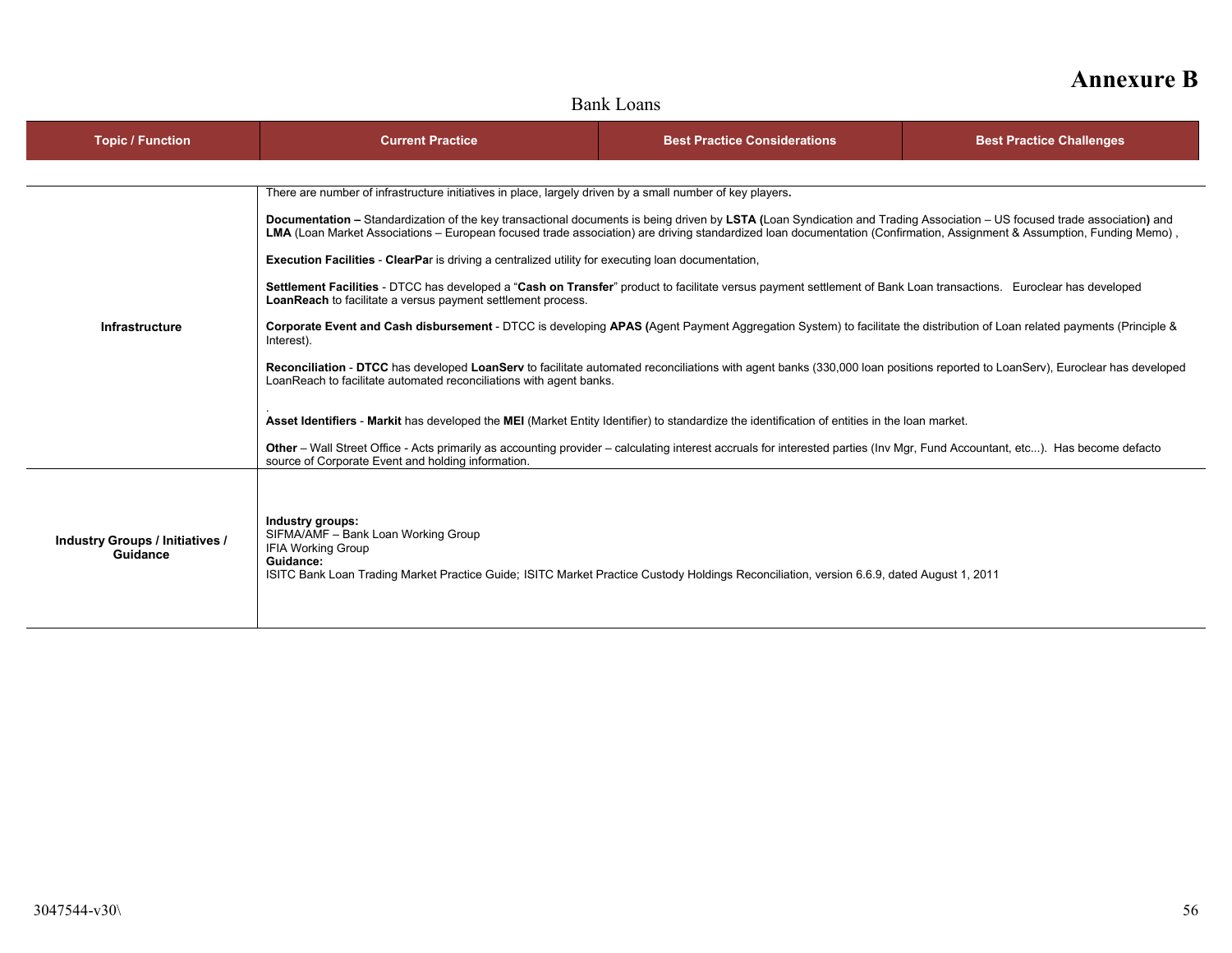# Annexure B

Bank Loans

| Topic / Function | Current Practice | Best Practice Considerations | Best Practice Challenges |
|---|---|---|---|
| **Infrastructure** | There are number of infrastructure initiatives in place, largely driven by a small number of key players**.**<br><br>**Documentation –** Standardization of the key transactional documents is being driven by **LSTA (**Loan Syndication and Trading Association – US focused trade association**)** and **LMA** (Loan Market Associations – European focused trade association) are driving standardized loan documentation (Confirmation, Assignment & Assumption, Funding Memo) ,<br><br>**Execution Facilities** - **ClearPa**r is driving a centralized utility for executing loan documentation,<br><br>**Settlement Facilities** - DTCC has developed a "**Cash on Transfer**" product to facilitate versus payment settlement of Bank Loan transactions. Euroclear has developed **LoanReach** to facilitate a versus payment settlement process.<br><br>**Corporate Event and Cash disbursement** - DTCC is developing **APAS (**Agent Payment Aggregation System) to facilitate the distribution of Loan related payments (Principle & Interest).<br><br>**Reconciliation** - **DTCC** has developed **LoanServ** to facilitate automated reconciliations with agent banks (330,000 loan positions reported to LoanServ), Euroclear has developed LoanReach to facilitate automated reconciliations with agent banks.<br><br>.<br>**Asset Identifiers** - **Markit** has developed the **MEI** (Market Entity Identifier) to standardize the identification of entities in the loan market.<br><br>**Other** – Wall Street Office - Acts primarily as accounting provider – calculating interest accruals for interested parties (Inv Mgr, Fund Accountant, etc...). Has become defacto source of Corporate Event and holding information. | | |
| **Industry Groups / Initiatives / Guidance** | **Industry groups:**<br>SIFMA/AMF – Bank Loan Working Group<br>IFIA Working Group<br>**Guidance:**<br>ISITC Bank Loan Trading Market Practice Guide; ISITC Market Practice Custody Holdings Reconciliation, version 6.6.9, dated August 1, 2011 | | |

3047544-v30\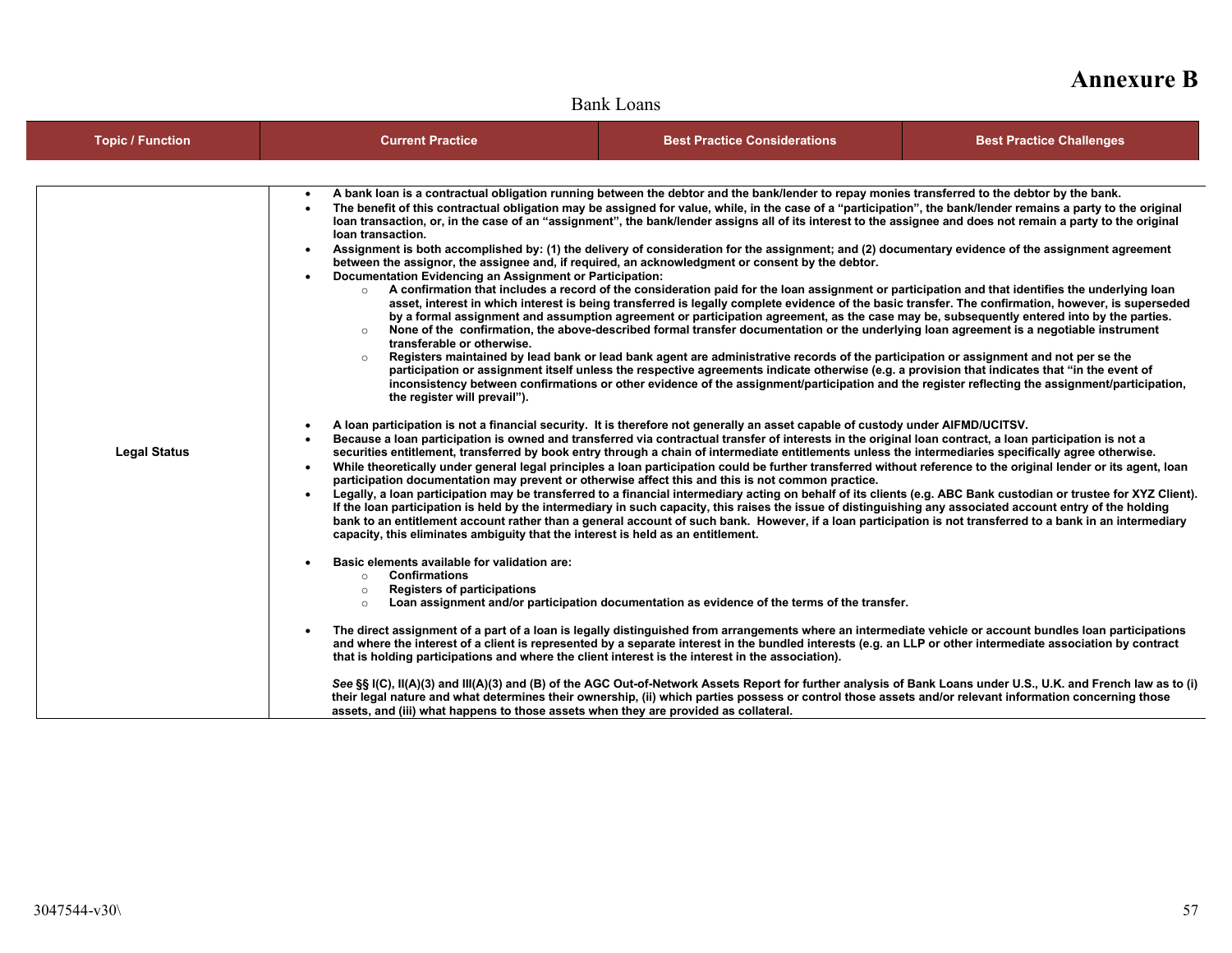# Annexure B

Bank Loans

| Topic / Function | Current Practice | Best Practice Considerations | Best Practice Challenges |
|---|---|---|---|
| **Legal Status** | • **A bank loan is a contractual obligation running between the debtor and the bank/lender to repay monies transferred to the debtor by the bank.**<br>• **The benefit of this contractual obligation may be assigned for value, while, in the case of a "participation", the bank/lender remains a party to the original loan transaction, or, in the case of an "assignment", the bank/lender assigns all of its interest to the assignee and does not remain a party to the original loan transaction.**<br>• **Assignment is both accomplished by: (1) the delivery of consideration for the assignment; and (2) documentary evidence of the assignment agreement between the assignor, the assignee and, if required, an acknowledgment or consent by the debtor.**<br>• **Documentation Evidencing an Assignment or Participation:**<br>  ○ **A confirmation that includes a record of the consideration paid for the loan assignment or participation and that identifies the underlying loan asset, interest in which interest is being transferred is legally complete evidence of the basic transfer. The confirmation, however, is superseded by a formal assignment and assumption agreement or participation agreement, as the case may be, subsequently entered into by the parties.**<br>  ○ **None of the confirmation, the above-described formal transfer documentation or the underlying loan agreement is a negotiable instrument transferable or otherwise.**<br>  ○ **Registers maintained by lead bank or lead bank agent are administrative records of the participation or assignment and not per se the participation or assignment itself unless the respective agreements indicate otherwise (e.g. a provision that indicates that "in the event of inconsistency between confirmations or other evidence of the assignment/participation and the register reflecting the assignment/participation, the register will prevail").**<br><br>• **A loan participation is not a financial security. It is therefore not generally an asset capable of custody under AIFMD/UCITSV.**<br>• **Because a loan participation is owned and transferred via contractual transfer of interests in the original loan contract, a loan participation is not a securities entitlement, transferred by book entry through a chain of intermediate entitlements unless the intermediaries specifically agree otherwise.**<br>• **While theoretically under general legal principles a loan participation could be further transferred without reference to the original lender or its agent, loan participation documentation may prevent or otherwise affect this and this is not common practice.**<br>• **Legally, a loan participation may be transferred to a financial intermediary acting on behalf of its clients (e.g. ABC Bank custodian or trustee for XYZ Client). If the loan participation is held by the intermediary in such capacity, this raises the issue of distinguishing any associated account entry of the holding bank to an entitlement account rather than a general account of such bank. However, if a loan participation is not transferred to a bank in an intermediary capacity, this eliminates ambiguity that the interest is held as an entitlement.**<br><br>• **Basic elements available for validation are:**<br>  ○ **Confirmations**<br>  ○ **Registers of participations**<br>  ○ **Loan assignment and/or participation documentation as evidence of the terms of the transfer.**<br><br>• **The direct assignment of a part of a loan is legally distinguished from arrangements where an intermediate vehicle or account bundles loan participations and where the interest of a client is represented by a separate interest in the bundled interests (e.g. an LLP or other intermediate association by contract that is holding participations and where the client interest is the interest in the association).**<br><br>***See* §§ I(C), II(A)(3) and III(A)(3) and (B) of the AGC Out-of-Network Assets Report for further analysis of Bank Loans under U.S., U.K. and French law as to (i) their legal nature and what determines their ownership, (ii) which parties possess or control those assets and/or relevant information concerning those assets, and (iii) what happens to those assets when they are provided as collateral.** | | |

3047544-v30\